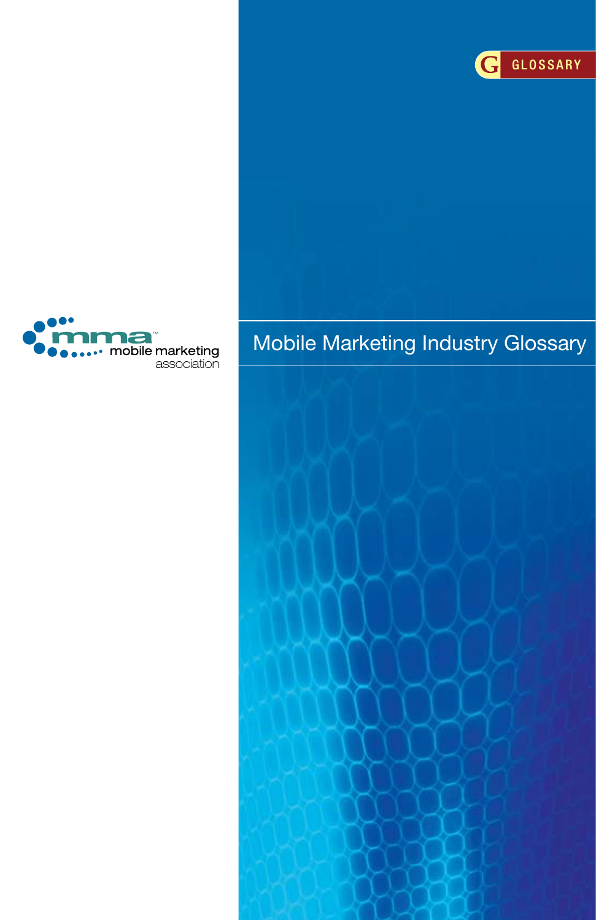GLOSSARY

mma mobile marketing association

# Mobile Marketing Industry Glossary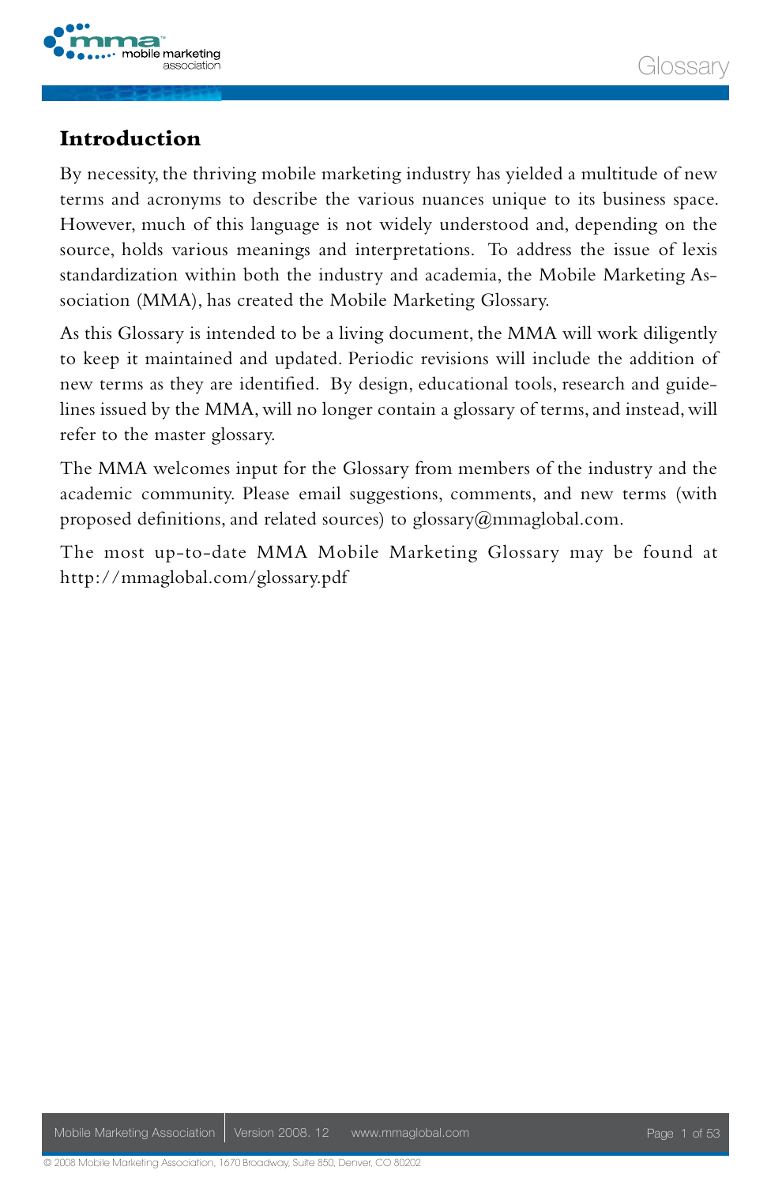## Introduction

By necessity, the thriving mobile marketing industry has yielded a multitude of new terms and acronyms to describe the various nuances unique to its business space. However, much of this language is not widely understood and, depending on the source, holds various meanings and interpretations. To address the issue of lexis standardization within both the industry and academia, the Mobile Marketing Association (MMA), has created the Mobile Marketing Glossary.

As this Glossary is intended to be a living document, the MMA will work diligently to keep it maintained and updated. Periodic revisions will include the addition of new terms as they are identified. By design, educational tools, research and guidelines issued by the MMA, will no longer contain a glossary of terms, and instead, will refer to the master glossary.

The MMA welcomes input for the Glossary from members of the industry and the academic community. Please email suggestions, comments, and new terms (with proposed definitions, and related sources) to glossary@mmaglobal.com.

The most up-to-date MMA Mobile Marketing Glossary may be found at http://mmaglobal.com/glossary.pdf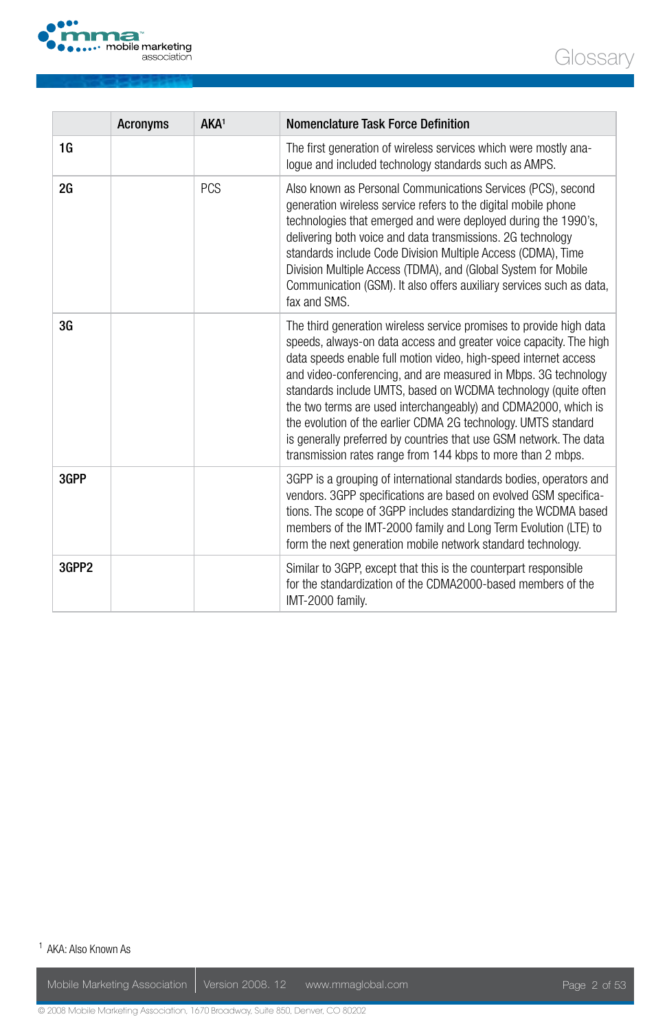|  | Acronyms | AKA[1] | Nomenclature Task Force Definition |
|---|---|---|---|
| 1G |  |  | The first generation of wireless services which were mostly analogue and included technology standards such as AMPS. |
| 2G |  | PCS | Also known as Personal Communications Services (PCS), second generation wireless service refers to the digital mobile phone technologies that emerged and were deployed during the 1990's, delivering both voice and data transmissions. 2G technology standards include Code Division Multiple Access (CDMA), Time Division Multiple Access (TDMA), and (Global System for Mobile Communication (GSM). It also offers auxiliary services such as data, fax and SMS. |
| 3G |  |  | The third generation wireless service promises to provide high data speeds, always-on data access and greater voice capacity. The high data speeds enable full motion video, high-speed internet access and video-conferencing, and are measured in Mbps. 3G technology standards include UMTS, based on WCDMA technology (quite often the two terms are used interchangeably) and CDMA2000, which is the evolution of the earlier CDMA 2G technology. UMTS standard is generally preferred by countries that use GSM network. The data transmission rates range from 144 kbps to more than 2 mbps. |
| 3GPP |  |  | 3GPP is a grouping of international standards bodies, operators and vendors. 3GPP specifications are based on evolved GSM specifications. The scope of 3GPP includes standardizing the WCDMA based members of the IMT-2000 family and Long Term Evolution (LTE) to form the next generation mobile network standard technology. |
| 3GPP2 |  |  | Similar to 3GPP, except that this is the counterpart responsible for the standardization of the CDMA2000-based members of the IMT-2000 family. |

[1] AKA: Also Known As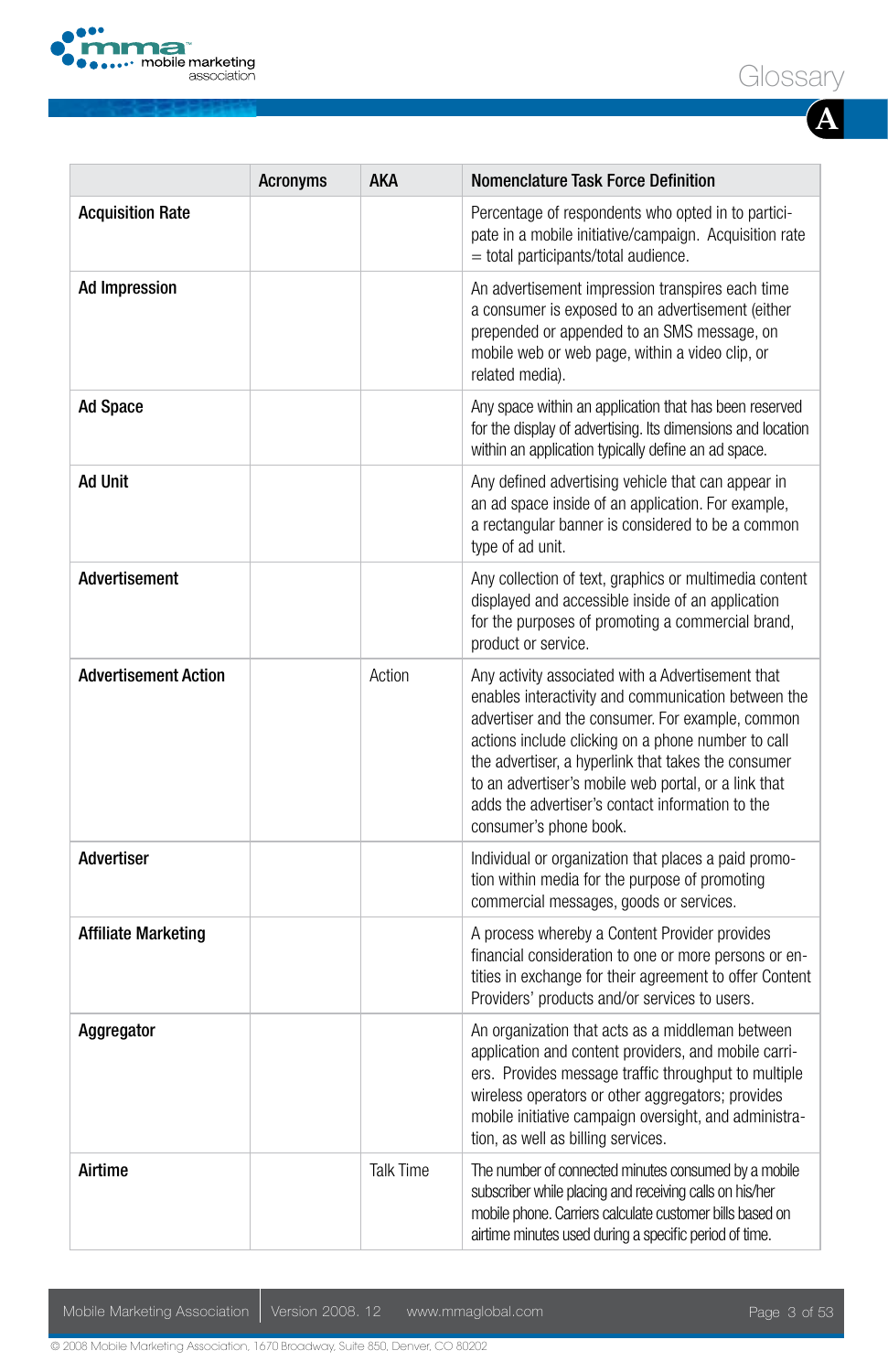# Glossary

## A

| | Acronyms | AKA | Nomenclature Task Force Definition |
|---|---|---|---|
| **Acquisition Rate** | | | Percentage of respondents who opted in to participate in a mobile initiative/campaign. Acquisition rate = total participants/total audience. |
| **Ad Impression** | | | An advertisement impression transpires each time a consumer is exposed to an advertisement (either prepended or appended to an SMS message, on mobile web or web page, within a video clip, or related media). |
| **Ad Space** | | | Any space within an application that has been reserved for the display of advertising. Its dimensions and location within an application typically define an ad space. |
| **Ad Unit** | | | Any defined advertising vehicle that can appear in an ad space inside of an application. For example, a rectangular banner is considered to be a common type of ad unit. |
| **Advertisement** | | | Any collection of text, graphics or multimedia content displayed and accessible inside of an application for the purposes of promoting a commercial brand, product or service. |
| **Advertisement Action** | | Action | Any activity associated with a Advertisement that enables interactivity and communication between the advertiser and the consumer. For example, common actions include clicking on a phone number to call the advertiser, a hyperlink that takes the consumer to an advertiser's mobile web portal, or a link that adds the advertiser's contact information to the consumer's phone book. |
| **Advertiser** | | | Individual or organization that places a paid promotion within media for the purpose of promoting commercial messages, goods or services. |
| **Affiliate Marketing** | | | A process whereby a Content Provider provides financial consideration to one or more persons or entities in exchange for their agreement to offer Content Providers' products and/or services to users. |
| **Aggregator** | | | An organization that acts as a middleman between application and content providers, and mobile carriers. Provides message traffic throughput to multiple wireless operators or other aggregators; provides mobile initiative campaign oversight, and administration, as well as billing services. |
| **Airtime** | | Talk Time | The number of connected minutes consumed by a mobile subscriber while placing and receiving calls on his/her mobile phone. Carriers calculate customer bills based on airtime minutes used during a specific period of time. |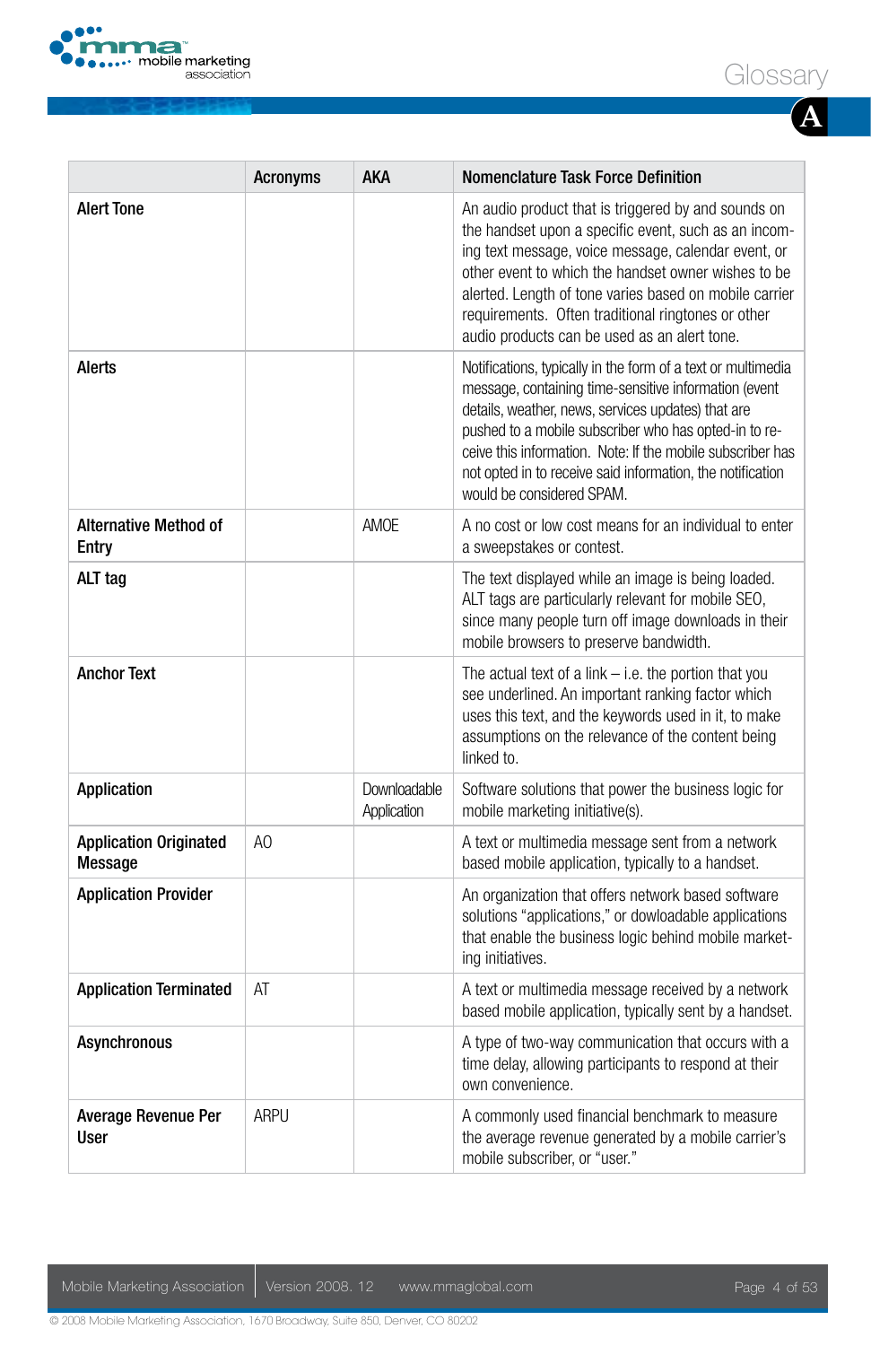# Glossary

## A

| | Acronyms | AKA | Nomenclature Task Force Definition |
|---|---|---|---|
| **Alert Tone** | | | An audio product that is triggered by and sounds on the handset upon a specific event, such as an incoming text message, voice message, calendar event, or other event to which the handset owner wishes to be alerted. Length of tone varies based on mobile carrier requirements. Often traditional ringtones or other audio products can be used as an alert tone. |
| **Alerts** | | | Notifications, typically in the form of a text or multimedia message, containing time-sensitive information (event details, weather, news, services updates) that are pushed to a mobile subscriber who has opted-in to receive this information. Note: If the mobile subscriber has not opted in to receive said information, the notification would be considered SPAM. |
| **Alternative Method of Entry** | | AMOE | A no cost or low cost means for an individual to enter a sweepstakes or contest. |
| **ALT tag** | | | The text displayed while an image is being loaded. ALT tags are particularly relevant for mobile SEO, since many people turn off image downloads in their mobile browsers to preserve bandwidth. |
| **Anchor Text** | | | The actual text of a link – i.e. the portion that you see underlined. An important ranking factor which uses this text, and the keywords used in it, to make assumptions on the relevance of the content being linked to. |
| **Application** | | Downloadable Application | Software solutions that power the business logic for mobile marketing initiative(s). |
| **Application Originated Message** | AO | | A text or multimedia message sent from a network based mobile application, typically to a handset. |
| **Application Provider** | | | An organization that offers network based software solutions “applications,” or dowloadable applications that enable the business logic behind mobile marketing initiatives. |
| **Application Terminated** | AT | | A text or multimedia message received by a network based mobile application, typically sent by a handset. |
| **Asynchronous** | | | A type of two-way communication that occurs with a time delay, allowing participants to respond at their own convenience. |
| **Average Revenue Per User** | ARPU | | A commonly used financial benchmark to measure the average revenue generated by a mobile carrier’s mobile subscriber, or “user.” |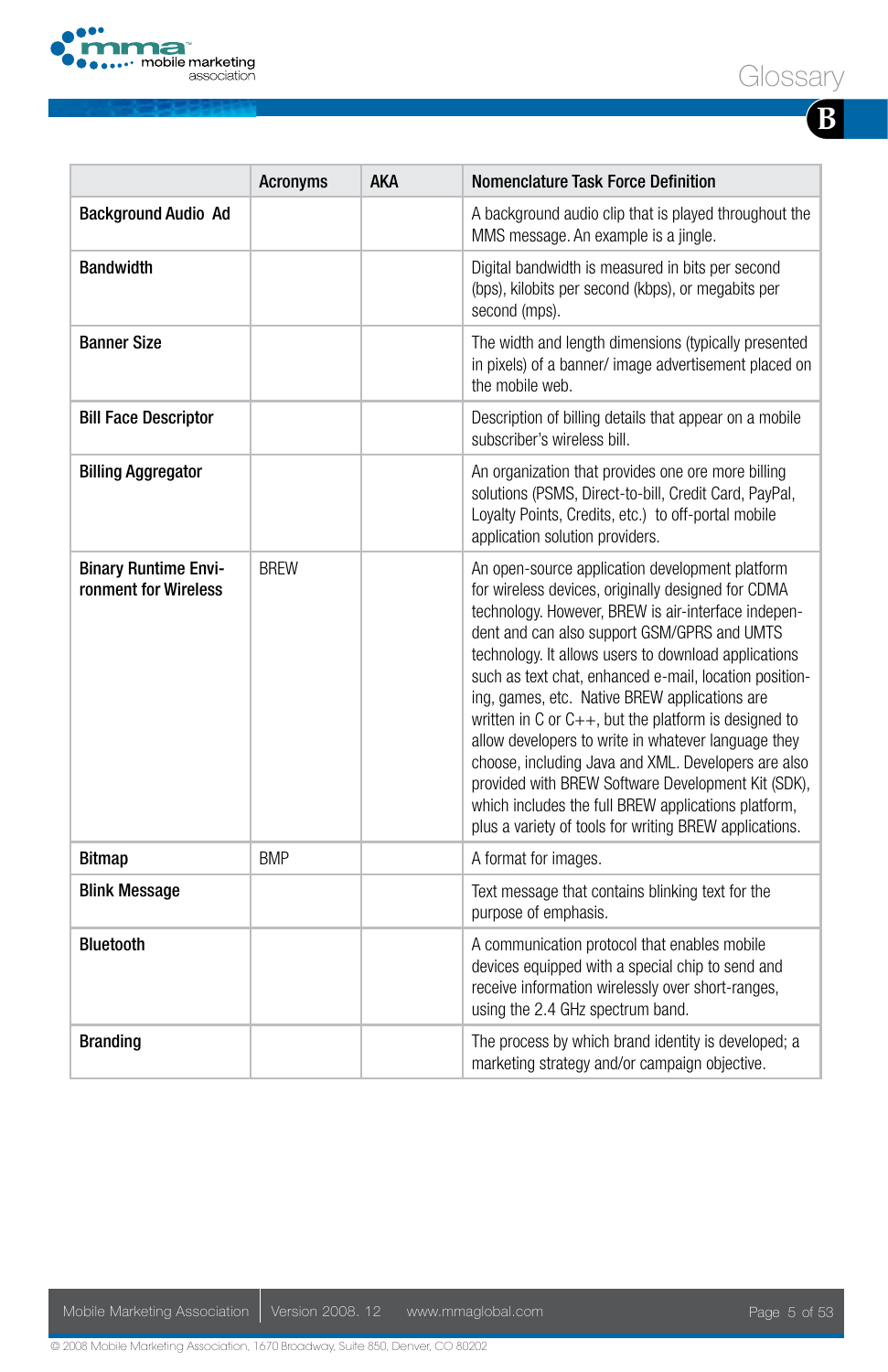| | Acronyms | AKA | Nomenclature Task Force Definition |
|---|---|---|---|
| **Background Audio Ad** | | | A background audio clip that is played throughout the MMS message. An example is a jingle. |
| **Bandwidth** | | | Digital bandwidth is measured in bits per second (bps), kilobits per second (kbps), or megabits per second (mps). |
| **Banner Size** | | | The width and length dimensions (typically presented in pixels) of a banner/ image advertisement placed on the mobile web. |
| **Bill Face Descriptor** | | | Description of billing details that appear on a mobile subscriber's wireless bill. |
| **Billing Aggregator** | | | An organization that provides one ore more billing solutions (PSMS, Direct-to-bill, Credit Card, PayPal, Loyalty Points, Credits, etc.) to off-portal mobile application solution providers. |
| **Binary Runtime Environment for Wireless** | BREW | | An open-source application development platform for wireless devices, originally designed for CDMA technology. However, BREW is air-interface independent and can also support GSM/GPRS and UMTS technology. It allows users to download applications such as text chat, enhanced e-mail, location positioning, games, etc. Native BREW applications are written in C or C++, but the platform is designed to allow developers to write in whatever language they choose, including Java and XML. Developers are also provided with BREW Software Development Kit (SDK), which includes the full BREW applications platform, plus a variety of tools for writing BREW applications. |
| **Bitmap** | BMP | | A format for images. |
| **Blink Message** | | | Text message that contains blinking text for the purpose of emphasis. |
| **Bluetooth** | | | A communication protocol that enables mobile devices equipped with a special chip to send and receive information wirelessly over short-ranges, using the 2.4 GHz spectrum band. |
| **Branding** | | | The process by which brand identity is developed; a marketing strategy and/or campaign objective. |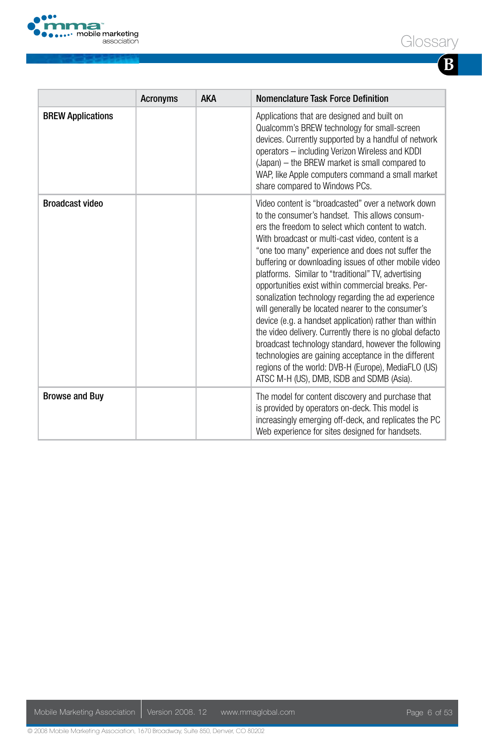| | Acronyms | AKA | Nomenclature Task Force Definition |
|---|---|---|---|
| **BREW Applications** | | | Applications that are designed and built on Qualcomm's BREW technology for small-screen devices. Currently supported by a handful of network operators – including Verizon Wireless and KDDI (Japan) – the BREW market is small compared to WAP, like Apple computers command a small market share compared to Windows PCs. |
| **Broadcast video** | | | Video content is "broadcasted" over a network down to the consumer's handset. This allows consumers the freedom to select which content to watch. With broadcast or multi-cast video, content is a "one too many" experience and does not suffer the buffering or downloading issues of other mobile video platforms. Similar to "traditional" TV, advertising opportunities exist within commercial breaks. Personalization technology regarding the ad experience will generally be located nearer to the consumer's device (e.g. a handset application) rather than within the video delivery. Currently there is no global defacto broadcast technology standard, however the following technologies are gaining acceptance in the different regions of the world: DVB-H (Europe), MediaFLO (US) ATSC M-H (US), DMB, ISDB and SDMB (Asia). |
| **Browse and Buy** | | | The model for content discovery and purchase that is provided by operators on-deck. This model is increasingly emerging off-deck, and replicates the PC Web experience for sites designed for handsets. |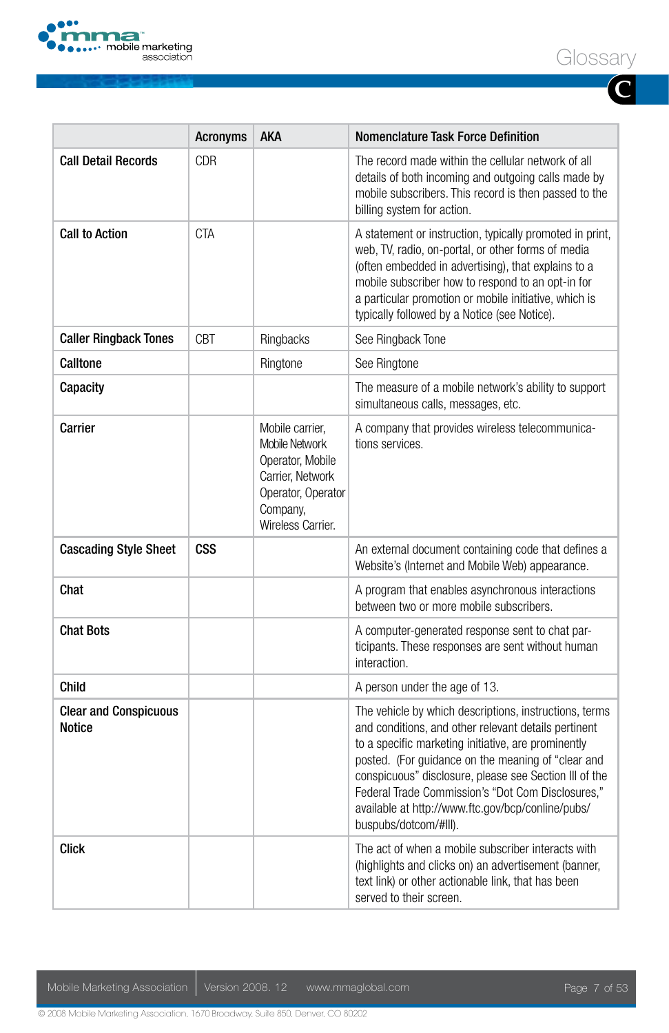| | Acronyms | AKA | Nomenclature Task Force Definition |
|---|---|---|---|
| **Call Detail Records** | CDR | | The record made within the cellular network of all details of both incoming and outgoing calls made by mobile subscribers. This record is then passed to the billing system for action. |
| **Call to Action** | CTA | | A statement or instruction, typically promoted in print, web, TV, radio, on-portal, or other forms of media (often embedded in advertising), that explains to a mobile subscriber how to respond to an opt-in for a particular promotion or mobile initiative, which is typically followed by a Notice (see Notice). |
| **Caller Ringback Tones** | CBT | Ringbacks | See Ringback Tone |
| **Calltone** | | Ringtone | See Ringtone |
| **Capacity** | | | The measure of a mobile network's ability to support simultaneous calls, messages, etc. |
| **Carrier** | | Mobile carrier, Mobile Network Operator, Mobile Carrier, Network Operator, Operator Company, Wireless Carrier. | A company that provides wireless telecommunications services. |
| **Cascading Style Sheet** | **CSS** | | An external document containing code that defines a Website's (Internet and Mobile Web) appearance. |
| **Chat** | | | A program that enables asynchronous interactions between two or more mobile subscribers. |
| **Chat Bots** | | | A computer-generated response sent to chat participants. These responses are sent without human interaction. |
| **Child** | | | A person under the age of 13. |
| **Clear and Conspicuous Notice** | | | The vehicle by which descriptions, instructions, terms and conditions, and other relevant details pertinent to a specific marketing initiative, are prominently posted. (For guidance on the meaning of "clear and conspicuous" disclosure, please see Section III of the Federal Trade Commission's "Dot Com Disclosures," available at http://www.ftc.gov/bcp/conline/pubs/buspubs/dotcom/#III). |
| **Click** | | | The act of when a mobile subscriber interacts with (highlights and clicks on) an advertisement (banner, text link) or other actionable link, that has been served to their screen. |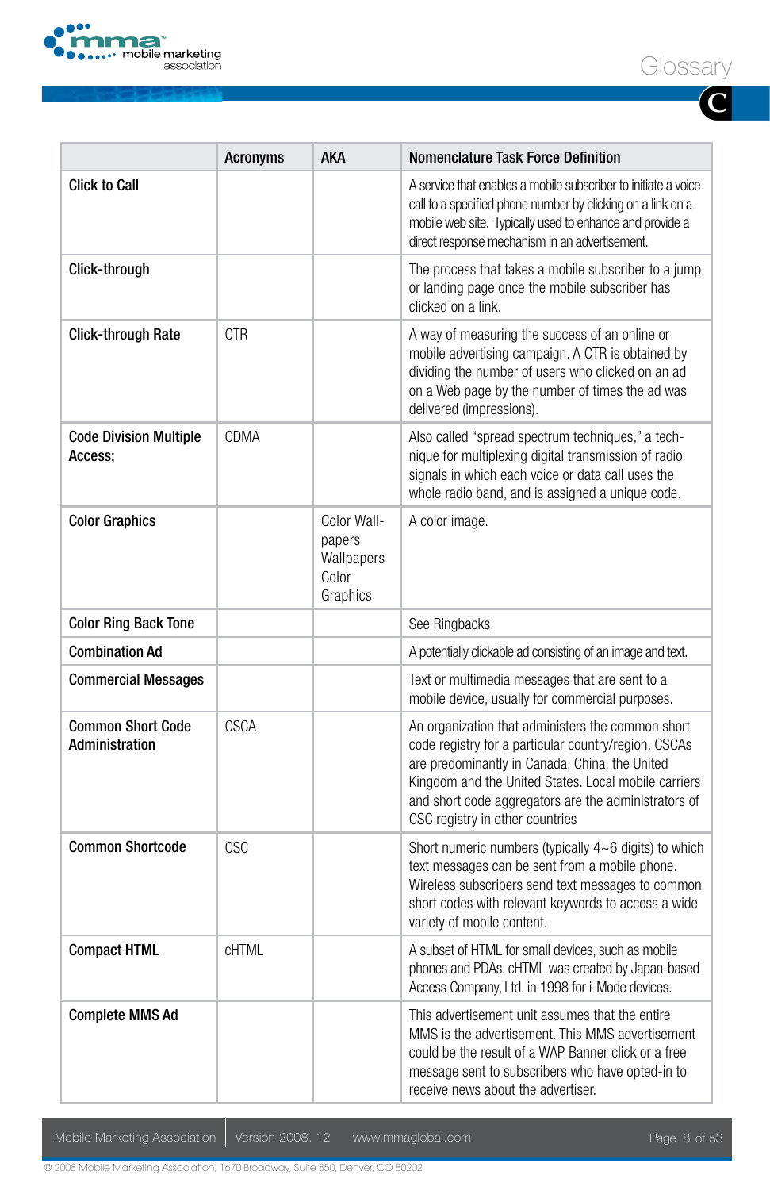| | Acronyms | AKA | Nomenclature Task Force Definition |
|---|---|---|---|
| **Click to Call** | | | A service that enables a mobile subscriber to initiate a voice call to a specified phone number by clicking on a link on a mobile web site. Typically used to enhance and provide a direct response mechanism in an advertisement. |
| **Click-through** | | | The process that takes a mobile subscriber to a jump or landing page once the mobile subscriber has clicked on a link. |
| **Click-through Rate** | CTR | | A way of measuring the success of an online or mobile advertising campaign. A CTR is obtained by dividing the number of users who clicked on an ad on a Web page by the number of times the ad was delivered (impressions). |
| **Code Division Multiple Access;** | CDMA | | Also called "spread spectrum techniques," a technique for multiplexing digital transmission of radio signals in which each voice or data call uses the whole radio band, and is assigned a unique code. |
| **Color Graphics** | | Color Wallpapers Wallpapers Color Graphics | A color image. |
| **Color Ring Back Tone** | | | See Ringbacks. |
| **Combination Ad** | | | A potentially clickable ad consisting of an image and text. |
| **Commercial Messages** | | | Text or multimedia messages that are sent to a mobile device, usually for commercial purposes. |
| **Common Short Code Administration** | CSCA | | An organization that administers the common short code registry for a particular country/region. CSCAs are predominantly in Canada, China, the United Kingdom and the United States. Local mobile carriers and short code aggregators are the administrators of CSC registry in other countries |
| **Common Shortcode** | CSC | | Short numeric numbers (typically 4~6 digits) to which text messages can be sent from a mobile phone. Wireless subscribers send text messages to common short codes with relevant keywords to access a wide variety of mobile content. |
| **Compact HTML** | cHTML | | A subset of HTML for small devices, such as mobile phones and PDAs. cHTML was created by Japan-based Access Company, Ltd. in 1998 for i-Mode devices. |
| **Complete MMS Ad** | | | This advertisement unit assumes that the entire MMS is the advertisement. This MMS advertisement could be the result of a WAP Banner click or a free message sent to subscribers who have opted-in to receive news about the advertiser. |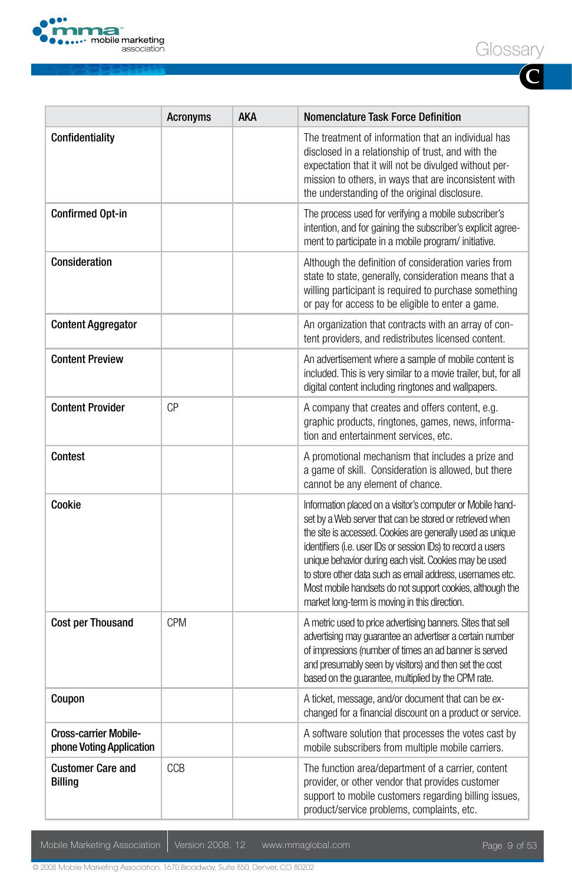| | Acronyms | AKA | Nomenclature Task Force Definition |
|---|---|---|---|
| **Confidentiality** | | | The treatment of information that an individual has disclosed in a relationship of trust, and with the expectation that it will not be divulged without permission to others, in ways that are inconsistent with the understanding of the original disclosure. |
| **Confirmed Opt-in** | | | The process used for verifying a mobile subscriber's intention, and for gaining the subscriber's explicit agreement to participate in a mobile program/ initiative. |
| **Consideration** | | | Although the definition of consideration varies from state to state, generally, consideration means that a willing participant is required to purchase something or pay for access to be eligible to enter a game. |
| **Content Aggregator** | | | An organization that contracts with an array of content providers, and redistributes licensed content. |
| **Content Preview** | | | An advertisement where a sample of mobile content is included. This is very similar to a movie trailer, but, for all digital content including ringtones and wallpapers. |
| **Content Provider** | CP | | A company that creates and offers content, e.g. graphic products, ringtones, games, news, information and entertainment services, etc. |
| **Contest** | | | A promotional mechanism that includes a prize and a game of skill. Consideration is allowed, but there cannot be any element of chance. |
| **Cookie** | | | Information placed on a visitor's computer or Mobile handset by a Web server that can be stored or retrieved when the site is accessed. Cookies are generally used as unique identifiers (i.e. user IDs or session IDs) to record a users unique behavior during each visit. Cookies may be used to store other data such as email address, usernames etc. Most mobile handsets do not support cookies, although the market long-term is moving in this direction. |
| **Cost per Thousand** | CPM | | A metric used to price advertising banners. Sites that sell advertising may guarantee an advertiser a certain number of impressions (number of times an ad banner is served and presumably seen by visitors) and then set the cost based on the guarantee, multiplied by the CPM rate. |
| **Coupon** | | | A ticket, message, and/or document that can be exchanged for a financial discount on a product or service. |
| **Cross-carrier Mobile-phone Voting Application** | | | A software solution that processes the votes cast by mobile subscribers from multiple mobile carriers. |
| **Customer Care and Billing** | CCB | | The function area/department of a carrier, content provider, or other vendor that provides customer support to mobile customers regarding billing issues, product/service problems, complaints, etc. |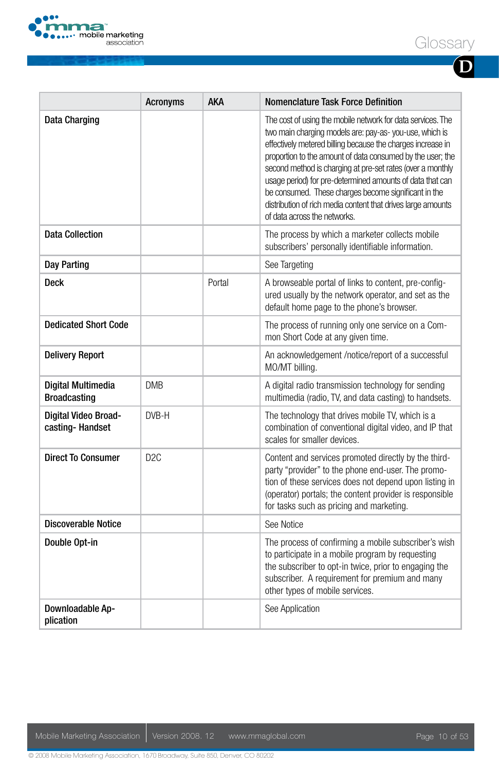| | Acronyms | AKA | Nomenclature Task Force Definition |
|---|---|---|---|
| **Data Charging** | | | The cost of using the mobile network for data services. The two main charging models are: pay-as- you-use, which is effectively metered billing because the charges increase in proportion to the amount of data consumed by the user; the second method is charging at pre-set rates (over a monthly usage period) for pre-determined amounts of data that can be consumed. These charges become significant in the distribution of rich media content that drives large amounts of data across the networks. |
| **Data Collection** | | | The process by which a marketer collects mobile subscribers' personally identifiable information. |
| **Day Parting** | | | See Targeting |
| **Deck** | | Portal | A browseable portal of links to content, pre-configured usually by the network operator, and set as the default home page to the phone's browser. |
| **Dedicated Short Code** | | | The process of running only one service on a Common Short Code at any given time. |
| **Delivery Report** | | | An acknowledgement /notice/report of a successful MO/MT billing. |
| **Digital Multimedia Broadcasting** | DMB | | A digital radio transmission technology for sending multimedia (radio, TV, and data casting) to handsets. |
| **Digital Video Broadcasting- Handset** | DVB-H | | The technology that drives mobile TV, which is a combination of conventional digital video, and IP that scales for smaller devices. |
| **Direct To Consumer** | D2C | | Content and services promoted directly by the third-party "provider" to the phone end-user. The promotion of these services does not depend upon listing in (operator) portals; the content provider is responsible for tasks such as pricing and marketing. |
| **Discoverable Notice** | | | See Notice |
| **Double Opt-in** | | | The process of confirming a mobile subscriber's wish to participate in a mobile program by requesting the subscriber to opt-in twice, prior to engaging the subscriber. A requirement for premium and many other types of mobile services. |
| **Downloadable Application** | | | See Application |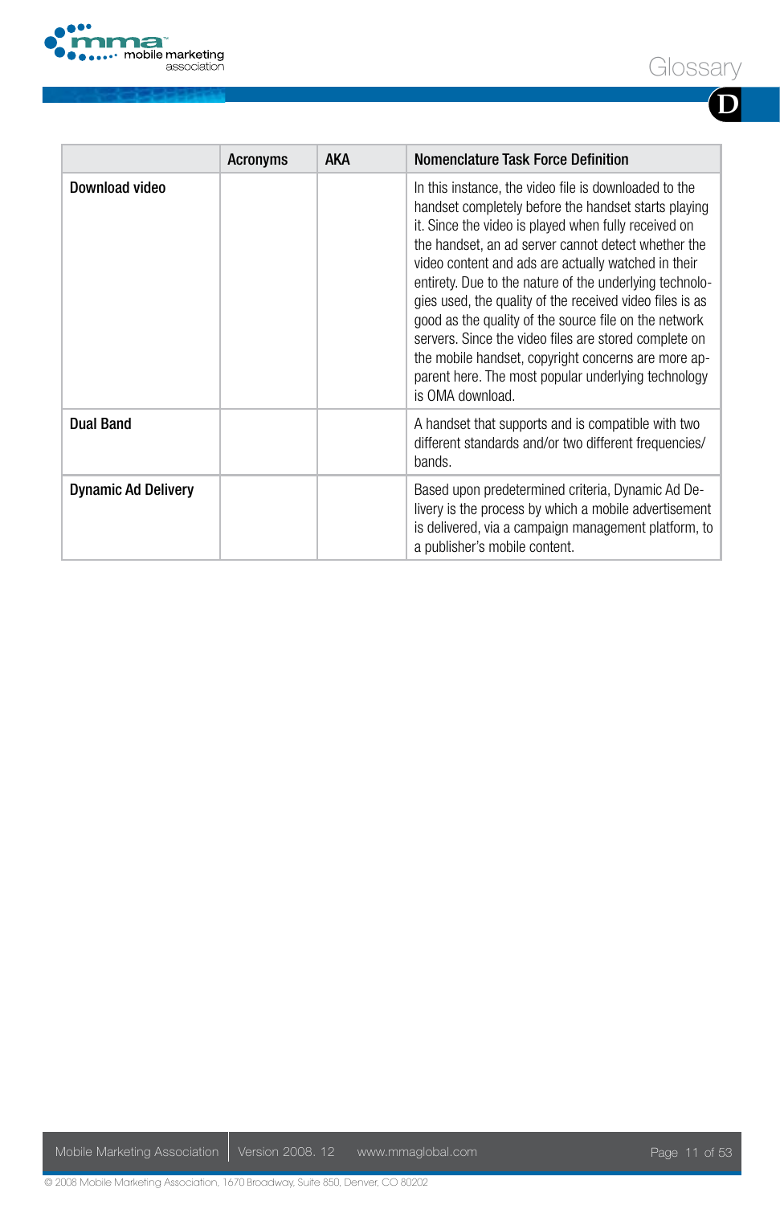| | Acronyms | AKA | Nomenclature Task Force Definition |
|---|---|---|---|
| **Download video** | | | In this instance, the video file is downloaded to the handset completely before the handset starts playing it. Since the video is played when fully received on the handset, an ad server cannot detect whether the video content and ads are actually watched in their entirety. Due to the nature of the underlying technologies used, the quality of the received video files is as good as the quality of the source file on the network servers. Since the video files are stored complete on the mobile handset, copyright concerns are more apparent here. The most popular underlying technology is OMA download. |
| **Dual Band** | | | A handset that supports and is compatible with two different standards and/or two different frequencies/bands. |
| **Dynamic Ad Delivery** | | | Based upon predetermined criteria, Dynamic Ad Delivery is the process by which a mobile advertisement is delivered, via a campaign management platform, to a publisher's mobile content. |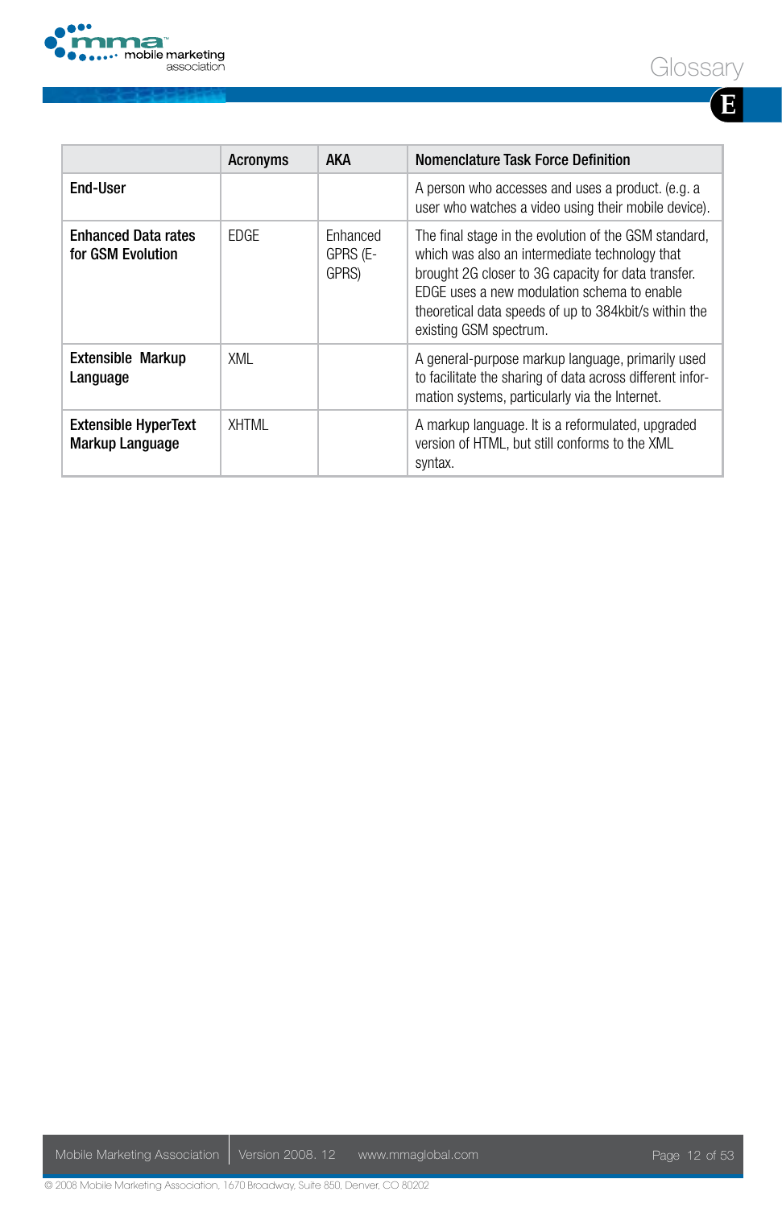| | Acronyms | AKA | Nomenclature Task Force Definition |
|---|---|---|---|
| **End-User** | | | A person who accesses and uses a product. (e.g. a user who watches a video using their mobile device). |
| **Enhanced Data rates for GSM Evolution** | EDGE | Enhanced GPRS (E-GPRS) | The final stage in the evolution of the GSM standard, which was also an intermediate technology that brought 2G closer to 3G capacity for data transfer. EDGE uses a new modulation schema to enable theoretical data speeds of up to 384kbit/s within the existing GSM spectrum. |
| **Extensible Markup Language** | XML | | A general-purpose markup language, primarily used to facilitate the sharing of data across different information systems, particularly via the Internet. |
| **Extensible HyperText Markup Language** | XHTML | | A markup language. It is a reformulated, upgraded version of HTML, but still conforms to the XML syntax. |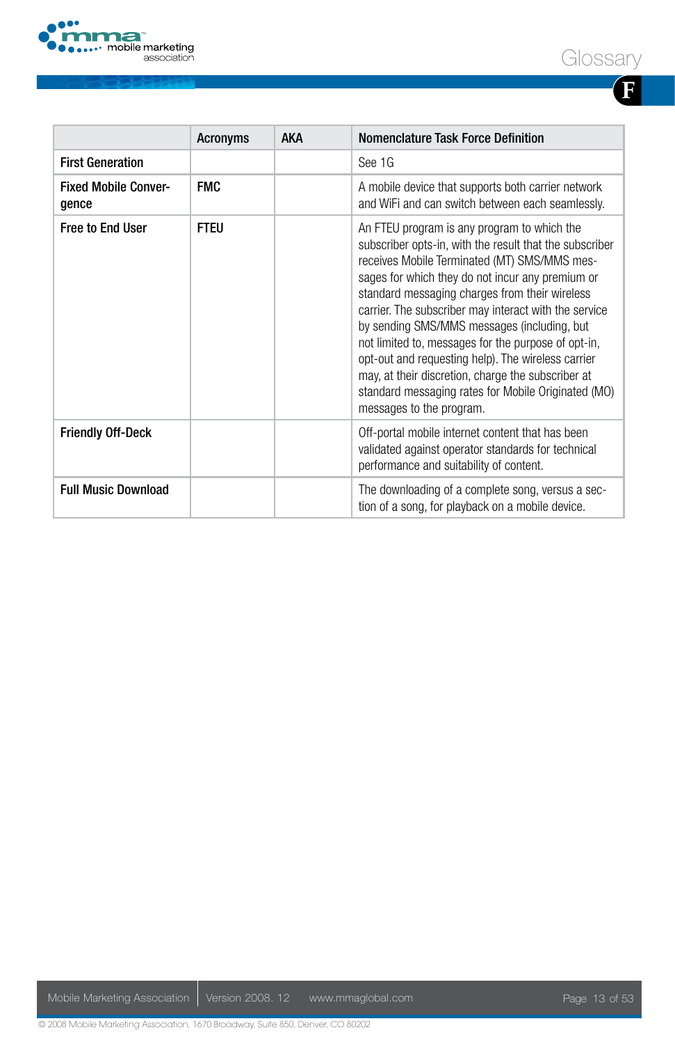| | Acronyms | AKA | Nomenclature Task Force Definition |
|---|---|---|---|
| **First Generation** | | | See 1G |
| **Fixed Mobile Convergence** | **FMC** | | A mobile device that supports both carrier network and WiFi and can switch between each seamlessly. |
| **Free to End User** | **FTEU** | | An FTEU program is any program to which the subscriber opts-in, with the result that the subscriber receives Mobile Terminated (MT) SMS/MMS messages for which they do not incur any premium or standard messaging charges from their wireless carrier. The subscriber may interact with the service by sending SMS/MMS messages (including, but not limited to, messages for the purpose of opt-in, opt-out and requesting help). The wireless carrier may, at their discretion, charge the subscriber at standard messaging rates for Mobile Originated (MO) messages to the program. |
| **Friendly Off-Deck** | | | Off-portal mobile internet content that has been validated against operator standards for technical performance and suitability of content. |
| **Full Music Download** | | | The downloading of a complete song, versus a section of a song, for playback on a mobile device. |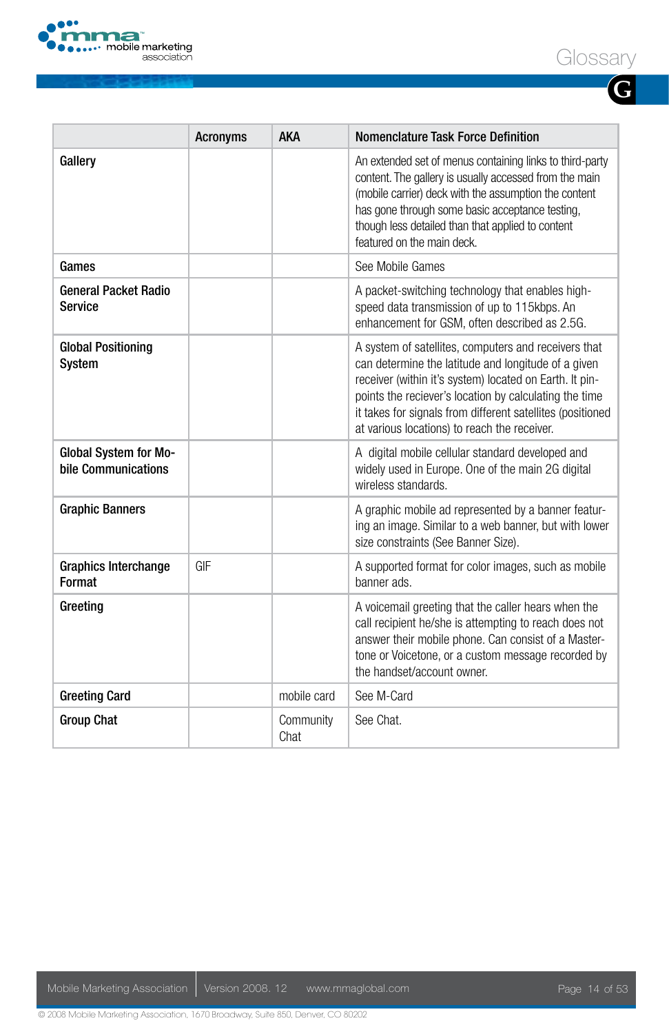# Glossary

| | Acronyms | AKA | Nomenclature Task Force Definition |
|---|---|---|---|
| **Gallery** | | | An extended set of menus containing links to third-party content. The gallery is usually accessed from the main (mobile carrier) deck with the assumption the content has gone through some basic acceptance testing, though less detailed than that applied to content featured on the main deck. |
| **Games** | | | See Mobile Games |
| **General Packet Radio Service** | | | A packet-switching technology that enables high-speed data transmission of up to 115kbps. An enhancement for GSM, often described as 2.5G. |
| **Global Positioning System** | | | A system of satellites, computers and receivers that can determine the latitude and longitude of a given receiver (within it's system) located on Earth. It pin-points the reciever's location by calculating the time it takes for signals from different satellites (positioned at various locations) to reach the receiver. |
| **Global System for Mobile Communications** | | | A digital mobile cellular standard developed and widely used in Europe. One of the main 2G digital wireless standards. |
| **Graphic Banners** | | | A graphic mobile ad represented by a banner featuring an image. Similar to a web banner, but with lower size constraints (See Banner Size). |
| **Graphics Interchange Format** | GIF | | A supported format for color images, such as mobile banner ads. |
| **Greeting** | | | A voicemail greeting that the caller hears when the call recipient he/she is attempting to reach does not answer their mobile phone. Can consist of a Mastertone or Voicetone, or a custom message recorded by the handset/account owner. |
| **Greeting Card** | | mobile card | See M-Card |
| **Group Chat** | | Community Chat | See Chat. |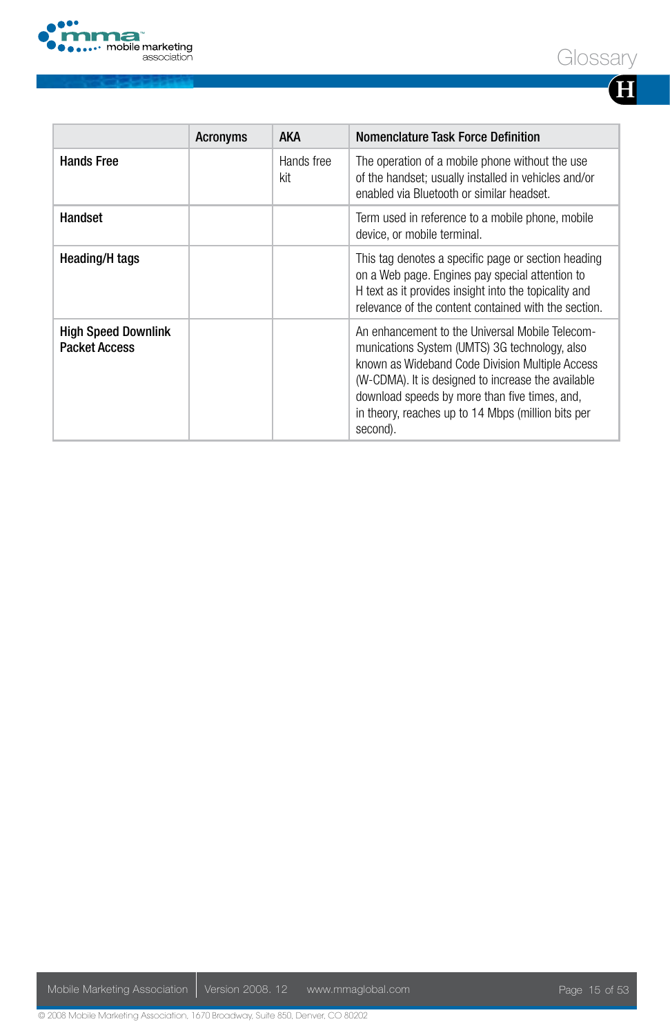| | Acronyms | AKA | Nomenclature Task Force Definition |
|---|---|---|---|
| **Hands Free** | | Hands free kit | The operation of a mobile phone without the use of the handset; usually installed in vehicles and/or enabled via Bluetooth or similar headset. |
| **Handset** | | | Term used in reference to a mobile phone, mobile device, or mobile terminal. |
| **Heading/H tags** | | | This tag denotes a specific page or section heading on a Web page. Engines pay special attention to H text as it provides insight into the topicality and relevance of the content contained with the section. |
| **High Speed Downlink Packet Access** | | | An enhancement to the Universal Mobile Telecommunications System (UMTS) 3G technology, also known as Wideband Code Division Multiple Access (W-CDMA). It is designed to increase the available download speeds by more than five times, and, in theory, reaches up to 14 Mbps (million bits per second). |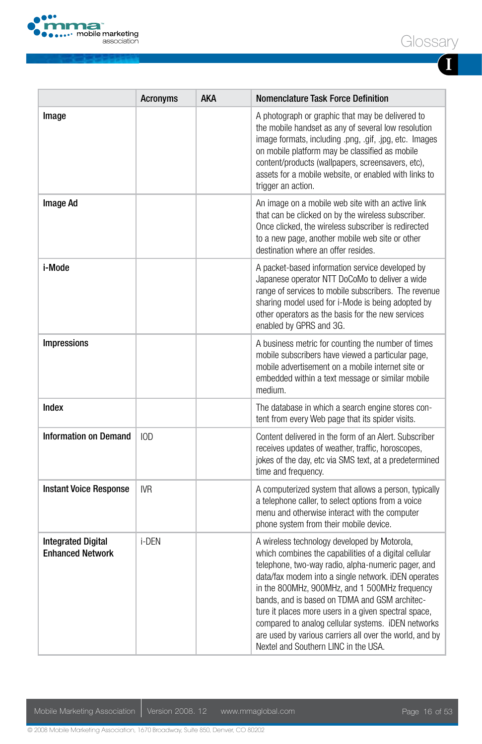| | Acronyms | AKA | Nomenclature Task Force Definition |
|---|---|---|---|
| Image | | | A photograph or graphic that may be delivered to the mobile handset as any of several low resolution image formats, including .png, .gif, .jpg, etc. Images on mobile platform may be classified as mobile content/products (wallpapers, screensavers, etc), assets for a mobile website, or enabled with links to trigger an action. |
| Image Ad | | | An image on a mobile web site with an active link that can be clicked on by the wireless subscriber. Once clicked, the wireless subscriber is redirected to a new page, another mobile web site or other destination where an offer resides. |
| i-Mode | | | A packet-based information service developed by Japanese operator NTT DoCoMo to deliver a wide range of services to mobile subscribers. The revenue sharing model used for i-Mode is being adopted by other operators as the basis for the new services enabled by GPRS and 3G. |
| Impressions | | | A business metric for counting the number of times mobile subscribers have viewed a particular page, mobile advertisement on a mobile internet site or embedded within a text message or similar mobile medium. |
| Index | | | The database in which a search engine stores content from every Web page that its spider visits. |
| Information on Demand | IOD | | Content delivered in the form of an Alert. Subscriber receives updates of weather, traffic, horoscopes, jokes of the day, etc via SMS text, at a predetermined time and frequency. |
| Instant Voice Response | IVR | | A computerized system that allows a person, typically a telephone caller, to select options from a voice menu and otherwise interact with the computer phone system from their mobile device. |
| Integrated Digital Enhanced Network | i-DEN | | A wireless technology developed by Motorola, which combines the capabilities of a digital cellular telephone, two-way radio, alpha-numeric pager, and data/fax modem into a single network. iDEN operates in the 800MHz, 900MHz, and 1 500MHz frequency bands, and is based on TDMA and GSM architecture it places more users in a given spectral space, compared to analog cellular systems. iDEN networks are used by various carriers all over the world, and by Nextel and Southern LINC in the USA. |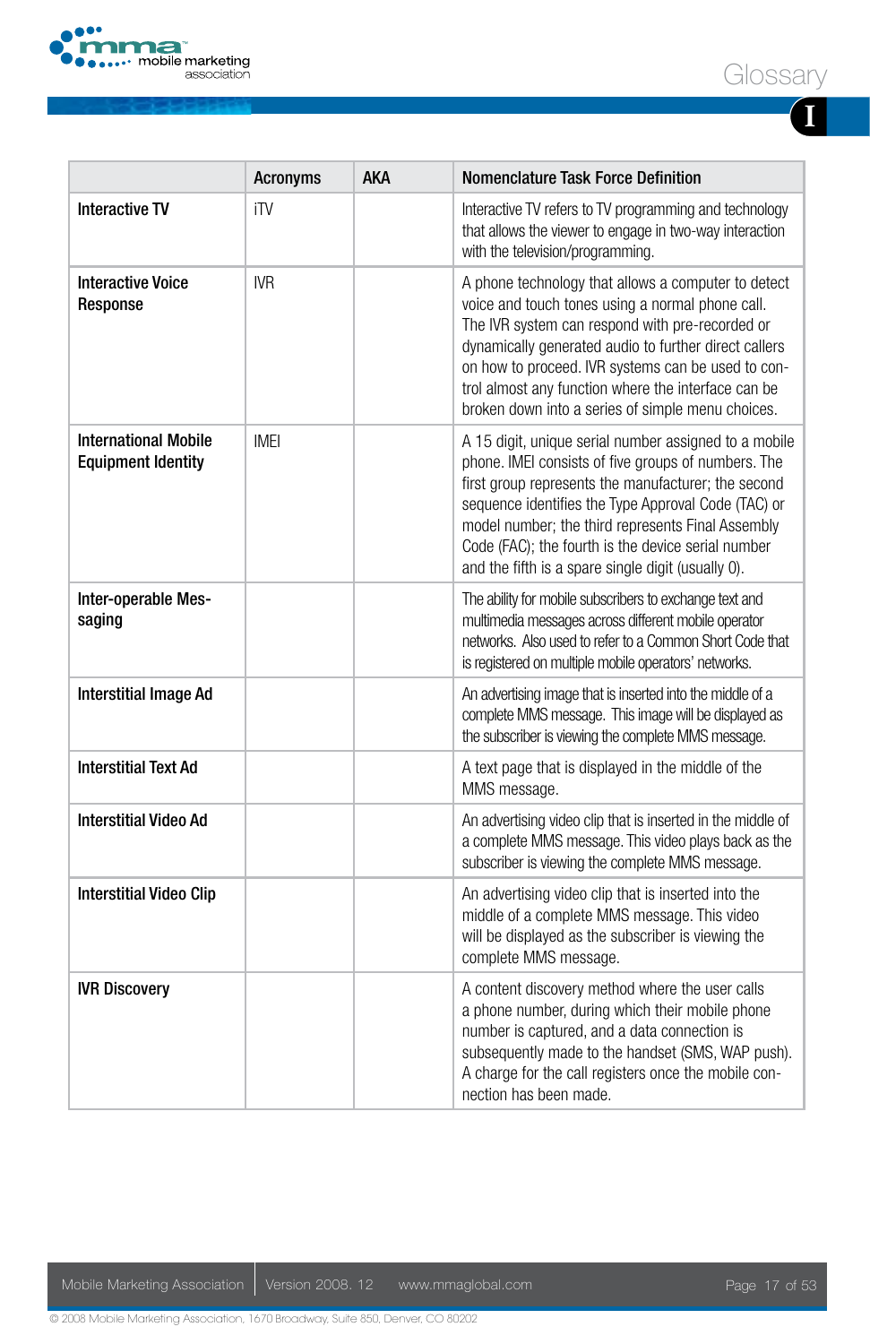| | Acronyms | AKA | Nomenclature Task Force Definition |
|---|---|---|---|
| **Interactive TV** | iTV | | Interactive TV refers to TV programming and technology that allows the viewer to engage in two-way interaction with the television/programming. |
| **Interactive Voice Response** | IVR | | A phone technology that allows a computer to detect voice and touch tones using a normal phone call. The IVR system can respond with pre-recorded or dynamically generated audio to further direct callers on how to proceed. IVR systems can be used to control almost any function where the interface can be broken down into a series of simple menu choices. |
| **International Mobile Equipment Identity** | IMEI | | A 15 digit, unique serial number assigned to a mobile phone. IMEI consists of five groups of numbers. The first group represents the manufacturer; the second sequence identifies the Type Approval Code (TAC) or model number; the third represents Final Assembly Code (FAC); the fourth is the device serial number and the fifth is a spare single digit (usually 0). |
| **Inter-operable Messaging** | | | The ability for mobile subscribers to exchange text and multimedia messages across different mobile operator networks. Also used to refer to a Common Short Code that is registered on multiple mobile operators' networks. |
| **Interstitial Image Ad** | | | An advertising image that is inserted into the middle of a complete MMS message. This image will be displayed as the subscriber is viewing the complete MMS message. |
| **Interstitial Text Ad** | | | A text page that is displayed in the middle of the MMS message. |
| **Interstitial Video Ad** | | | An advertising video clip that is inserted in the middle of a complete MMS message. This video plays back as the subscriber is viewing the complete MMS message. |
| **Interstitial Video Clip** | | | An advertising video clip that is inserted into the middle of a complete MMS message. This video will be displayed as the subscriber is viewing the complete MMS message. |
| **IVR Discovery** | | | A content discovery method where the user calls a phone number, during which their mobile phone number is captured, and a data connection is subsequently made to the handset (SMS, WAP push). A charge for the call registers once the mobile connection has been made. |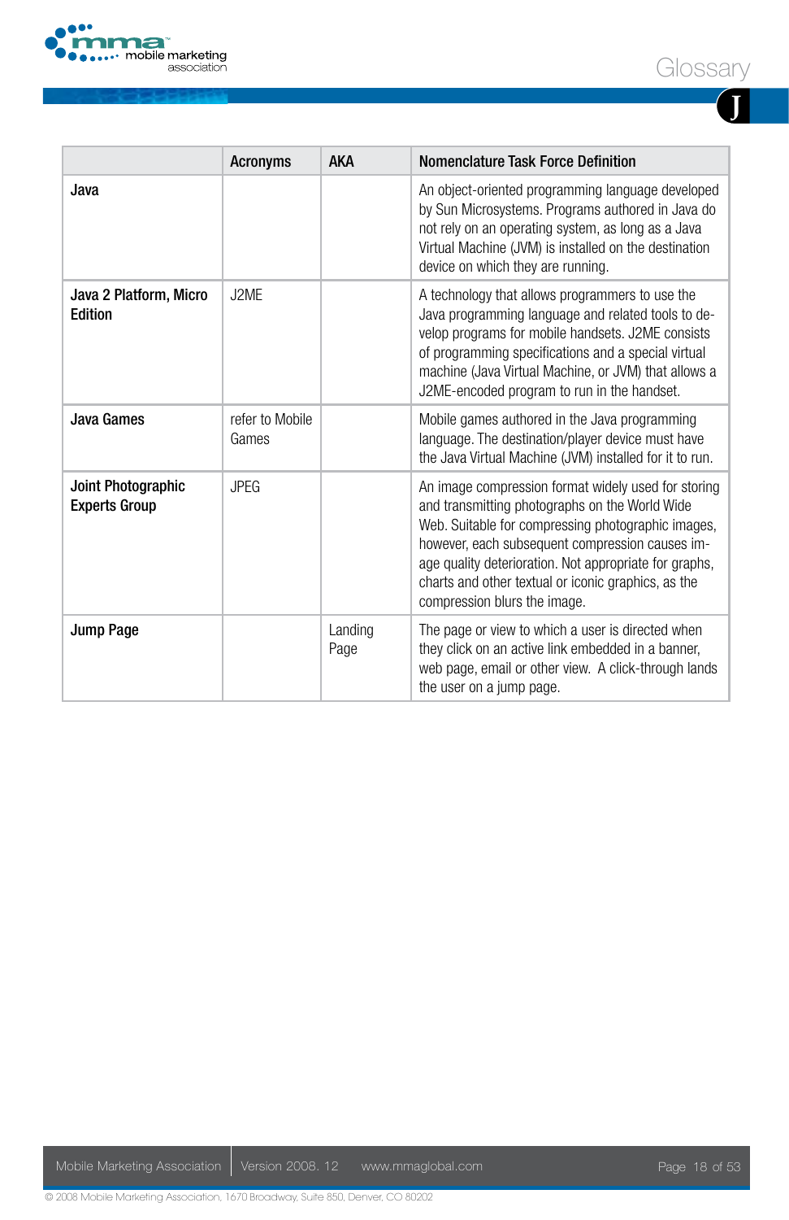| | Acronyms | AKA | Nomenclature Task Force Definition |
|---|---|---|---|
| **Java** | | | An object-oriented programming language developed by Sun Microsystems. Programs authored in Java do not rely on an operating system, as long as a Java Virtual Machine (JVM) is installed on the destination device on which they are running. |
| **Java 2 Platform, Micro Edition** | J2ME | | A technology that allows programmers to use the Java programming language and related tools to develop programs for mobile handsets. J2ME consists of programming specifications and a special virtual machine (Java Virtual Machine, or JVM) that allows a J2ME-encoded program to run in the handset. |
| **Java Games** | refer to Mobile Games | | Mobile games authored in the Java programming language. The destination/player device must have the Java Virtual Machine (JVM) installed for it to run. |
| **Joint Photographic Experts Group** | JPEG | | An image compression format widely used for storing and transmitting photographs on the World Wide Web. Suitable for compressing photographic images, however, each subsequent compression causes image quality deterioration. Not appropriate for graphs, charts and other textual or iconic graphics, as the compression blurs the image. |
| **Jump Page** | | Landing Page | The page or view to which a user is directed when they click on an active link embedded in a banner, web page, email or other view. A click-through lands the user on a jump page. |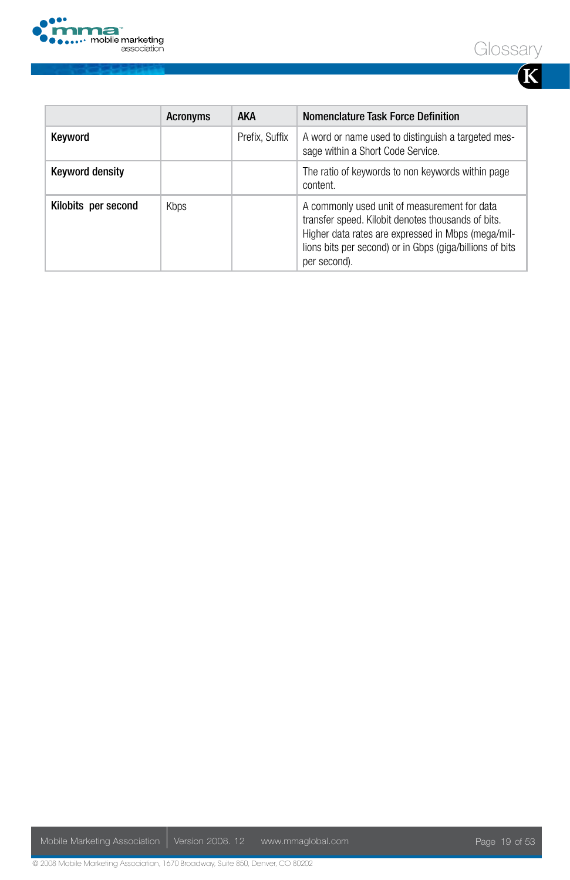| | Acronyms | AKA | Nomenclature Task Force Definition |
|---|---|---|---|
| **Keyword** | | Prefix, Suffix | A word or name used to distinguish a targeted message within a Short Code Service. |
| **Keyword density** | | | The ratio of keywords to non keywords within page content. |
| **Kilobits per second** | Kbps | | A commonly used unit of measurement for data transfer speed. Kilobit denotes thousands of bits. Higher data rates are expressed in Mbps (mega/millions bits per second) or in Gbps (giga/billions of bits per second). |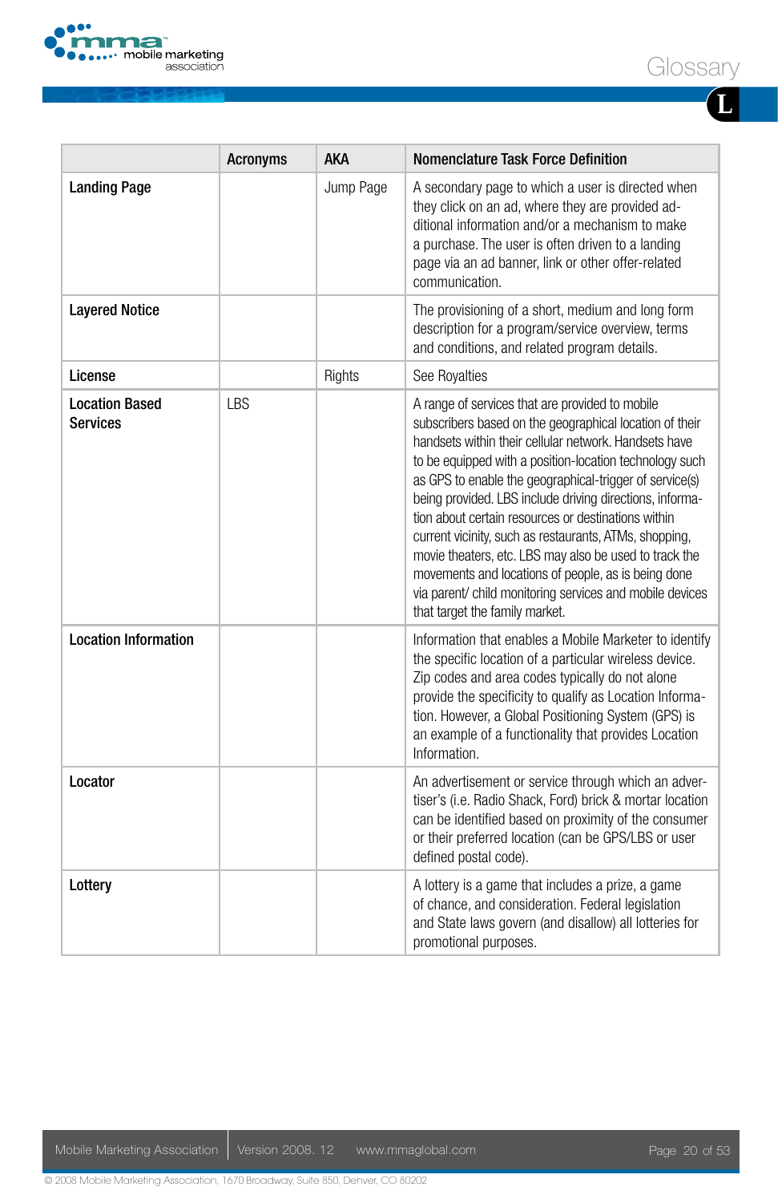| | Acronyms | AKA | Nomenclature Task Force Definition |
|---|---|---|---|
| **Landing Page** | | Jump Page | A secondary page to which a user is directed when they click on an ad, where they are provided additional information and/or a mechanism to make a purchase. The user is often driven to a landing page via an ad banner, link or other offer-related communication. |
| **Layered Notice** | | | The provisioning of a short, medium and long form description for a program/service overview, terms and conditions, and related program details. |
| **License** | | Rights | See Royalties |
| **Location Based Services** | LBS | | A range of services that are provided to mobile subscribers based on the geographical location of their handsets within their cellular network. Handsets have to be equipped with a position-location technology such as GPS to enable the geographical-trigger of service(s) being provided. LBS include driving directions, information about certain resources or destinations within current vicinity, such as restaurants, ATMs, shopping, movie theaters, etc. LBS may also be used to track the movements and locations of people, as is being done via parent/ child monitoring services and mobile devices that target the family market. |
| **Location Information** | | | Information that enables a Mobile Marketer to identify the specific location of a particular wireless device. Zip codes and area codes typically do not alone provide the specificity to qualify as Location Information. However, a Global Positioning System (GPS) is an example of a functionality that provides Location Information. |
| **Locator** | | | An advertisement or service through which an advertiser's (i.e. Radio Shack, Ford) brick & mortar location can be identified based on proximity of the consumer or their preferred location (can be GPS/LBS or user defined postal code). |
| **Lottery** | | | A lottery is a game that includes a prize, a game of chance, and consideration. Federal legislation and State laws govern (and disallow) all lotteries for promotional purposes. |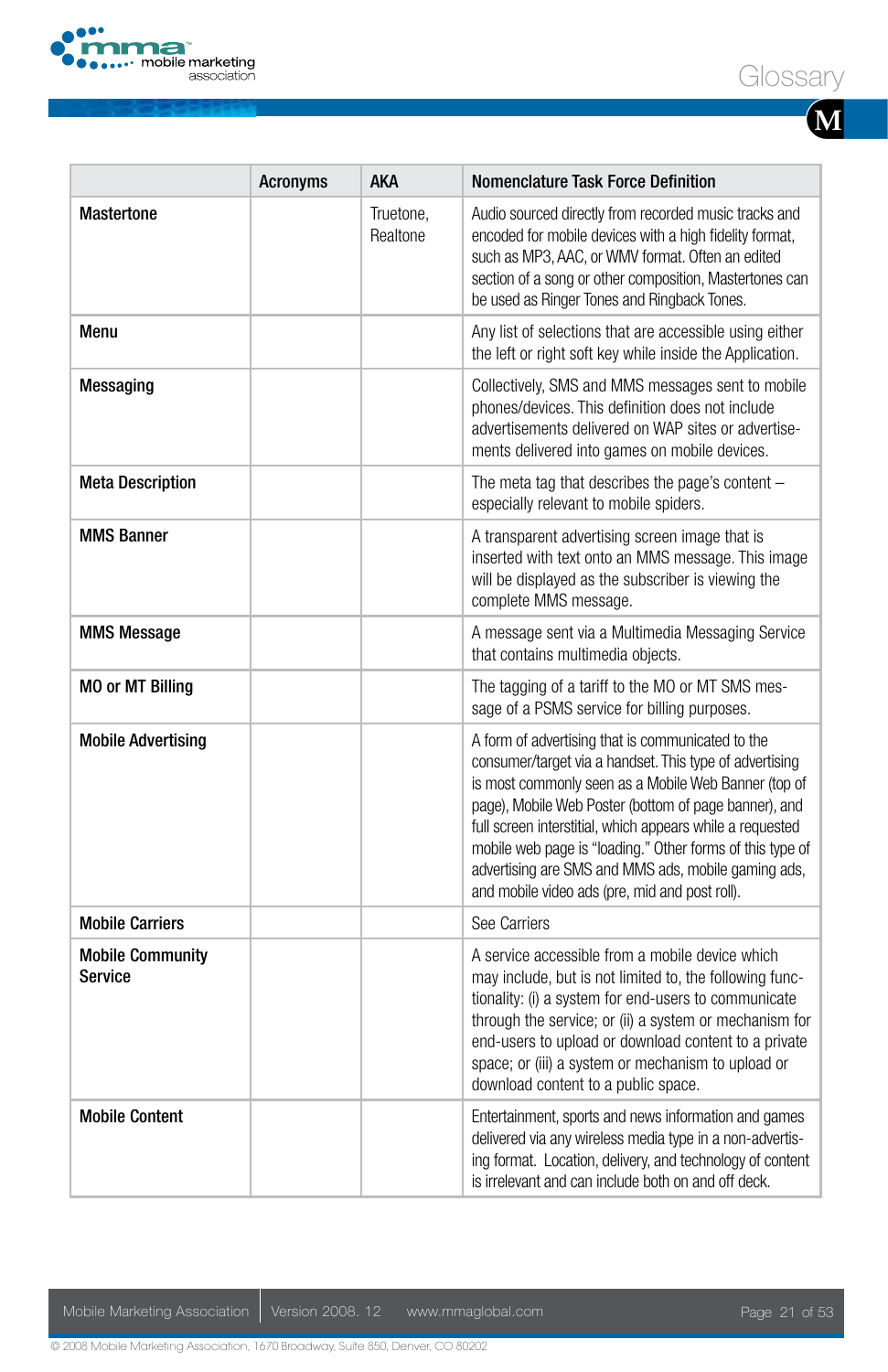| | Acronyms | AKA | Nomenclature Task Force Definition |
|---|---|---|---|
| **Mastertone** | | Truetone, Realtone | Audio sourced directly from recorded music tracks and encoded for mobile devices with a high fidelity format, such as MP3, AAC, or WMV format. Often an edited section of a song or other composition, Mastertones can be used as Ringer Tones and Ringback Tones. |
| **Menu** | | | Any list of selections that are accessible using either the left or right soft key while inside the Application. |
| **Messaging** | | | Collectively, SMS and MMS messages sent to mobile phones/devices. This definition does not include advertisements delivered on WAP sites or advertisements delivered into games on mobile devices. |
| **Meta Description** | | | The meta tag that describes the page's content – especially relevant to mobile spiders. |
| **MMS Banner** | | | A transparent advertising screen image that is inserted with text onto an MMS message. This image will be displayed as the subscriber is viewing the complete MMS message. |
| **MMS Message** | | | A message sent via a Multimedia Messaging Service that contains multimedia objects. |
| **MO or MT Billing** | | | The tagging of a tariff to the MO or MT SMS message of a PSMS service for billing purposes. |
| **Mobile Advertising** | | | A form of advertising that is communicated to the consumer/target via a handset. This type of advertising is most commonly seen as a Mobile Web Banner (top of page), Mobile Web Poster (bottom of page banner), and full screen interstitial, which appears while a requested mobile web page is "loading." Other forms of this type of advertising are SMS and MMS ads, mobile gaming ads, and mobile video ads (pre, mid and post roll). |
| **Mobile Carriers** | | | See Carriers |
| **Mobile Community Service** | | | A service accessible from a mobile device which may include, but is not limited to, the following functionality: (i) a system for end-users to communicate through the service; or (ii) a system or mechanism for end-users to upload or download content to a private space; or (iii) a system or mechanism to upload or download content to a public space. |
| **Mobile Content** | | | Entertainment, sports and news information and games delivered via any wireless media type in a non-advertising format. Location, delivery, and technology of content is irrelevant and can include both on and off deck. |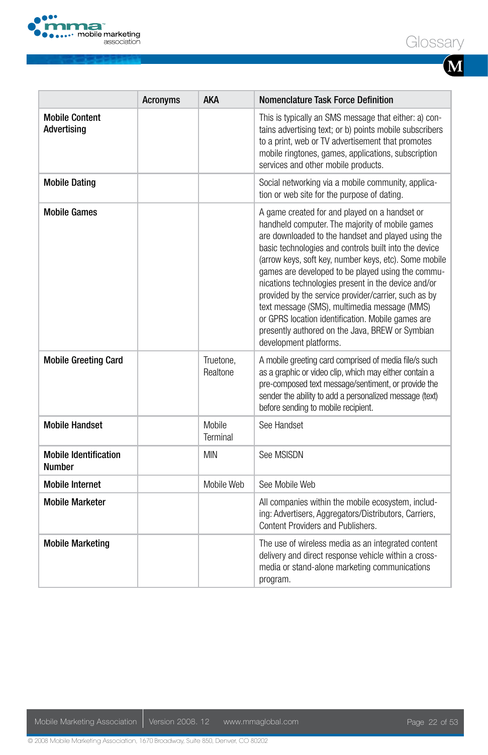| | Acronyms | AKA | Nomenclature Task Force Definition |
|---|---|---|---|
| **Mobile Content Advertising** | | | This is typically an SMS message that either: a) contains advertising text; or b) points mobile subscribers to a print, web or TV advertisement that promotes mobile ringtones, games, applications, subscription services and other mobile products. |
| **Mobile Dating** | | | Social networking via a mobile community, application or web site for the purpose of dating. |
| **Mobile Games** | | | A game created for and played on a handset or handheld computer. The majority of mobile games are downloaded to the handset and played using the basic technologies and controls built into the device (arrow keys, soft key, number keys, etc). Some mobile games are developed to be played using the communications technologies present in the device and/or provided by the service provider/carrier, such as by text message (SMS), multimedia message (MMS) or GPRS location identification. Mobile games are presently authored on the Java, BREW or Symbian development platforms. |
| **Mobile Greeting Card** | | Truetone, Realtone | A mobile greeting card comprised of media file/s such as a graphic or video clip, which may either contain a pre-composed text message/sentiment, or provide the sender the ability to add a personalized message (text) before sending to mobile recipient. |
| **Mobile Handset** | | Mobile Terminal | See Handset |
| **Mobile Identification Number** | | MIN | See MSISDN |
| **Mobile Internet** | | Mobile Web | See Mobile Web |
| **Mobile Marketer** | | | All companies within the mobile ecosystem, including: Advertisers, Aggregators/Distributors, Carriers, Content Providers and Publishers. |
| **Mobile Marketing** | | | The use of wireless media as an integrated content delivery and direct response vehicle within a cross-media or stand-alone marketing communications program. |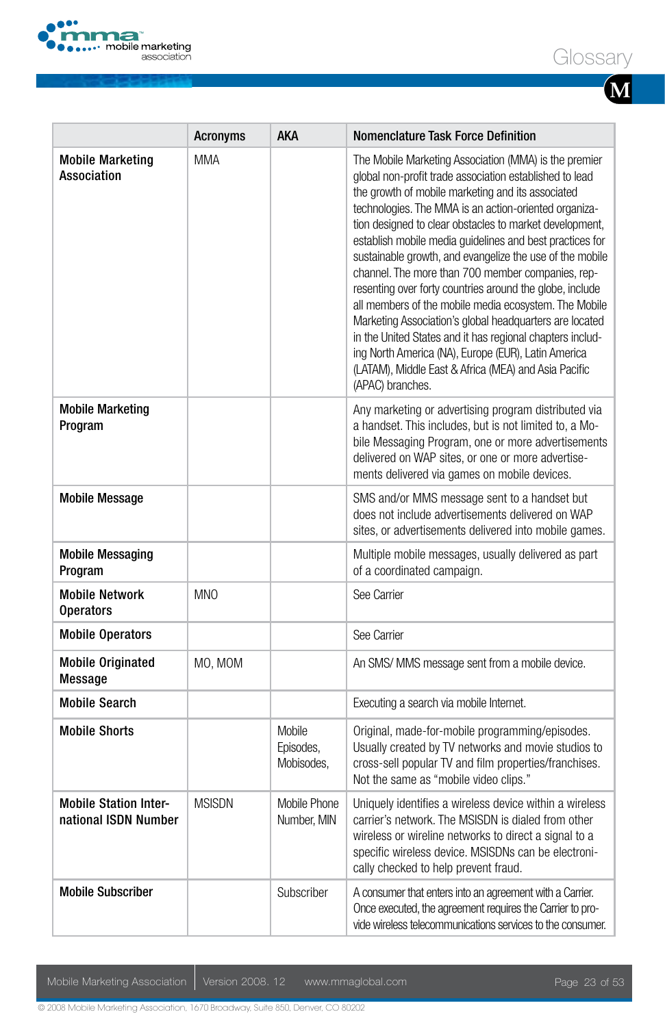| | Acronyms | AKA | Nomenclature Task Force Definition |
|---|---|---|---|
| **Mobile Marketing Association** | MMA | | The Mobile Marketing Association (MMA) is the premier global non-profit trade association established to lead the growth of mobile marketing and its associated technologies. The MMA is an action-oriented organization designed to clear obstacles to market development, establish mobile media guidelines and best practices for sustainable growth, and evangelize the use of the mobile channel. The more than 700 member companies, representing over forty countries around the globe, include all members of the mobile media ecosystem. The Mobile Marketing Association's global headquarters are located in the United States and it has regional chapters including North America (NA), Europe (EUR), Latin America (LATAM), Middle East & Africa (MEA) and Asia Pacific (APAC) branches. |
| **Mobile Marketing Program** | | | Any marketing or advertising program distributed via a handset. This includes, but is not limited to, a Mobile Messaging Program, one or more advertisements delivered on WAP sites, or one or more advertisements delivered via games on mobile devices. |
| **Mobile Message** | | | SMS and/or MMS message sent to a handset but does not include advertisements delivered on WAP sites, or advertisements delivered into mobile games. |
| **Mobile Messaging Program** | | | Multiple mobile messages, usually delivered as part of a coordinated campaign. |
| **Mobile Network Operators** | MNO | | See Carrier |
| **Mobile Operators** | | | See Carrier |
| **Mobile Originated Message** | MO, MOM | | An SMS/ MMS message sent from a mobile device. |
| **Mobile Search** | | | Executing a search via mobile Internet. |
| **Mobile Shorts** | | Mobile Episodes, Mobisodes, | Original, made-for-mobile programming/episodes. Usually created by TV networks and movie studios to cross-sell popular TV and film properties/franchises. Not the same as "mobile video clips." |
| **Mobile Station International ISDN Number** | MSISDN | Mobile Phone Number, MIN | Uniquely identifies a wireless device within a wireless carrier's network. The MSISDN is dialed from other wireless or wireline networks to direct a signal to a specific wireless device. MSISDNs can be electronically checked to help prevent fraud. |
| **Mobile Subscriber** | | Subscriber | A consumer that enters into an agreement with a Carrier. Once executed, the agreement requires the Carrier to provide wireless telecommunications services to the consumer. |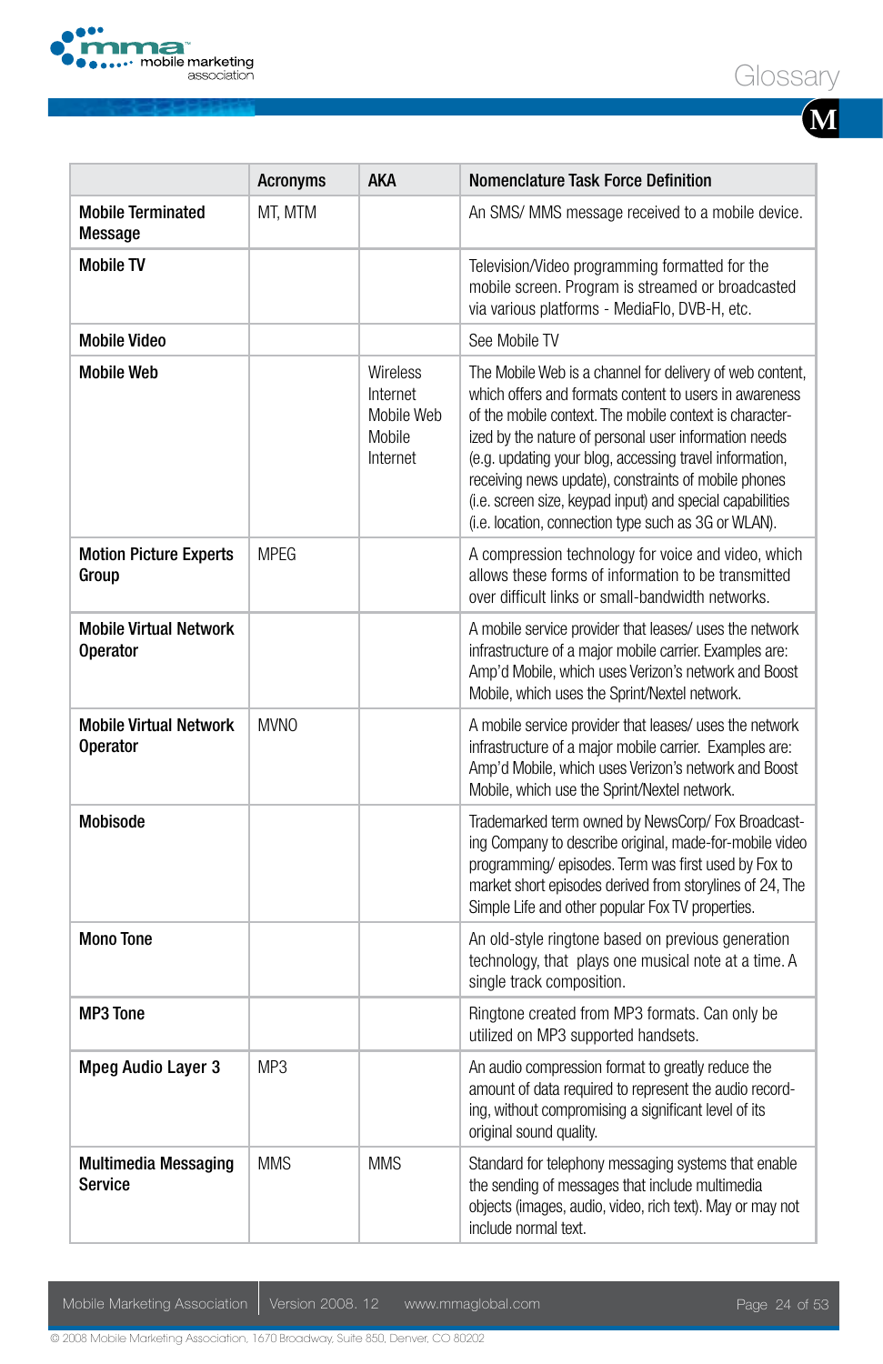| | Acronyms | AKA | Nomenclature Task Force Definition |
|---|---|---|---|
| **Mobile Terminated Message** | MT, MTM | | An SMS/ MMS message received to a mobile device. |
| **Mobile TV** | | | Television/Video programming formatted for the mobile screen. Program is streamed or broadcasted via various platforms - MediaFlo, DVB-H, etc. |
| **Mobile Video** | | | See Mobile TV |
| **Mobile Web** | | Wireless Internet Mobile Web Mobile Internet | The Mobile Web is a channel for delivery of web content, which offers and formats content to users in awareness of the mobile context. The mobile context is characterized by the nature of personal user information needs (e.g. updating your blog, accessing travel information, receiving news update), constraints of mobile phones (i.e. screen size, keypad input) and special capabilities (i.e. location, connection type such as 3G or WLAN). |
| **Motion Picture Experts Group** | MPEG | | A compression technology for voice and video, which allows these forms of information to be transmitted over difficult links or small-bandwidth networks. |
| **Mobile Virtual Network Operator** | | | A mobile service provider that leases/ uses the network infrastructure of a major mobile carrier. Examples are: Amp'd Mobile, which uses Verizon's network and Boost Mobile, which uses the Sprint/Nextel network. |
| **Mobile Virtual Network Operator** | MVNO | | A mobile service provider that leases/ uses the network infrastructure of a major mobile carrier. Examples are: Amp'd Mobile, which uses Verizon's network and Boost Mobile, which use the Sprint/Nextel network. |
| **Mobisode** | | | Trademarked term owned by NewsCorp/ Fox Broadcasting Company to describe original, made-for-mobile video programming/ episodes. Term was first used by Fox to market short episodes derived from storylines of 24, The Simple Life and other popular Fox TV properties. |
| **Mono Tone** | | | An old-style ringtone based on previous generation technology, that plays one musical note at a time. A single track composition. |
| **MP3 Tone** | | | Ringtone created from MP3 formats. Can only be utilized on MP3 supported handsets. |
| **Mpeg Audio Layer 3** | MP3 | | An audio compression format to greatly reduce the amount of data required to represent the audio recording, without compromising a significant level of its original sound quality. |
| **Multimedia Messaging Service** | MMS | MMS | Standard for telephony messaging systems that enable the sending of messages that include multimedia objects (images, audio, video, rich text). May or may not include normal text. |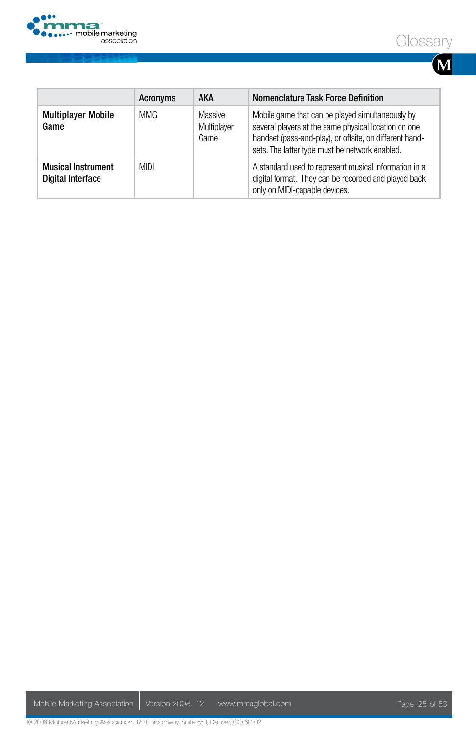| | Acronyms | AKA | Nomenclature Task Force Definition |
|---|---|---|---|
| **Multiplayer Mobile Game** | MMG | Massive Multiplayer Game | Mobile game that can be played simultaneously by several players at the same physical location on one handset (pass-and-play), or offsite, on different handsets. The latter type must be network enabled. |
| **Musical Instrument Digital Interface** | MIDI | | A standard used to represent musical information in a digital format. They can be recorded and played back only on MIDI-capable devices. |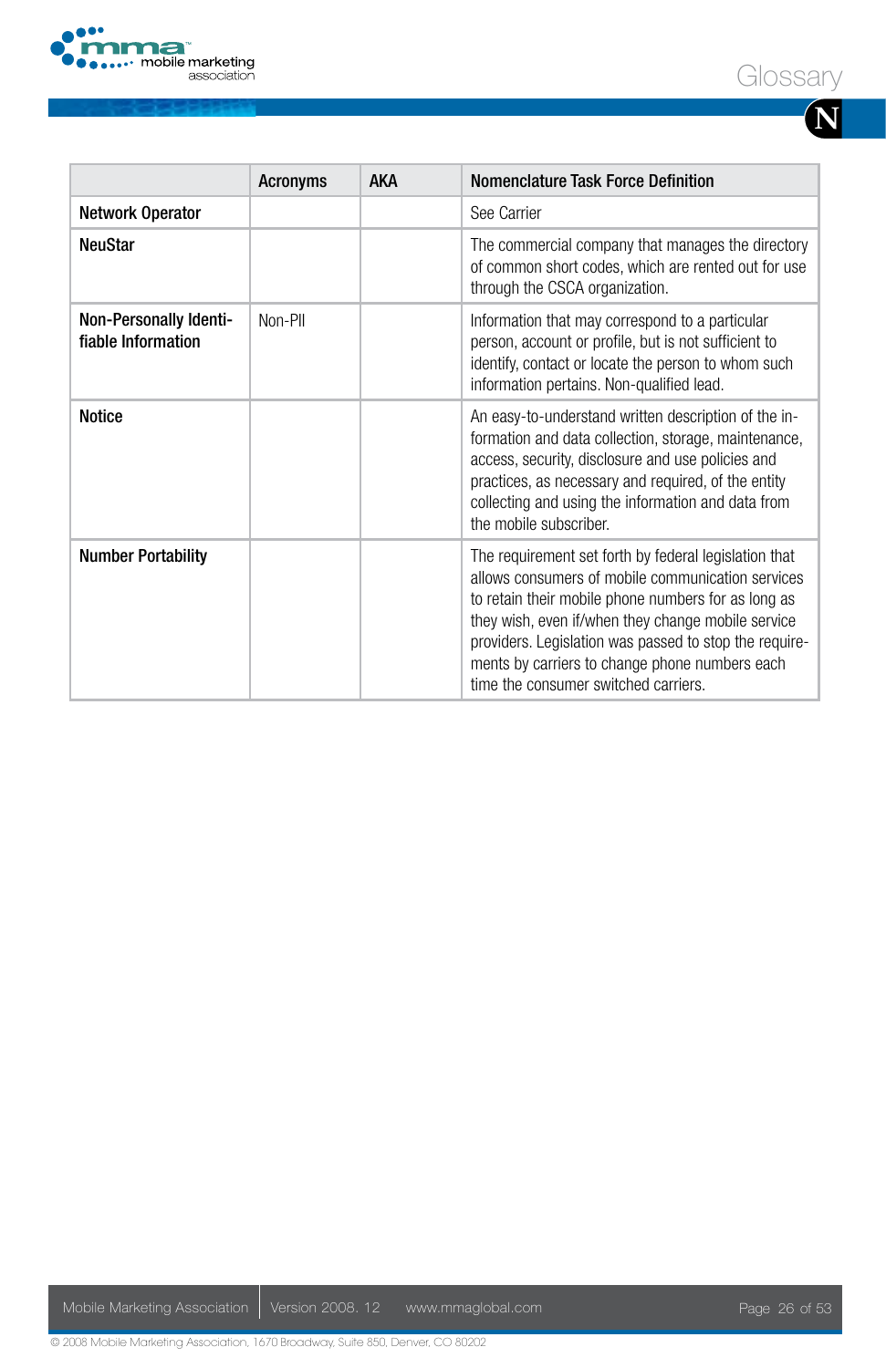| | Acronyms | AKA | Nomenclature Task Force Definition |
|---|---|---|---|
| **Network Operator** | | | See Carrier |
| **NeuStar** | | | The commercial company that manages the directory of common short codes, which are rented out for use through the CSCA organization. |
| **Non-Personally Identifiable Information** | Non-PII | | Information that may correspond to a particular person, account or profile, but is not sufficient to identify, contact or locate the person to whom such information pertains. Non-qualified lead. |
| **Notice** | | | An easy-to-understand written description of the information and data collection, storage, maintenance, access, security, disclosure and use policies and practices, as necessary and required, of the entity collecting and using the information and data from the mobile subscriber. |
| **Number Portability** | | | The requirement set forth by federal legislation that allows consumers of mobile communication services to retain their mobile phone numbers for as long as they wish, even if/when they change mobile service providers. Legislation was passed to stop the requirements by carriers to change phone numbers each time the consumer switched carriers. |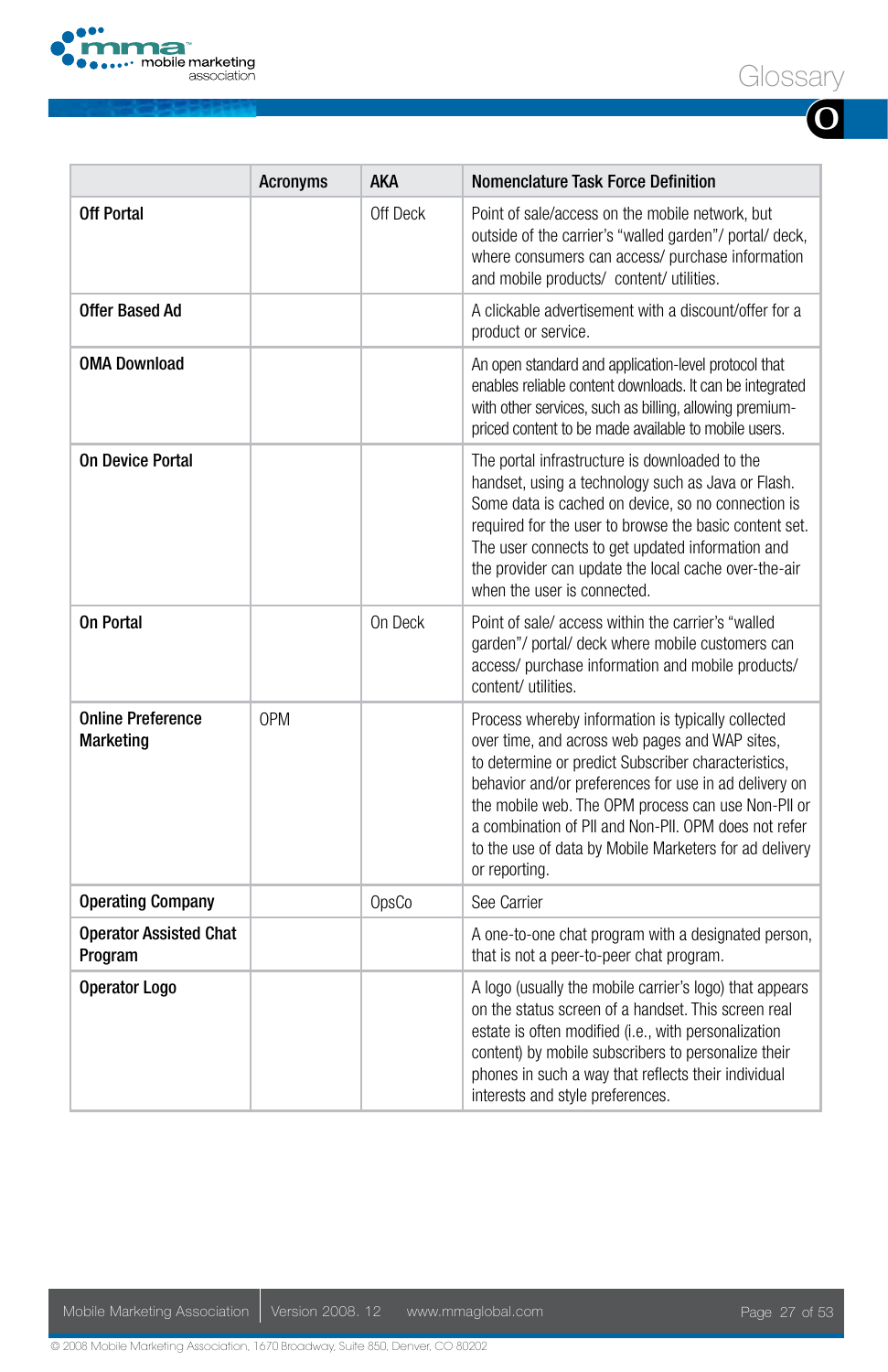| | Acronyms | AKA | Nomenclature Task Force Definition |
|---|---|---|---|
| **Off Portal** | | Off Deck | Point of sale/access on the mobile network, but outside of the carrier's "walled garden"/ portal/ deck, where consumers can access/ purchase information and mobile products/ content/ utilities. |
| **Offer Based Ad** | | | A clickable advertisement with a discount/offer for a product or service. |
| **OMA Download** | | | An open standard and application-level protocol that enables reliable content downloads. It can be integrated with other services, such as billing, allowing premium-priced content to be made available to mobile users. |
| **On Device Portal** | | | The portal infrastructure is downloaded to the handset, using a technology such as Java or Flash. Some data is cached on device, so no connection is required for the user to browse the basic content set. The user connects to get updated information and the provider can update the local cache over-the-air when the user is connected. |
| **On Portal** | | On Deck | Point of sale/ access within the carrier's "walled garden"/ portal/ deck where mobile customers can access/ purchase information and mobile products/ content/ utilities. |
| **Online Preference Marketing** | OPM | | Process whereby information is typically collected over time, and across web pages and WAP sites, to determine or predict Subscriber characteristics, behavior and/or preferences for use in ad delivery on the mobile web. The OPM process can use Non-PII or a combination of PII and Non-PII. OPM does not refer to the use of data by Mobile Marketers for ad delivery or reporting. |
| **Operating Company** | | OpsCo | See Carrier |
| **Operator Assisted Chat Program** | | | A one-to-one chat program with a designated person, that is not a peer-to-peer chat program. |
| **Operator Logo** | | | A logo (usually the mobile carrier's logo) that appears on the status screen of a handset. This screen real estate is often modified (i.e., with personalization content) by mobile subscribers to personalize their phones in such a way that reflects their individual interests and style preferences. |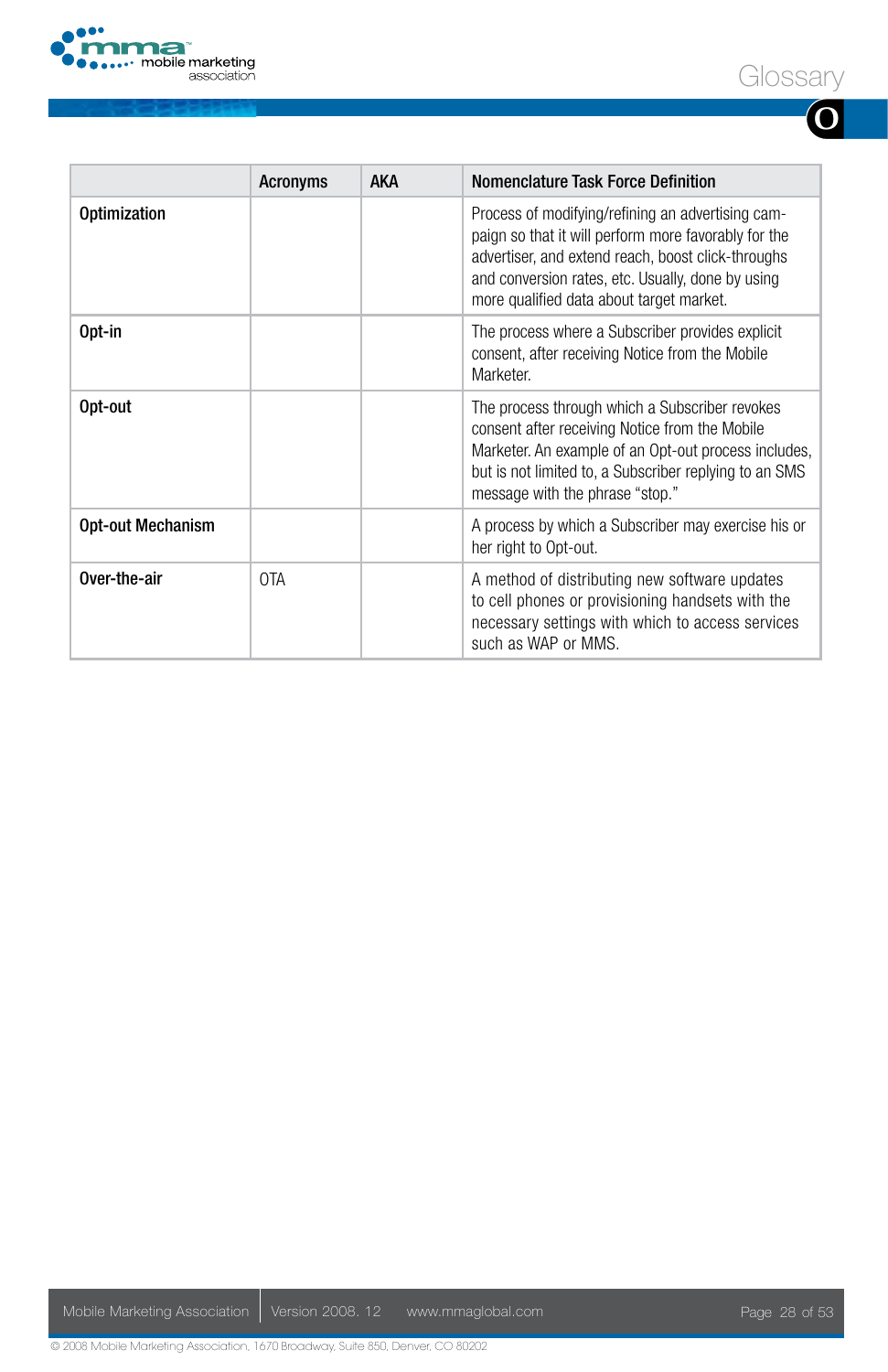| | Acronyms | AKA | Nomenclature Task Force Definition |
|---|---|---|---|
| **Optimization** | | | Process of modifying/refining an advertising campaign so that it will perform more favorably for the advertiser, and extend reach, boost click-throughs and conversion rates, etc. Usually, done by using more qualified data about target market. |
| **Opt-in** | | | The process where a Subscriber provides explicit consent, after receiving Notice from the Mobile Marketer. |
| **Opt-out** | | | The process through which a Subscriber revokes consent after receiving Notice from the Mobile Marketer. An example of an Opt-out process includes, but is not limited to, a Subscriber replying to an SMS message with the phrase "stop." |
| **Opt-out Mechanism** | | | A process by which a Subscriber may exercise his or her right to Opt-out. |
| **Over-the-air** | OTA | | A method of distributing new software updates to cell phones or provisioning handsets with the necessary settings with which to access services such as WAP or MMS. |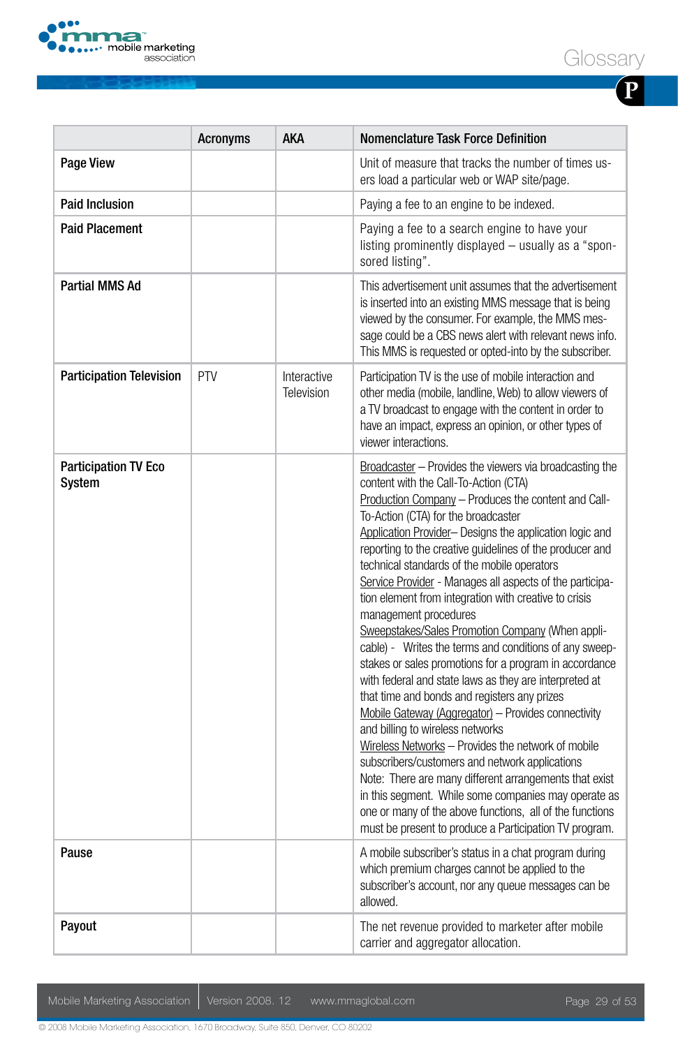| | Acronyms | AKA | Nomenclature Task Force Definition |
|---|---|---|---|
| **Page View** | | | Unit of measure that tracks the number of times users load a particular web or WAP site/page. |
| **Paid Inclusion** | | | Paying a fee to an engine to be indexed. |
| **Paid Placement** | | | Paying a fee to a search engine to have your listing prominently displayed – usually as a "sponsored listing". |
| **Partial MMS Ad** | | | This advertisement unit assumes that the advertisement is inserted into an existing MMS message that is being viewed by the consumer. For example, the MMS message could be a CBS news alert with relevant news info. This MMS is requested or opted-into by the subscriber. |
| **Participation Television** | PTV | Interactive Television | Participation TV is the use of mobile interaction and other media (mobile, landline, Web) to allow viewers of a TV broadcast to engage with the content in order to have an impact, express an opinion, or other types of viewer interactions. |
| **Participation TV Eco System** | | | Broadcaster – Provides the viewers via broadcasting the content with the Call-To-Action (CTA)<br>Production Company – Produces the content and Call-To-Action (CTA) for the broadcaster<br>Application Provider– Designs the application logic and reporting to the creative guidelines of the producer and technical standards of the mobile operators<br>Service Provider - Manages all aspects of the participation element from integration with creative to crisis management procedures<br>Sweepstakes/Sales Promotion Company (When applicable) - Writes the terms and conditions of any sweepstakes or sales promotions for a program in accordance with federal and state laws as they are interpreted at that time and bonds and registers any prizes<br>Mobile Gateway (Aggregator) – Provides connectivity and billing to wireless networks<br>Wireless Networks – Provides the network of mobile subscribers/customers and network applications<br>Note: There are many different arrangements that exist in this segment. While some companies may operate as one or many of the above functions, all of the functions must be present to produce a Participation TV program. |
| **Pause** | | | A mobile subscriber's status in a chat program during which premium charges cannot be applied to the subscriber's account, nor any queue messages can be allowed. |
| **Payout** | | | The net revenue provided to marketer after mobile carrier and aggregator allocation. |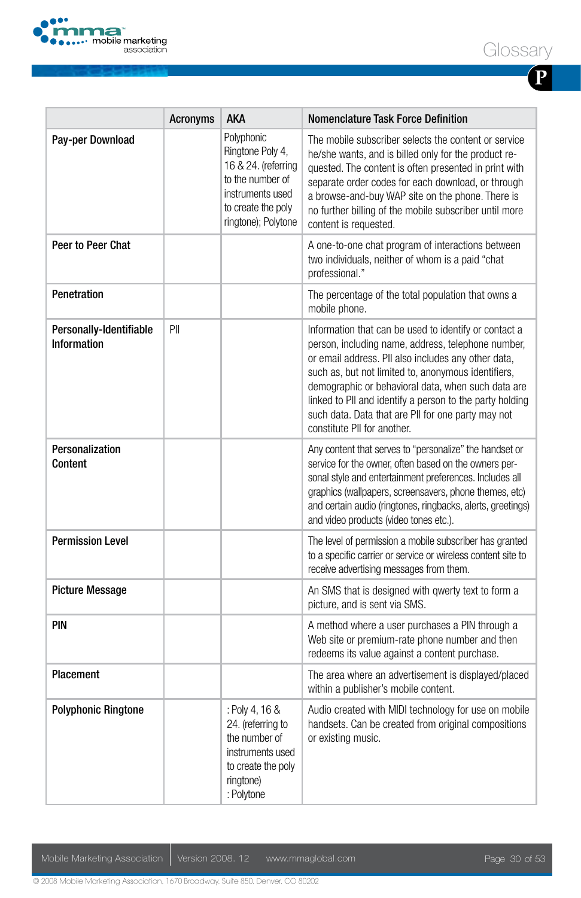| | Acronyms | AKA | Nomenclature Task Force Definition |
|---|---|---|---|
| **Pay-per Download** | | Polyphonic Ringtone Poly 4, 16 & 24. (referring to the number of instruments used to create the poly ringtone); Polytone | The mobile subscriber selects the content or service he/she wants, and is billed only for the product requested. The content is often presented in print with separate order codes for each download, or through a browse-and-buy WAP site on the phone. There is no further billing of the mobile subscriber until more content is requested. |
| **Peer to Peer Chat** | | | A one-to-one chat program of interactions between two individuals, neither of whom is a paid "chat professional." |
| **Penetration** | | | The percentage of the total population that owns a mobile phone. |
| **Personally-Identifiable Information** | PII | | Information that can be used to identify or contact a person, including name, address, telephone number, or email address. PII also includes any other data, such as, but not limited to, anonymous identifiers, demographic or behavioral data, when such data are linked to PII and identify a person to the party holding such data. Data that are PII for one party may not constitute PII for another. |
| **Personalization Content** | | | Any content that serves to "personalize" the handset or service for the owner, often based on the owners personal style and entertainment preferences. Includes all graphics (wallpapers, screensavers, phone themes, etc) and certain audio (ringtones, ringbacks, alerts, greetings) and video products (video tones etc.). |
| **Permission Level** | | | The level of permission a mobile subscriber has granted to a specific carrier or service or wireless content site to receive advertising messages from them. |
| **Picture Message** | | | An SMS that is designed with qwerty text to form a picture, and is sent via SMS. |
| **PIN** | | | A method where a user purchases a PIN through a Web site or premium-rate phone number and then redeems its value against a content purchase. |
| **Placement** | | | The area where an advertisement is displayed/placed within a publisher's mobile content. |
| **Polyphonic Ringtone** | | : Poly 4, 16 & 24. (referring to the number of instruments used to create the poly ringtone) : Polytone | Audio created with MIDI technology for use on mobile handsets. Can be created from original compositions or existing music. |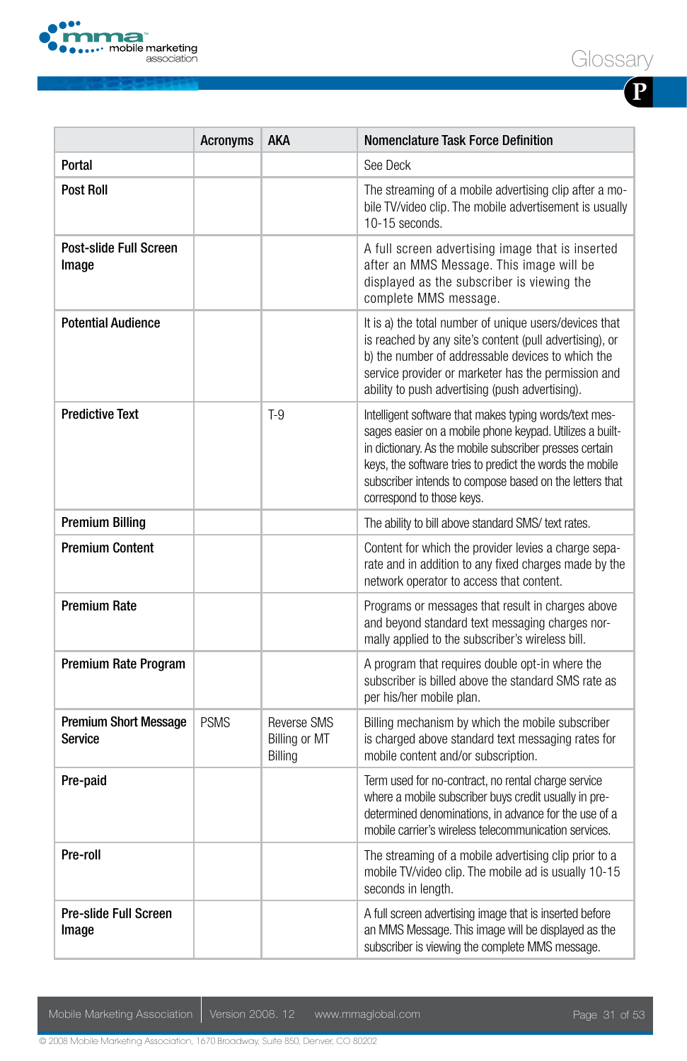| | Acronyms | AKA | Nomenclature Task Force Definition |
|---|---|---|---|
| **Portal** | | | See Deck |
| **Post Roll** | | | The streaming of a mobile advertising clip after a mobile TV/video clip. The mobile advertisement is usually 10-15 seconds. |
| **Post-slide Full Screen Image** | | | A full screen advertising image that is inserted after an MMS Message. This image will be displayed as the subscriber is viewing the complete MMS message. |
| **Potential Audience** | | | It is a) the total number of unique users/devices that is reached by any site's content (pull advertising), or b) the number of addressable devices to which the service provider or marketer has the permission and ability to push advertising (push advertising). |
| **Predictive Text** | | T-9 | Intelligent software that makes typing words/text messages easier on a mobile phone keypad. Utilizes a built-in dictionary. As the mobile subscriber presses certain keys, the software tries to predict the words the mobile subscriber intends to compose based on the letters that correspond to those keys. |
| **Premium Billing** | | | The ability to bill above standard SMS/ text rates. |
| **Premium Content** | | | Content for which the provider levies a charge separate and in addition to any fixed charges made by the network operator to access that content. |
| **Premium Rate** | | | Programs or messages that result in charges above and beyond standard text messaging charges normally applied to the subscriber's wireless bill. |
| **Premium Rate Program** | | | A program that requires double opt-in where the subscriber is billed above the standard SMS rate as per his/her mobile plan. |
| **Premium Short Message Service** | PSMS | Reverse SMS Billing or MT Billing | Billing mechanism by which the mobile subscriber is charged above standard text messaging rates for mobile content and/or subscription. |
| **Pre-paid** | | | Term used for no-contract, no rental charge service where a mobile subscriber buys credit usually in pre-determined denominations, in advance for the use of a mobile carrier's wireless telecommunication services. |
| **Pre-roll** | | | The streaming of a mobile advertising clip prior to a mobile TV/video clip. The mobile ad is usually 10-15 seconds in length. |
| **Pre-slide Full Screen Image** | | | A full screen advertising image that is inserted before an MMS Message. This image will be displayed as the subscriber is viewing the complete MMS message. |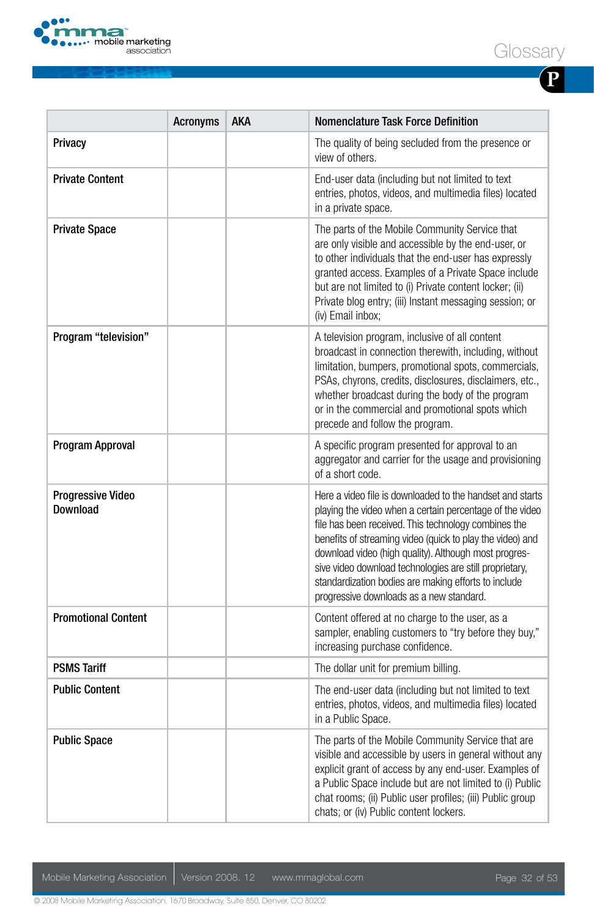| | Acronyms | AKA | Nomenclature Task Force Definition |
|---|---|---|---|
| **Privacy** | | | The quality of being secluded from the presence or view of others. |
| **Private Content** | | | End-user data (including but not limited to text entries, photos, videos, and multimedia files) located in a private space. |
| **Private Space** | | | The parts of the Mobile Community Service that are only visible and accessible by the end-user, or to other individuals that the end-user has expressly granted access. Examples of a Private Space include but are not limited to (i) Private content locker; (ii) Private blog entry; (iii) Instant messaging session; or (iv) Email inbox; |
| **Program "television"** | | | A television program, inclusive of all content broadcast in connection therewith, including, without limitation, bumpers, promotional spots, commercials, PSAs, chyrons, credits, disclosures, disclaimers, etc., whether broadcast during the body of the program or in the commercial and promotional spots which precede and follow the program. |
| **Program Approval** | | | A specific program presented for approval to an aggregator and carrier for the usage and provisioning of a short code. |
| **Progressive Video Download** | | | Here a video file is downloaded to the handset and starts playing the video when a certain percentage of the video file has been received. This technology combines the benefits of streaming video (quick to play the video) and download video (high quality). Although most progressive video download technologies are still proprietary, standardization bodies are making efforts to include progressive downloads as a new standard. |
| **Promotional Content** | | | Content offered at no charge to the user, as a sampler, enabling customers to "try before they buy," increasing purchase confidence. |
| **PSMS Tariff** | | | The dollar unit for premium billing. |
| **Public Content** | | | The end-user data (including but not limited to text entries, photos, videos, and multimedia files) located in a Public Space. |
| **Public Space** | | | The parts of the Mobile Community Service that are visible and accessible by users in general without any explicit grant of access by any end-user. Examples of a Public Space include but are not limited to (i) Public chat rooms; (ii) Public user profiles; (iii) Public group chats; or (iv) Public content lockers. |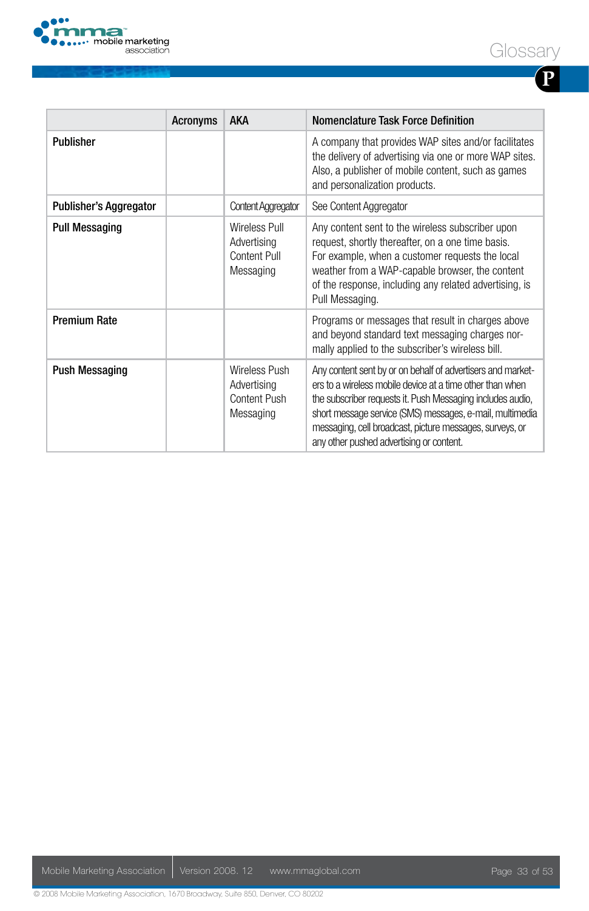| | Acronyms | AKA | Nomenclature Task Force Definition |
|---|---|---|---|
| **Publisher** | | | A company that provides WAP sites and/or facilitates the delivery of advertising via one or more WAP sites. Also, a publisher of mobile content, such as games and personalization products. |
| **Publisher's Aggregator** | | Content Aggregator | See Content Aggregator |
| **Pull Messaging** | | Wireless Pull Advertising<br>Content Pull Messaging | Any content sent to the wireless subscriber upon request, shortly thereafter, on a one time basis. For example, when a customer requests the local weather from a WAP-capable browser, the content of the response, including any related advertising, is Pull Messaging. |
| **Premium Rate** | | | Programs or messages that result in charges above and beyond standard text messaging charges normally applied to the subscriber's wireless bill. |
| **Push Messaging** | | Wireless Push Advertising<br>Content Push Messaging | Any content sent by or on behalf of advertisers and marketers to a wireless mobile device at a time other than when the subscriber requests it. Push Messaging includes audio, short message service (SMS) messages, e-mail, multimedia messaging, cell broadcast, picture messages, surveys, or any other pushed advertising or content. |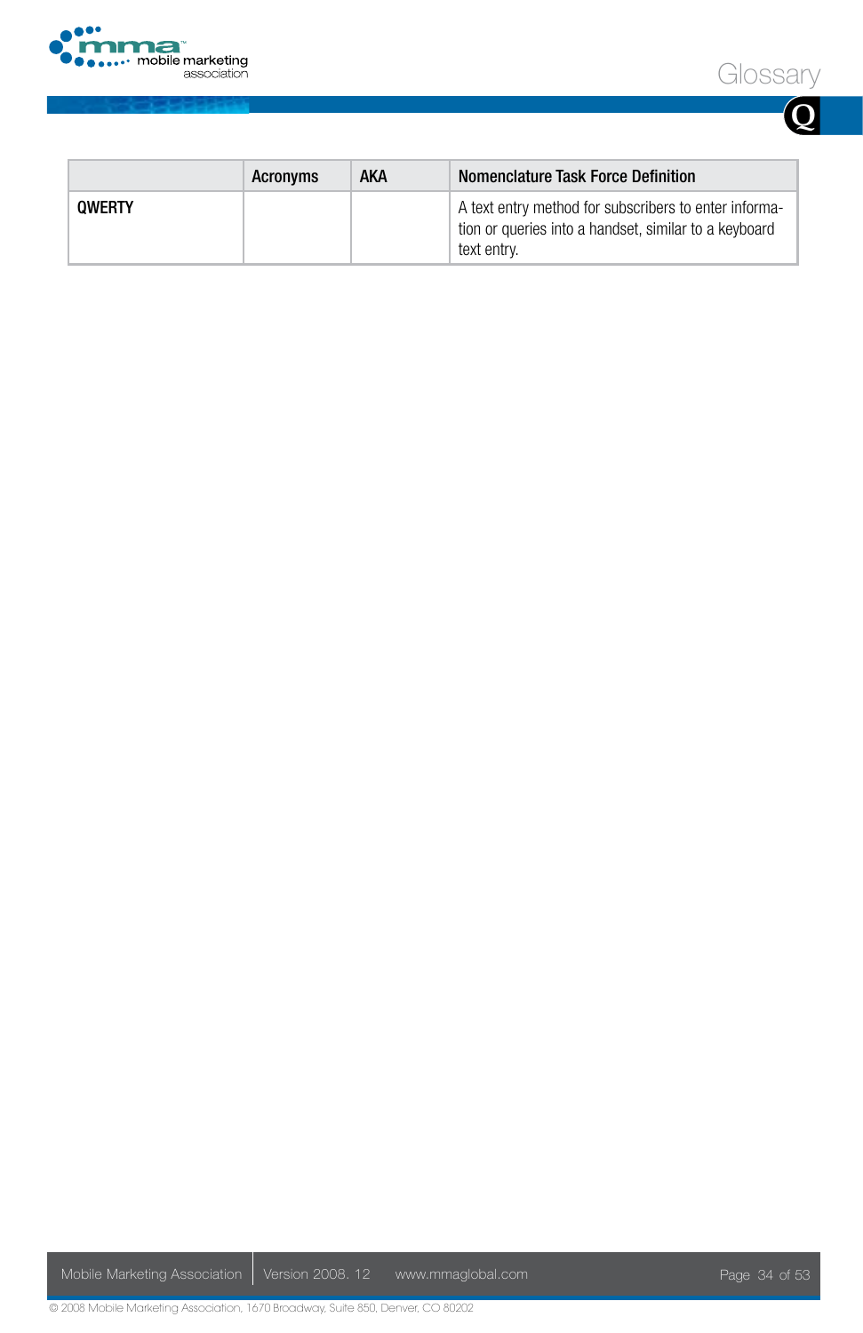| | Acronyms | AKA | Nomenclature Task Force Definition |
|---|---|---|---|
| QWERTY | | | A text entry method for subscribers to enter information or queries into a handset, similar to a keyboard text entry. |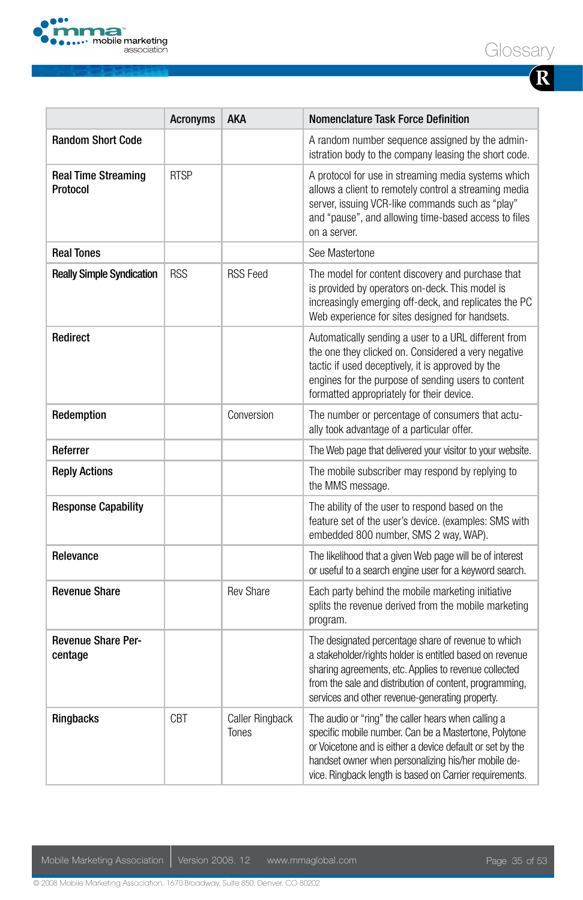# Glossary

## R

| | Acronyms | AKA | Nomenclature Task Force Definition |
|---|---|---|---|
| **Random Short Code** | | | A random number sequence assigned by the administration body to the company leasing the short code. |
| **Real Time Streaming Protocol** | RTSP | | A protocol for use in streaming media systems which allows a client to remotely control a streaming media server, issuing VCR-like commands such as "play" and "pause", and allowing time-based access to files on a server. |
| **Real Tones** | | | See Mastertone |
| **Really Simple Syndication** | RSS | RSS Feed | The model for content discovery and purchase that is provided by operators on-deck. This model is increasingly emerging off-deck, and replicates the PC Web experience for sites designed for handsets. |
| **Redirect** | | | Automatically sending a user to a URL different from the one they clicked on. Considered a very negative tactic if used deceptively, it is approved by the engines for the purpose of sending users to content formatted appropriately for their device. |
| **Redemption** | | Conversion | The number or percentage of consumers that actually took advantage of a particular offer. |
| **Referrer** | | | The Web page that delivered your visitor to your website. |
| **Reply Actions** | | | The mobile subscriber may respond by replying to the MMS message. |
| **Response Capability** | | | The ability of the user to respond based on the feature set of the user's device. (examples: SMS with embedded 800 number, SMS 2 way, WAP). |
| **Relevance** | | | The likelihood that a given Web page will be of interest or useful to a search engine user for a keyword search. |
| **Revenue Share** | | Rev Share | Each party behind the mobile marketing initiative splits the revenue derived from the mobile marketing program. |
| **Revenue Share Percentage** | | | The designated percentage share of revenue to which a stakeholder/rights holder is entitled based on revenue sharing agreements, etc. Applies to revenue collected from the sale and distribution of content, programming, services and other revenue-generating property. |
| **Ringbacks** | CBT | Caller Ringback Tones | The audio or "ring" the caller hears when calling a specific mobile number. Can be a Mastertone, Polytone or Voicetone and is either a device default or set by the handset owner when personalizing his/her mobile device. Ringback length is based on Carrier requirements. |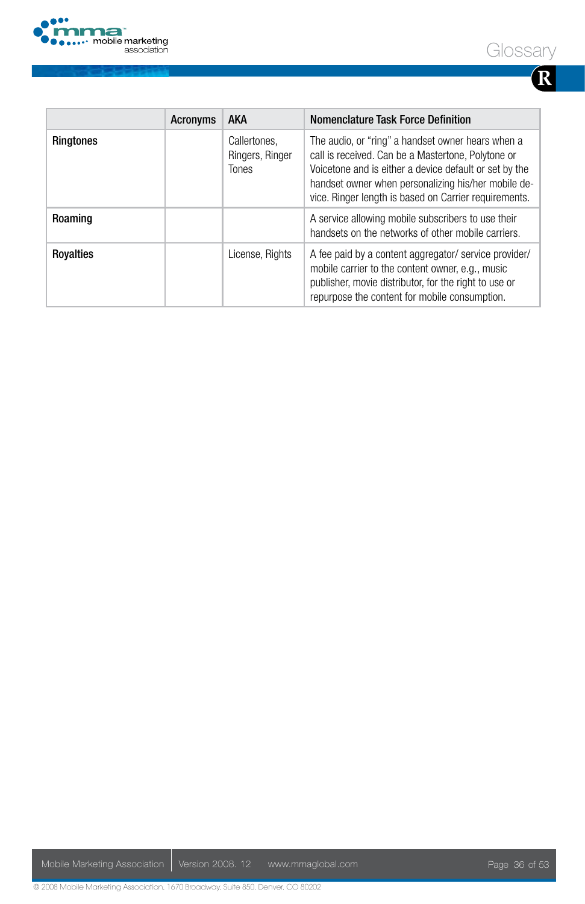| | Acronyms | AKA | Nomenclature Task Force Definition |
|---|---|---|---|
| **Ringtones** | | Callertones, Ringers, Ringer Tones | The audio, or "ring" a handset owner hears when a call is received. Can be a Mastertone, Polytone or Voicetone and is either a device default or set by the handset owner when personalizing his/her mobile device. Ringer length is based on Carrier requirements. |
| **Roaming** | | | A service allowing mobile subscribers to use their handsets on the networks of other mobile carriers. |
| **Royalties** | | License, Rights | A fee paid by a content aggregator/ service provider/ mobile carrier to the content owner, e.g., music publisher, movie distributor, for the right to use or repurpose the content for mobile consumption. |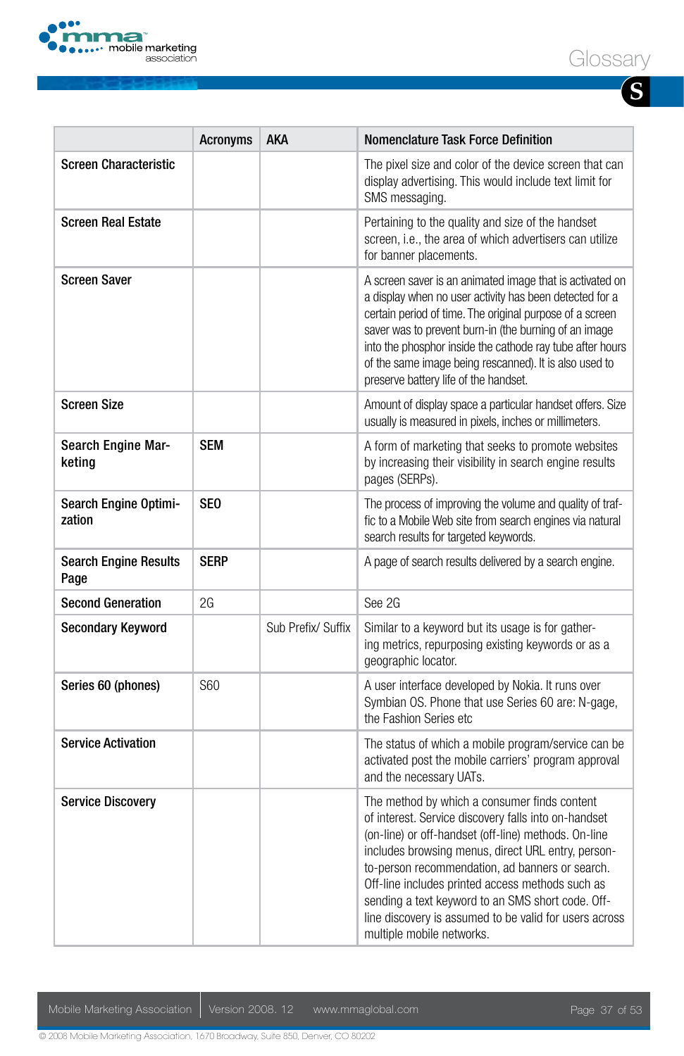# Glossary

## S

| | Acronyms | AKA | Nomenclature Task Force Definition |
|---|---|---|---|
| **Screen Characteristic** | | | The pixel size and color of the device screen that can display advertising. This would include text limit for SMS messaging. |
| **Screen Real Estate** | | | Pertaining to the quality and size of the handset screen, i.e., the area of which advertisers can utilize for banner placements. |
| **Screen Saver** | | | A screen saver is an animated image that is activated on a display when no user activity has been detected for a certain period of time. The original purpose of a screen saver was to prevent burn-in (the burning of an image into the phosphor inside the cathode ray tube after hours of the same image being rescanned). It is also used to preserve battery life of the handset. |
| **Screen Size** | | | Amount of display space a particular handset offers. Size usually is measured in pixels, inches or millimeters. |
| **Search Engine Marketing** | **SEM** | | A form of marketing that seeks to promote websites by increasing their visibility in search engine results pages (SERPs). |
| **Search Engine Optimization** | **SEO** | | The process of improving the volume and quality of traffic to a Mobile Web site from search engines via natural search results for targeted keywords. |
| **Search Engine Results Page** | **SERP** | | A page of search results delivered by a search engine. |
| **Second Generation** | 2G | | See 2G |
| **Secondary Keyword** | | Sub Prefix/ Suffix | Similar to a keyword but its usage is for gathering metrics, repurposing existing keywords or as a geographic locator. |
| **Series 60 (phones)** | S60 | | A user interface developed by Nokia. It runs over Symbian OS. Phone that use Series 60 are: N-gage, the Fashion Series etc |
| **Service Activation** | | | The status of which a mobile program/service can be activated post the mobile carriers' program approval and the necessary UATs. |
| **Service Discovery** | | | The method by which a consumer finds content of interest. Service discovery falls into on-handset (on-line) or off-handset (off-line) methods. On-line includes browsing menus, direct URL entry, person-to-person recommendation, ad banners or search. Off-line includes printed access methods such as sending a text keyword to an SMS short code. Off-line discovery is assumed to be valid for users across multiple mobile networks. |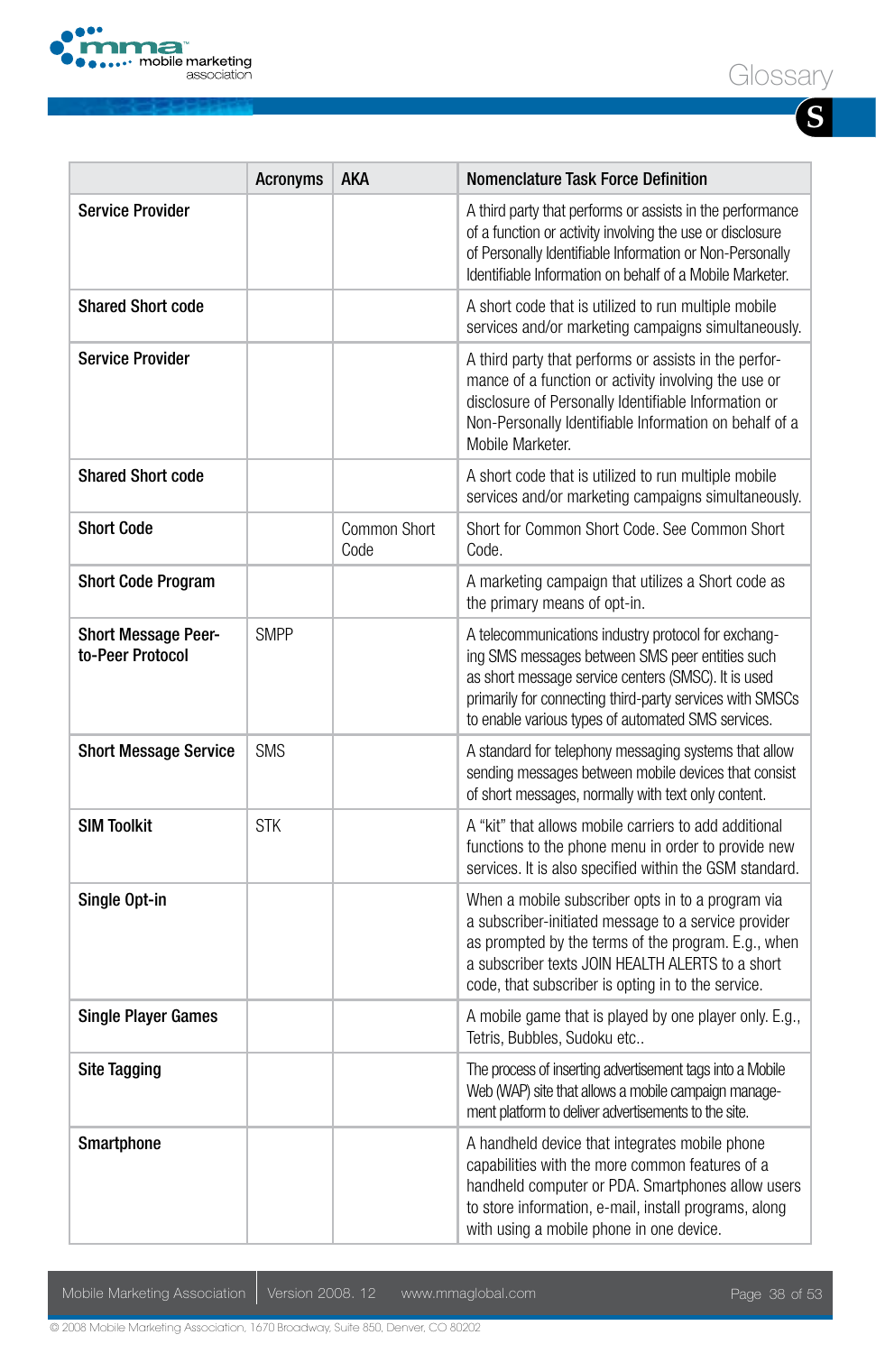# S

|  | Acronyms | AKA | Nomenclature Task Force Definition |
|---|---|---|---|
| **Service Provider** |  |  | A third party that performs or assists in the performance of a function or activity involving the use or disclosure of Personally Identifiable Information or Non-Personally Identifiable Information on behalf of a Mobile Marketer. |
| **Shared Short code** |  |  | A short code that is utilized to run multiple mobile services and/or marketing campaigns simultaneously. |
| **Service Provider** |  |  | A third party that performs or assists in the performance of a function or activity involving the use or disclosure of Personally Identifiable Information or Non-Personally Identifiable Information on behalf of a Mobile Marketer. |
| **Shared Short code** |  |  | A short code that is utilized to run multiple mobile services and/or marketing campaigns simultaneously. |
| **Short Code** |  | Common Short Code | Short for Common Short Code. See Common Short Code. |
| **Short Code Program** |  |  | A marketing campaign that utilizes a Short code as the primary means of opt-in. |
| **Short Message Peer-to-Peer Protocol** | SMPP |  | A telecommunications industry protocol for exchanging SMS messages between SMS peer entities such as short message service centers (SMSC). It is used primarily for connecting third-party services with SMSCs to enable various types of automated SMS services. |
| **Short Message Service** | SMS |  | A standard for telephony messaging systems that allow sending messages between mobile devices that consist of short messages, normally with text only content. |
| **SIM Toolkit** | STK |  | A "kit" that allows mobile carriers to add additional functions to the phone menu in order to provide new services. It is also specified within the GSM standard. |
| **Single Opt-in** |  |  | When a mobile subscriber opts in to a program via a subscriber-initiated message to a service provider as prompted by the terms of the program. E.g., when a subscriber texts JOIN HEALTH ALERTS to a short code, that subscriber is opting in to the service. |
| **Single Player Games** |  |  | A mobile game that is played by one player only. E.g., Tetris, Bubbles, Sudoku etc.. |
| **Site Tagging** |  |  | The process of inserting advertisement tags into a Mobile Web (WAP) site that allows a mobile campaign management platform to deliver advertisements to the site. |
| **Smartphone** |  |  | A handheld device that integrates mobile phone capabilities with the more common features of a handheld computer or PDA. Smartphones allow users to store information, e-mail, install programs, along with using a mobile phone in one device. |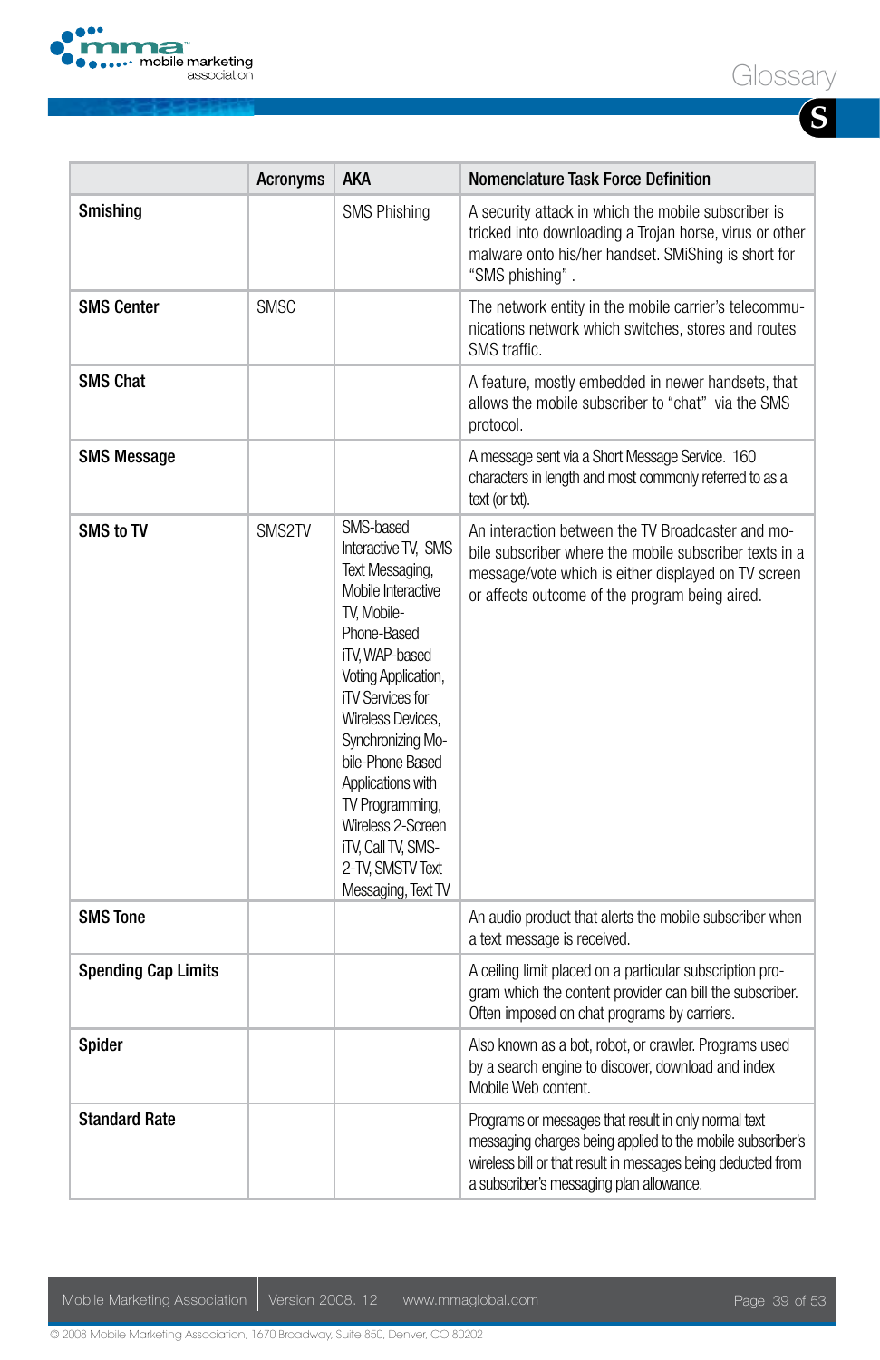| | Acronyms | AKA | Nomenclature Task Force Definition |
|---|---|---|---|
| **Smishing** | | SMS Phishing | A security attack in which the mobile subscriber is tricked into downloading a Trojan horse, virus or other malware onto his/her handset. SMiShing is short for "SMS phishing" . |
| **SMS Center** | SMSC | | The network entity in the mobile carrier's telecommunications network which switches, stores and routes SMS traffic. |
| **SMS Chat** | | | A feature, mostly embedded in newer handsets, that allows the mobile subscriber to "chat" via the SMS protocol. |
| **SMS Message** | | | A message sent via a Short Message Service. 160 characters in length and most commonly referred to as a text (or txt). |
| **SMS to TV** | SMS2TV | SMS-based Interactive TV, SMS Text Messaging, Mobile Interactive TV, Mobile-Phone-Based iTV, WAP-based Voting Application, iTV Services for Wireless Devices, Synchronizing Mobile-Phone Based Applications with TV Programming, Wireless 2-Screen iTV, Call TV, SMS-2-TV, SMSTV Text Messaging, Text TV | An interaction between the TV Broadcaster and mobile subscriber where the mobile subscriber texts in a message/vote which is either displayed on TV screen or affects outcome of the program being aired. |
| **SMS Tone** | | | An audio product that alerts the mobile subscriber when a text message is received. |
| **Spending Cap Limits** | | | A ceiling limit placed on a particular subscription program which the content provider can bill the subscriber. Often imposed on chat programs by carriers. |
| **Spider** | | | Also known as a bot, robot, or crawler. Programs used by a search engine to discover, download and index Mobile Web content. |
| **Standard Rate** | | | Programs or messages that result in only normal text messaging charges being applied to the mobile subscriber's wireless bill or that result in messages being deducted from a subscriber's messaging plan allowance. |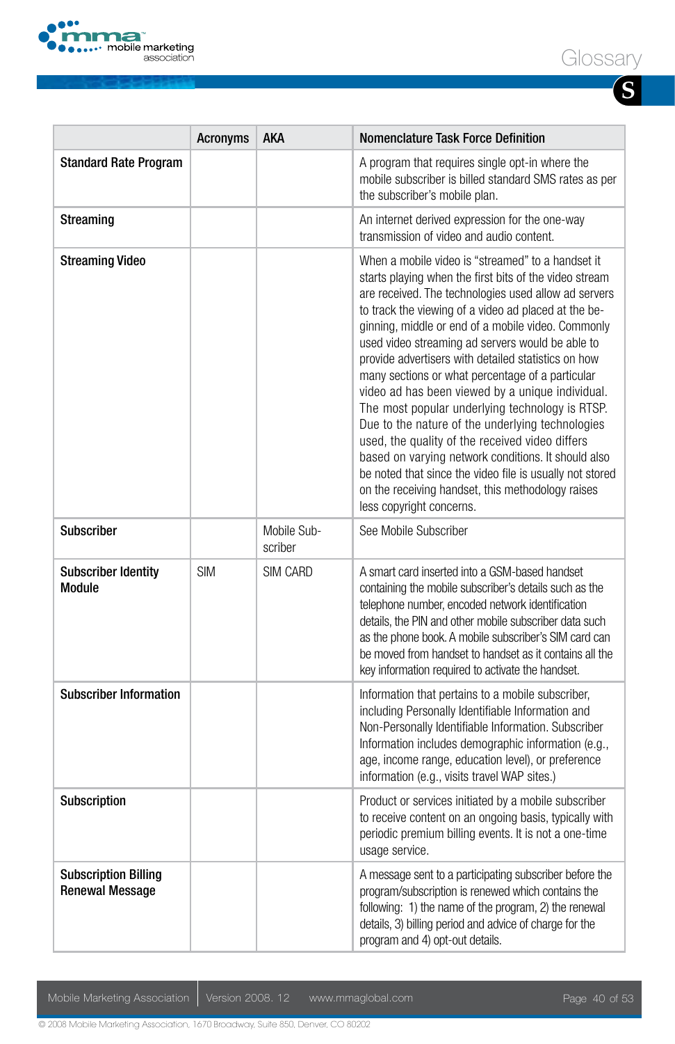| | Acronyms | AKA | Nomenclature Task Force Definition |
|---|---|---|---|
| **Standard Rate Program** | | | A program that requires single opt-in where the mobile subscriber is billed standard SMS rates as per the subscriber's mobile plan. |
| **Streaming** | | | An internet derived expression for the one-way transmission of video and audio content. |
| **Streaming Video** | | | When a mobile video is "streamed" to a handset it starts playing when the first bits of the video stream are received. The technologies used allow ad servers to track the viewing of a video ad placed at the beginning, middle or end of a mobile video. Commonly used video streaming ad servers would be able to provide advertisers with detailed statistics on how many sections or what percentage of a particular video ad has been viewed by a unique individual. The most popular underlying technology is RTSP. Due to the nature of the underlying technologies used, the quality of the received video differs based on varying network conditions. It should also be noted that since the video file is usually not stored on the receiving handset, this methodology raises less copyright concerns. |
| **Subscriber** | | Mobile Subscriber | See Mobile Subscriber |
| **Subscriber Identity Module** | SIM | SIM CARD | A smart card inserted into a GSM-based handset containing the mobile subscriber's details such as the telephone number, encoded network identification details, the PIN and other mobile subscriber data such as the phone book. A mobile subscriber's SIM card can be moved from handset to handset as it contains all the key information required to activate the handset. |
| **Subscriber Information** | | | Information that pertains to a mobile subscriber, including Personally Identifiable Information and Non-Personally Identifiable Information. Subscriber Information includes demographic information (e.g., age, income range, education level), or preference information (e.g., visits travel WAP sites.) |
| **Subscription** | | | Product or services initiated by a mobile subscriber to receive content on an ongoing basis, typically with periodic premium billing events. It is not a one-time usage service. |
| **Subscription Billing Renewal Message** | | | A message sent to a participating subscriber before the program/subscription is renewed which contains the following: 1) the name of the program, 2) the renewal details, 3) billing period and advice of charge for the program and 4) opt-out details. |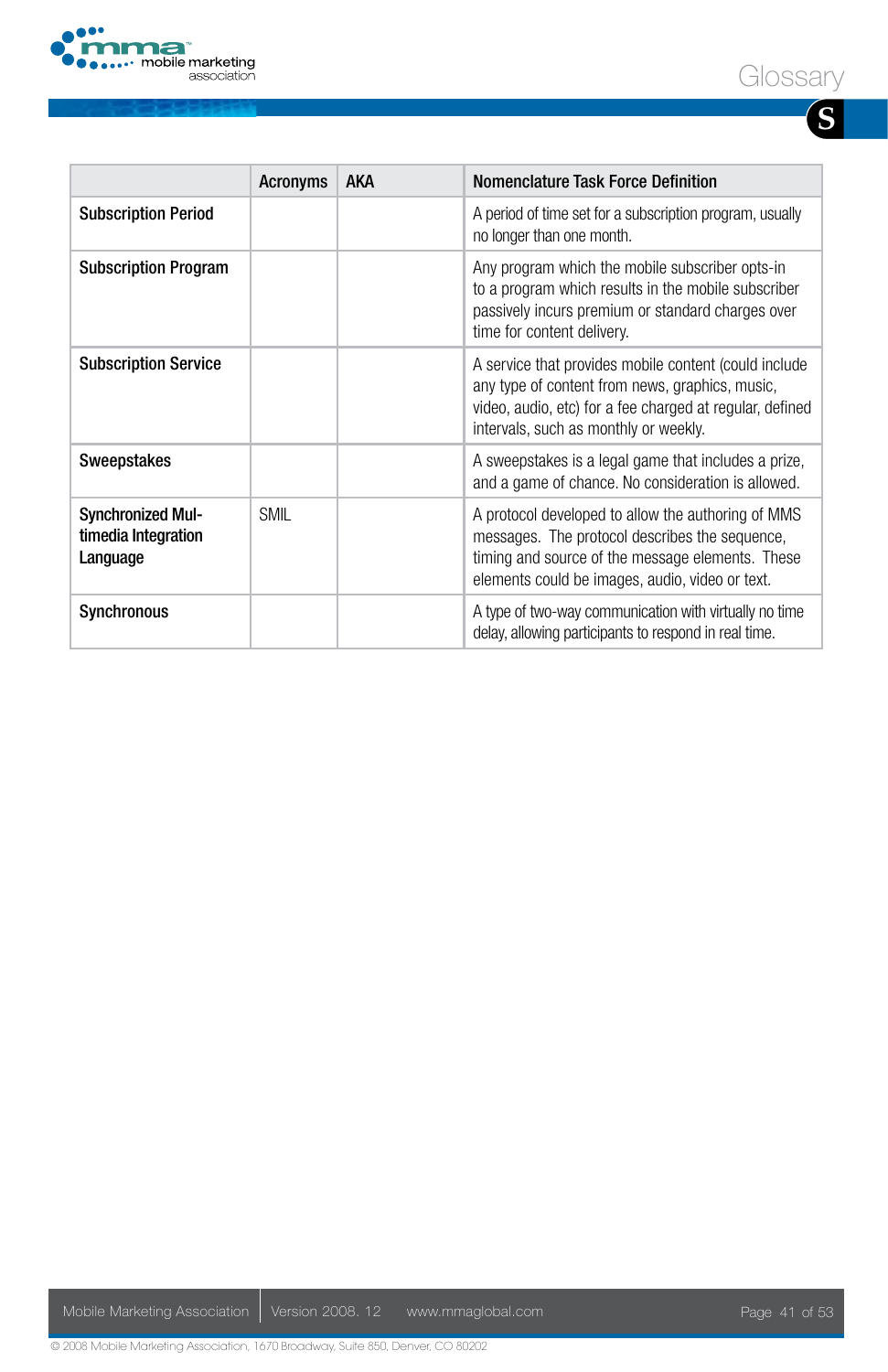| | Acronyms | AKA | Nomenclature Task Force Definition |
|---|---|---|---|
| **Subscription Period** | | | A period of time set for a subscription program, usually no longer than one month. |
| **Subscription Program** | | | Any program which the mobile subscriber opts-in to a program which results in the mobile subscriber passively incurs premium or standard charges over time for content delivery. |
| **Subscription Service** | | | A service that provides mobile content (could include any type of content from news, graphics, music, video, audio, etc) for a fee charged at regular, defined intervals, such as monthly or weekly. |
| **Sweepstakes** | | | A sweepstakes is a legal game that includes a prize, and a game of chance. No consideration is allowed. |
| **Synchronized Multimedia Integration Language** | SMIL | | A protocol developed to allow the authoring of MMS messages. The protocol describes the sequence, timing and source of the message elements. These elements could be images, audio, video or text. |
| **Synchronous** | | | A type of two-way communication with virtually no time delay, allowing participants to respond in real time. |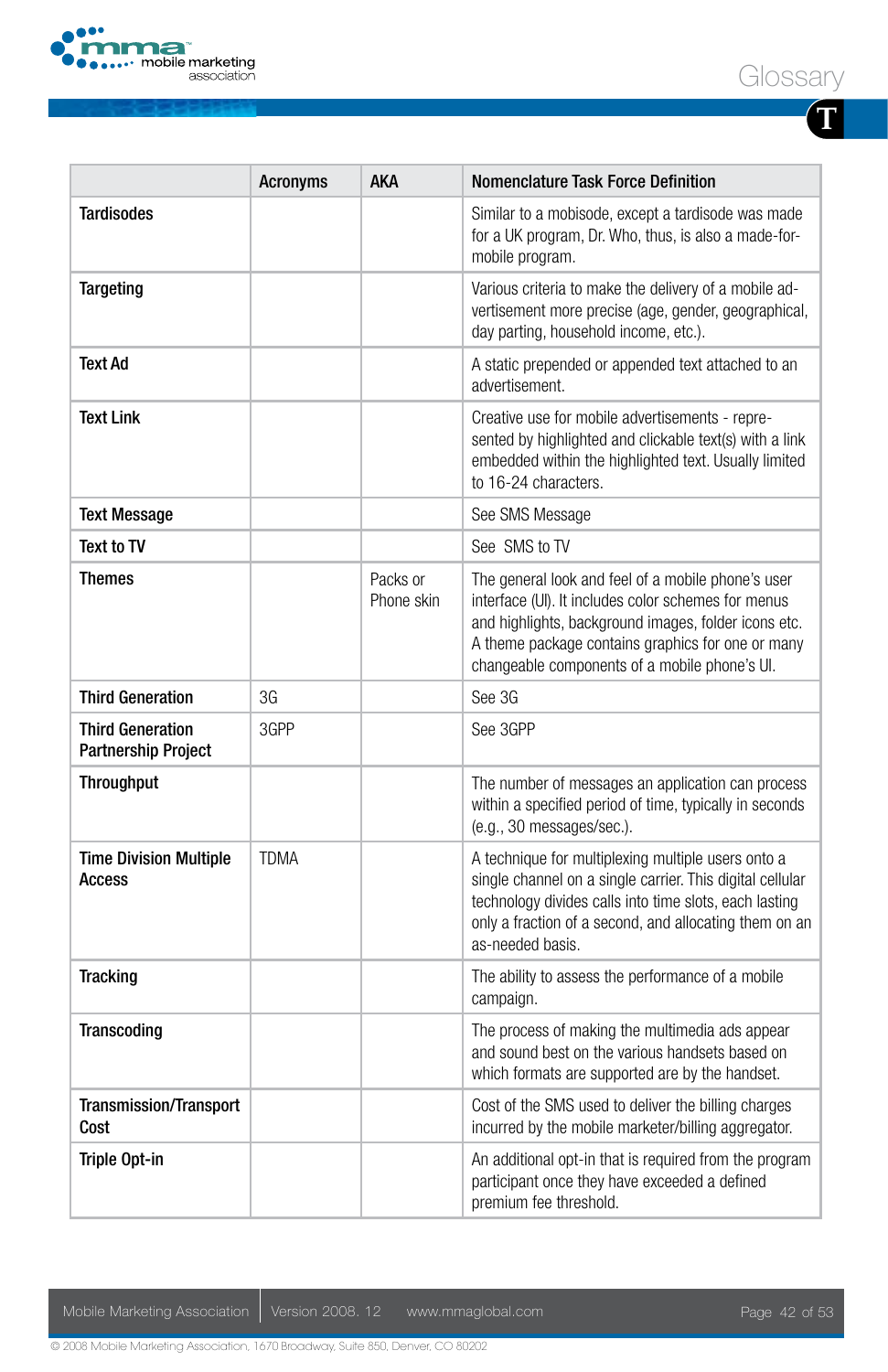# Glossary

## T

| | Acronyms | AKA | Nomenclature Task Force Definition |
|---|---|---|---|
| **Tardisodes** | | | Similar to a mobisode, except a tardisode was made for a UK program, Dr. Who, thus, is also a made-for-mobile program. |
| **Targeting** | | | Various criteria to make the delivery of a mobile advertisement more precise (age, gender, geographical, day parting, household income, etc.). |
| **Text Ad** | | | A static prepended or appended text attached to an advertisement. |
| **Text Link** | | | Creative use for mobile advertisements - represented by highlighted and clickable text(s) with a link embedded within the highlighted text. Usually limited to 16-24 characters. |
| **Text Message** | | | See SMS Message |
| **Text to TV** | | | See SMS to TV |
| **Themes** | | Packs or Phone skin | The general look and feel of a mobile phone's user interface (UI). It includes color schemes for menus and highlights, background images, folder icons etc. A theme package contains graphics for one or many changeable components of a mobile phone's UI. |
| **Third Generation** | 3G | | See 3G |
| **Third Generation Partnership Project** | 3GPP | | See 3GPP |
| **Throughput** | | | The number of messages an application can process within a specified period of time, typically in seconds (e.g., 30 messages/sec.). |
| **Time Division Multiple Access** | TDMA | | A technique for multiplexing multiple users onto a single channel on a single carrier. This digital cellular technology divides calls into time slots, each lasting only a fraction of a second, and allocating them on an as-needed basis. |
| **Tracking** | | | The ability to assess the performance of a mobile campaign. |
| **Transcoding** | | | The process of making the multimedia ads appear and sound best on the various handsets based on which formats are supported are by the handset. |
| **Transmission/Transport Cost** | | | Cost of the SMS used to deliver the billing charges incurred by the mobile marketer/billing aggregator. |
| **Triple Opt-in** | | | An additional opt-in that is required from the program participant once they have exceeded a defined premium fee threshold. |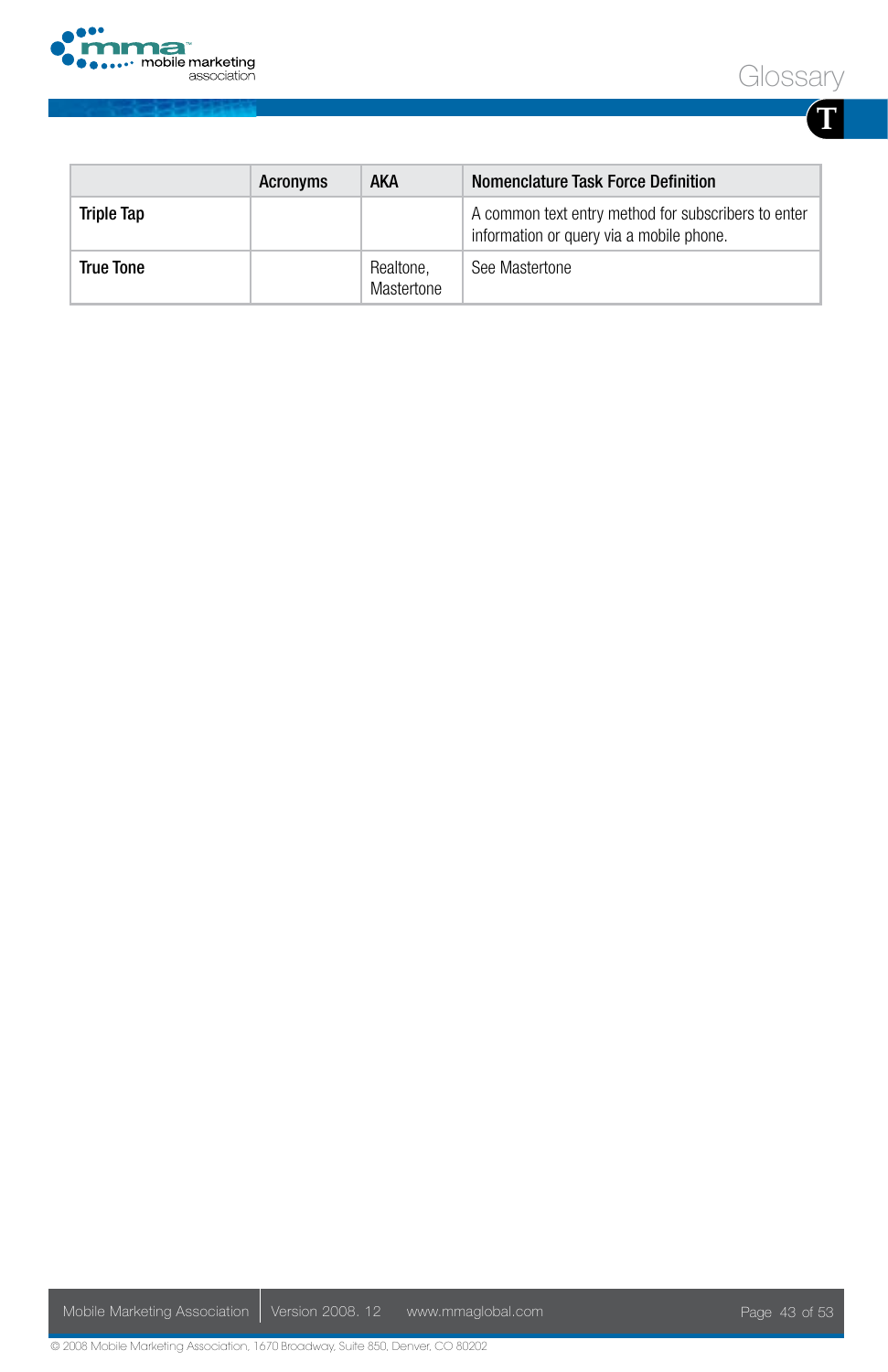| | Acronyms | AKA | Nomenclature Task Force Definition |
|---|---|---|---|
| **Triple Tap** | | | A common text entry method for subscribers to enter information or query via a mobile phone. |
| **True Tone** | | Realtone, Mastertone | See Mastertone |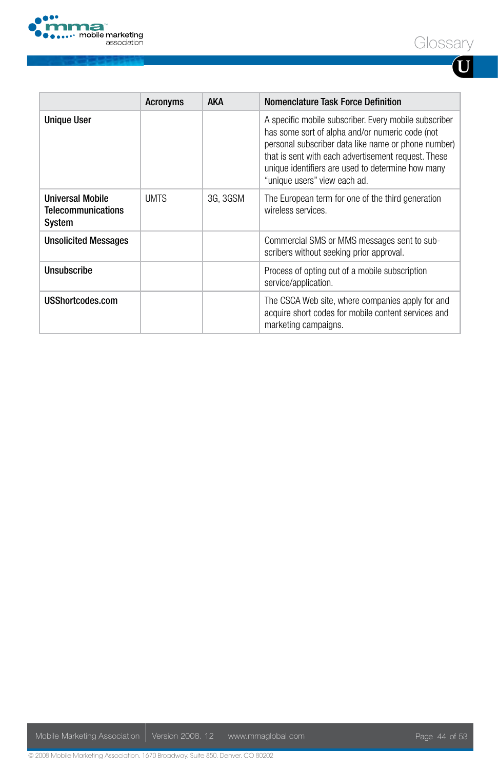|  | Acronyms | AKA | Nomenclature Task Force Definition |
|---|---|---|---|
| **Unique User** |  |  | A specific mobile subscriber. Every mobile subscriber has some sort of alpha and/or numeric code (not personal subscriber data like name or phone number) that is sent with each advertisement request. These unique identifiers are used to determine how many "unique users" view each ad. |
| **Universal Mobile Telecommunications System** | UMTS | 3G, 3GSM | The European term for one of the third generation wireless services. |
| **Unsolicited Messages** |  |  | Commercial SMS or MMS messages sent to subscribers without seeking prior approval. |
| **Unsubscribe** |  |  | Process of opting out of a mobile subscription service/application. |
| **USShortcodes.com** |  |  | The CSCA Web site, where companies apply for and acquire short codes for mobile content services and marketing campaigns. |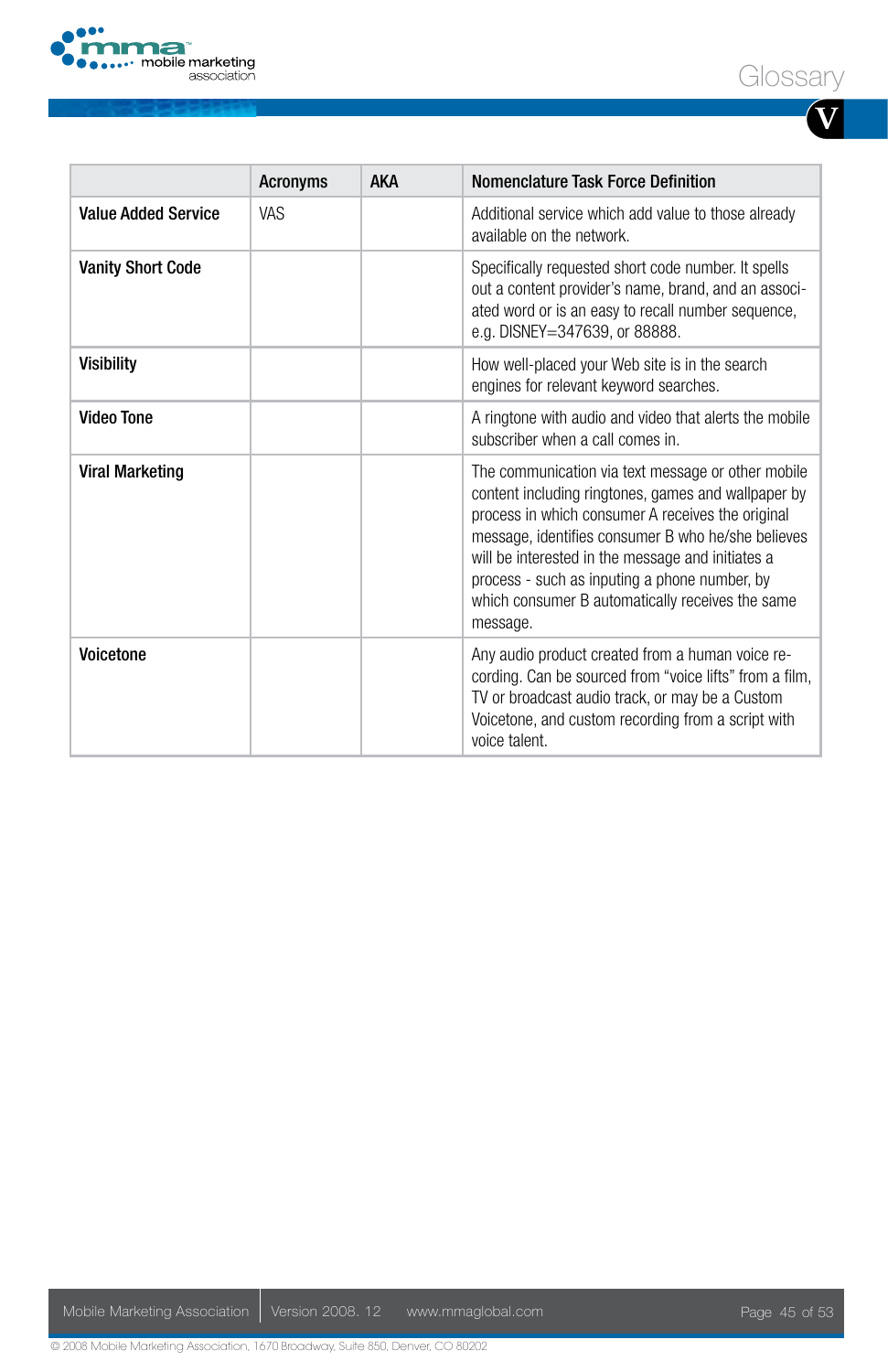| | Acronyms | AKA | Nomenclature Task Force Definition |
|---|---|---|---|
| **Value Added Service** | VAS | | Additional service which add value to those already available on the network. |
| **Vanity Short Code** | | | Specifically requested short code number. It spells out a content provider's name, brand, and an associated word or is an easy to recall number sequence, e.g. DISNEY=347639, or 88888. |
| **Visibility** | | | How well-placed your Web site is in the search engines for relevant keyword searches. |
| **Video Tone** | | | A ringtone with audio and video that alerts the mobile subscriber when a call comes in. |
| **Viral Marketing** | | | The communication via text message or other mobile content including ringtones, games and wallpaper by process in which consumer A receives the original message, identifies consumer B who he/she believes will be interested in the message and initiates a process - such as inputing a phone number, by which consumer B automatically receives the same message. |
| **Voicetone** | | | Any audio product created from a human voice recording. Can be sourced from "voice lifts" from a film, TV or broadcast audio track, or may be a Custom Voicetone, and custom recording from a script with voice talent. |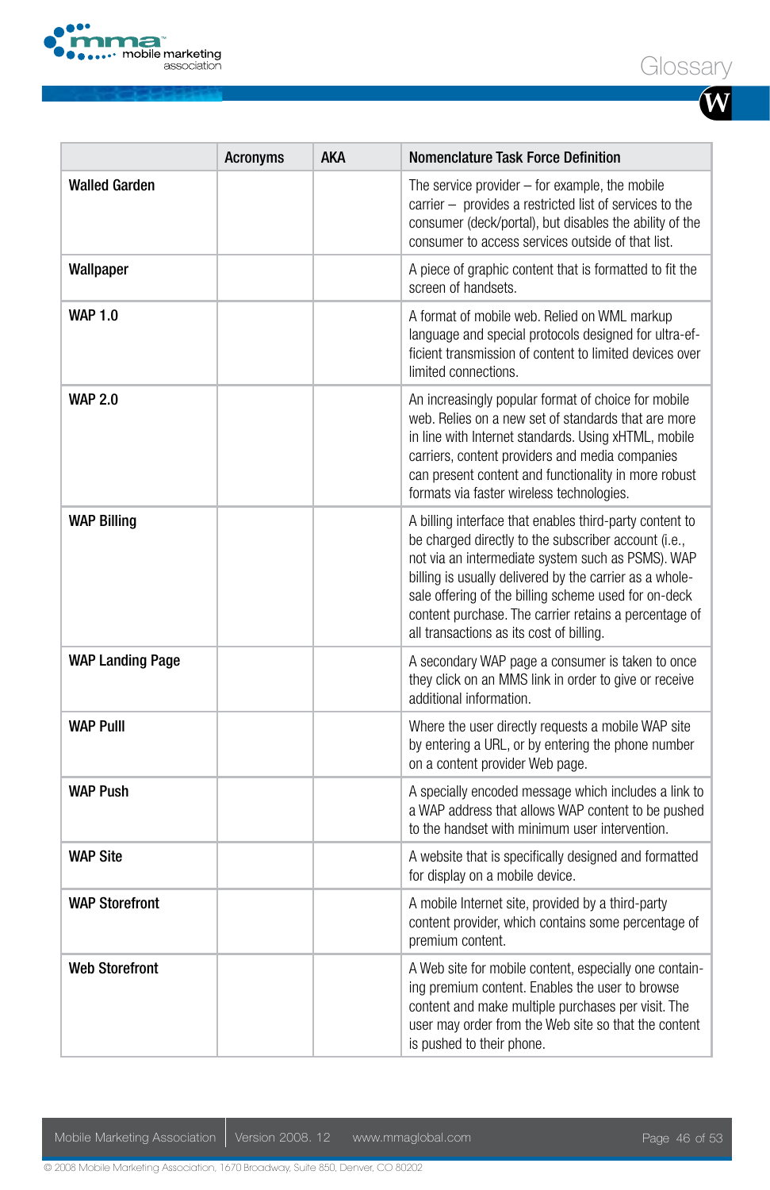|  | Acronyms | AKA | Nomenclature Task Force Definition |
|---|---|---|---|
| **Walled Garden** |  |  | The service provider – for example, the mobile carrier – provides a restricted list of services to the consumer (deck/portal), but disables the ability of the consumer to access services outside of that list. |
| **Wallpaper** |  |  | A piece of graphic content that is formatted to fit the screen of handsets. |
| **WAP 1.0** |  |  | A format of mobile web. Relied on WML markup language and special protocols designed for ultra-efficient transmission of content to limited devices over limited connections. |
| **WAP 2.0** |  |  | An increasingly popular format of choice for mobile web. Relies on a new set of standards that are more in line with Internet standards. Using xHTML, mobile carriers, content providers and media companies can present content and functionality in more robust formats via faster wireless technologies. |
| **WAP Billing** |  |  | A billing interface that enables third-party content to be charged directly to the subscriber account (i.e., not via an intermediate system such as PSMS). WAP billing is usually delivered by the carrier as a wholesale offering of the billing scheme used for on-deck content purchase. The carrier retains a percentage of all transactions as its cost of billing. |
| **WAP Landing Page** |  |  | A secondary WAP page a consumer is taken to once they click on an MMS link in order to give or receive additional information. |
| **WAP Pulll** |  |  | Where the user directly requests a mobile WAP site by entering a URL, or by entering the phone number on a content provider Web page. |
| **WAP Push** |  |  | A specially encoded message which includes a link to a WAP address that allows WAP content to be pushed to the handset with minimum user intervention. |
| **WAP Site** |  |  | A website that is specifically designed and formatted for display on a mobile device. |
| **WAP Storefront** |  |  | A mobile Internet site, provided by a third-party content provider, which contains some percentage of premium content. |
| **Web Storefront** |  |  | A Web site for mobile content, especially one containing premium content. Enables the user to browse content and make multiple purchases per visit. The user may order from the Web site so that the content is pushed to their phone. |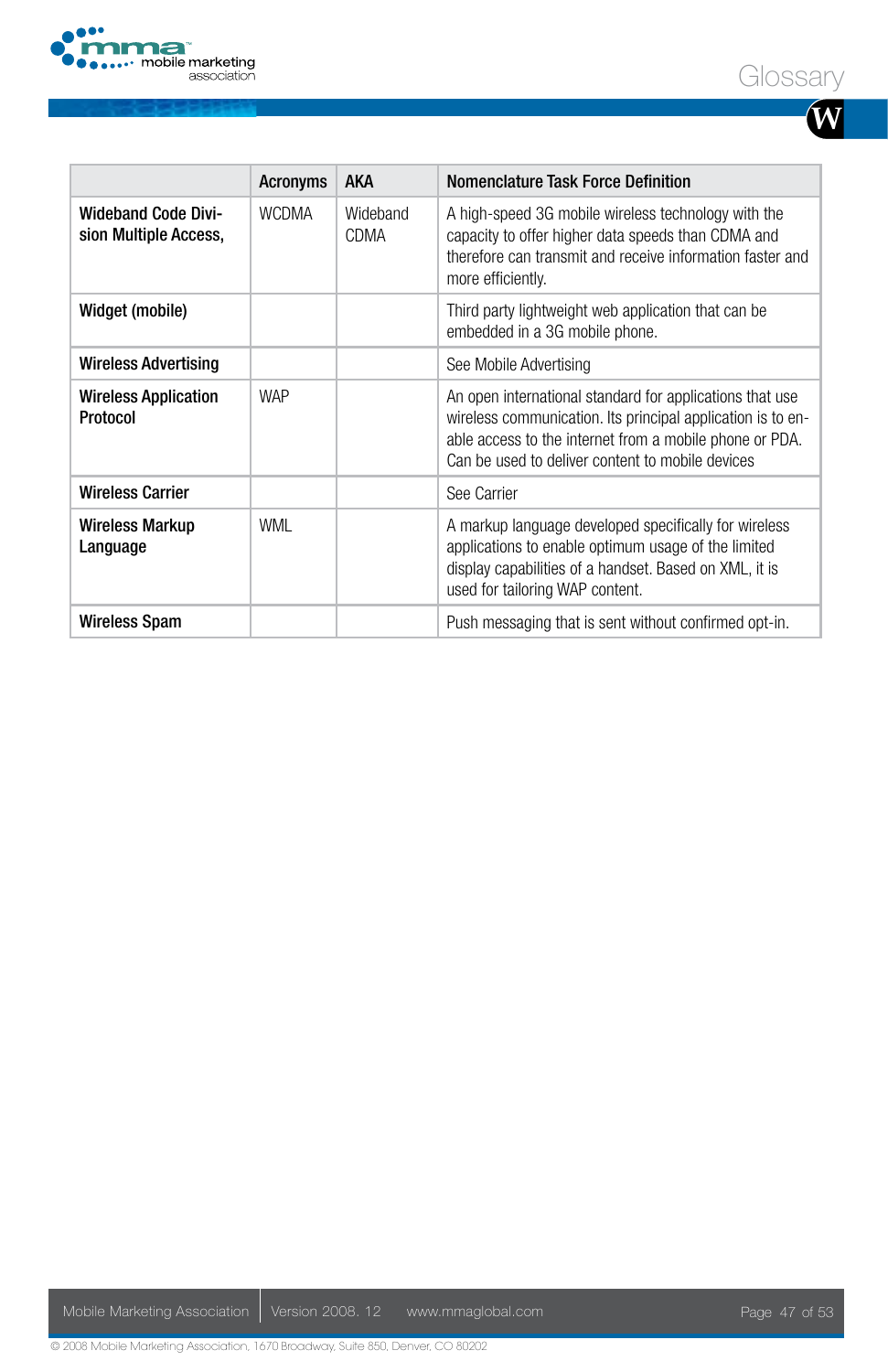| | Acronyms | AKA | Nomenclature Task Force Definition |
|---|---|---|---|
| **Wideband Code Division Multiple Access,** | WCDMA | Wideband CDMA | A high-speed 3G mobile wireless technology with the capacity to offer higher data speeds than CDMA and therefore can transmit and receive information faster and more efficiently. |
| **Widget (mobile)** | | | Third party lightweight web application that can be embedded in a 3G mobile phone. |
| **Wireless Advertising** | | | See Mobile Advertising |
| **Wireless Application Protocol** | WAP | | An open international standard for applications that use wireless communication. Its principal application is to enable access to the internet from a mobile phone or PDA. Can be used to deliver content to mobile devices |
| **Wireless Carrier** | | | See Carrier |
| **Wireless Markup Language** | WML | | A markup language developed specifically for wireless applications to enable optimum usage of the limited display capabilities of a handset. Based on XML, it is used for tailoring WAP content. |
| **Wireless Spam** | | | Push messaging that is sent without confirmed opt-in. |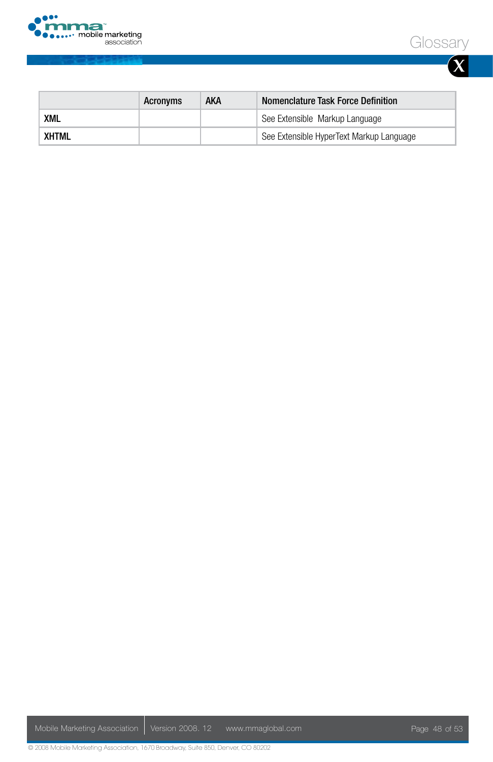| | Acronyms | AKA | Nomenclature Task Force Definition |
|---|---|---|---|
| **XML** | | | See Extensible  Markup Language |
| **XHTML** | | | See Extensible HyperText Markup Language |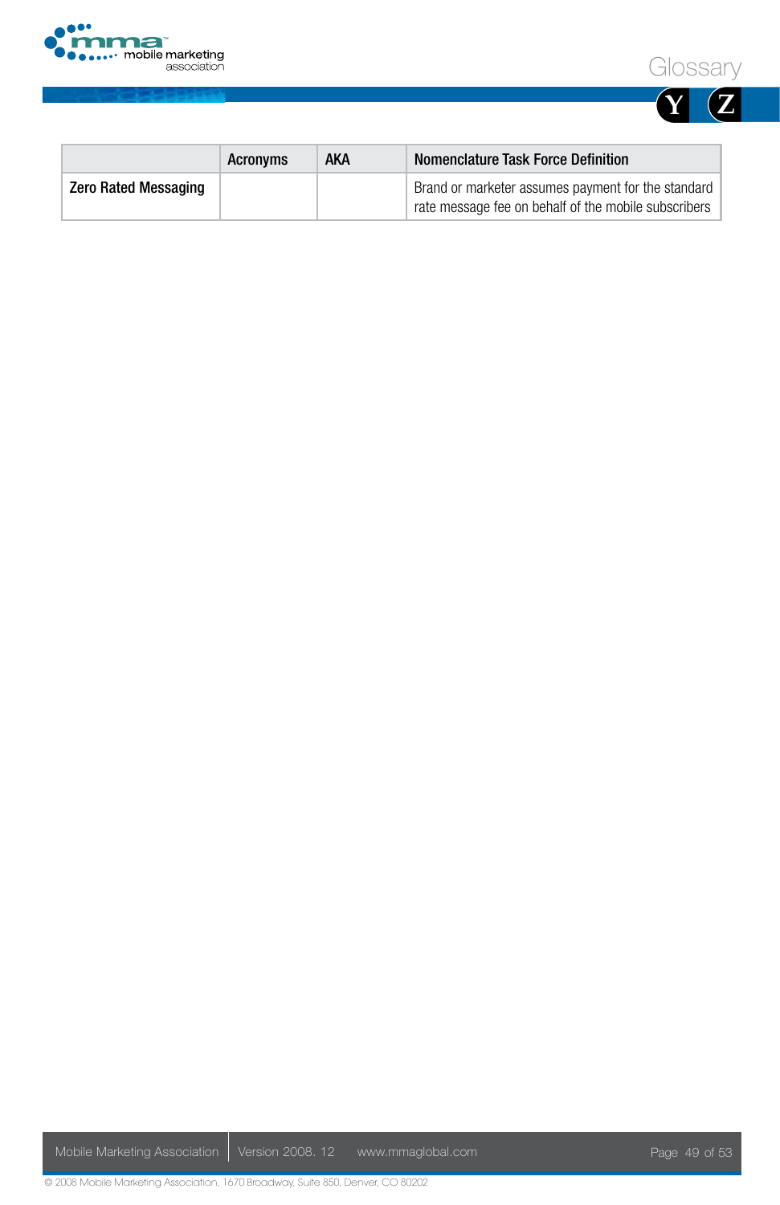| | Acronyms | AKA | Nomenclature Task Force Definition |
|---|---|---|---|
| **Zero Rated Messaging** | | | Brand or marketer assumes payment for the standard rate message fee on behalf of the mobile subscribers |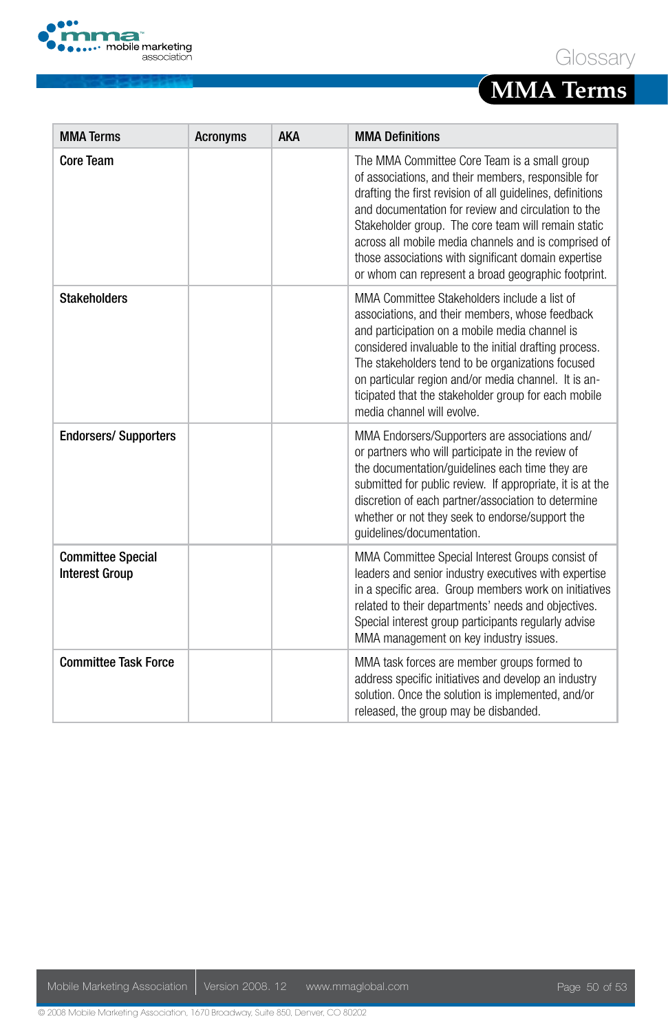## Glossary

## MMA Terms

| MMA Terms | Acronyms | AKA | MMA Definitions |
|---|---|---|---|
| **Core Team** | | | The MMA Committee Core Team is a small group of associations, and their members, responsible for drafting the first revision of all guidelines, definitions and documentation for review and circulation to the Stakeholder group. The core team will remain static across all mobile media channels and is comprised of those associations with significant domain expertise or whom can represent a broad geographic footprint. |
| **Stakeholders** | | | MMA Committee Stakeholders include a list of associations, and their members, whose feedback and participation on a mobile media channel is considered invaluable to the initial drafting process. The stakeholders tend to be organizations focused on particular region and/or media channel. It is anticipated that the stakeholder group for each mobile media channel will evolve. |
| **Endorsers/ Supporters** | | | MMA Endorsers/Supporters are associations and/or partners who will participate in the review of the documentation/guidelines each time they are submitted for public review. If appropriate, it is at the discretion of each partner/association to determine whether or not they seek to endorse/support the guidelines/documentation. |
| **Committee Special Interest Group** | | | MMA Committee Special Interest Groups consist of leaders and senior industry executives with expertise in a specific area. Group members work on initiatives related to their departments' needs and objectives. Special interest group participants regularly advise MMA management on key industry issues. |
| **Committee Task Force** | | | MMA task forces are member groups formed to address specific initiatives and develop an industry solution. Once the solution is implemented, and/or released, the group may be disbanded. |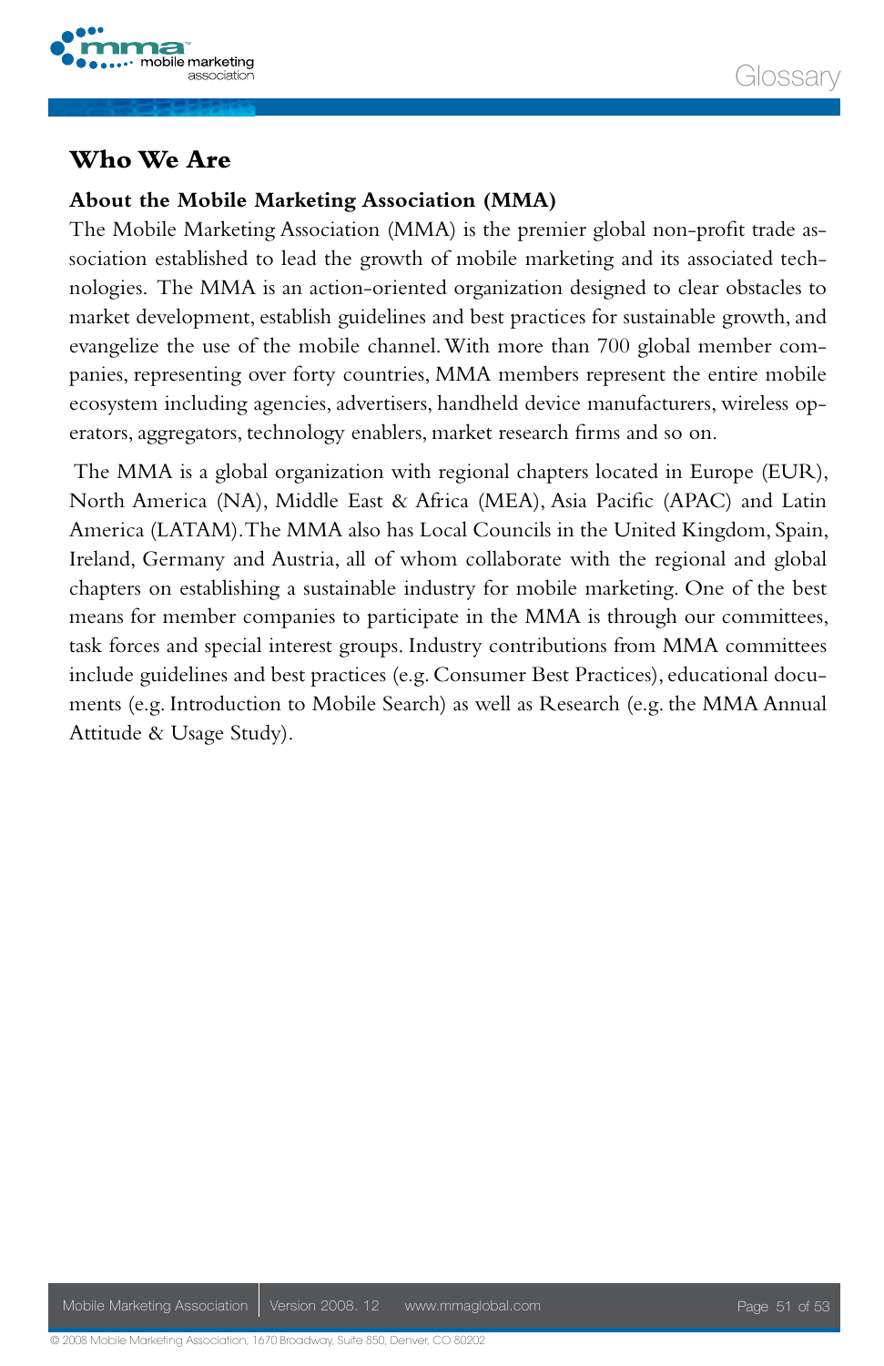## Who We Are

### About the Mobile Marketing Association (MMA)

The Mobile Marketing Association (MMA) is the premier global non-profit trade association established to lead the growth of mobile marketing and its associated technologies. The MMA is an action-oriented organization designed to clear obstacles to market development, establish guidelines and best practices for sustainable growth, and evangelize the use of the mobile channel. With more than 700 global member companies, representing over forty countries, MMA members represent the entire mobile ecosystem including agencies, advertisers, handheld device manufacturers, wireless operators, aggregators, technology enablers, market research firms and so on.

The MMA is a global organization with regional chapters located in Europe (EUR), North America (NA), Middle East & Africa (MEA), Asia Pacific (APAC) and Latin America (LATAM). The MMA also has Local Councils in the United Kingdom, Spain, Ireland, Germany and Austria, all of whom collaborate with the regional and global chapters on establishing a sustainable industry for mobile marketing. One of the best means for member companies to participate in the MMA is through our committees, task forces and special interest groups. Industry contributions from MMA committees include guidelines and best practices (e.g. Consumer Best Practices), educational documents (e.g. Introduction to Mobile Search) as well as Research (e.g. the MMA Annual Attitude & Usage Study).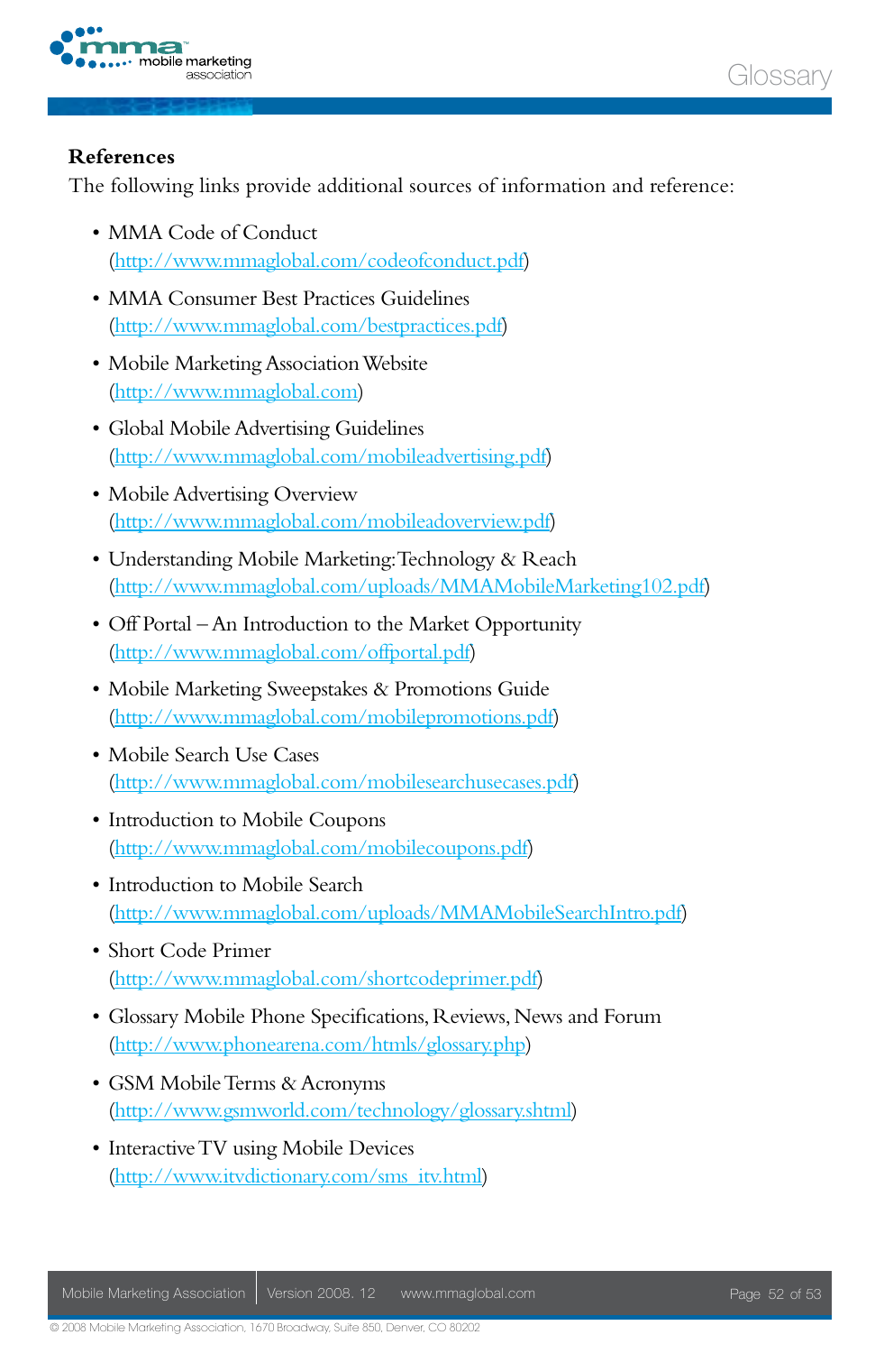**References**

The following links provide additional sources of information and reference:

- MMA Code of Conduct
  (http://www.mmaglobal.com/codeofconduct.pdf)
- MMA Consumer Best Practices Guidelines
  (http://www.mmaglobal.com/bestpractices.pdf)
- Mobile Marketing Association Website
  (http://www.mmaglobal.com)
- Global Mobile Advertising Guidelines
  (http://www.mmaglobal.com/mobileadvertising.pdf)
- Mobile Advertising Overview
  (http://www.mmaglobal.com/mobileadoverview.pdf)
- Understanding Mobile Marketing: Technology & Reach
  (http://www.mmaglobal.com/uploads/MMAMobileMarketing102.pdf)
- Off Portal – An Introduction to the Market Opportunity
  (http://www.mmaglobal.com/offportal.pdf)
- Mobile Marketing Sweepstakes & Promotions Guide
  (http://www.mmaglobal.com/mobilepromotions.pdf)
- Mobile Search Use Cases
  (http://www.mmaglobal.com/mobilesearchusecases.pdf)
- Introduction to Mobile Coupons
  (http://www.mmaglobal.com/mobilecoupons.pdf)
- Introduction to Mobile Search
  (http://www.mmaglobal.com/uploads/MMAMobileSearchIntro.pdf)
- Short Code Primer
  (http://www.mmaglobal.com/shortcodeprimer.pdf)
- Glossary Mobile Phone Specifications, Reviews, News and Forum
  (http://www.phonearena.com/htmls/glossary.php)
- GSM Mobile Terms & Acronyms
  (http://www.gsmworld.com/technology/glossary.shtml)
- Interactive TV using Mobile Devices
  (http://www.itvdictionary.com/sms_itv.html)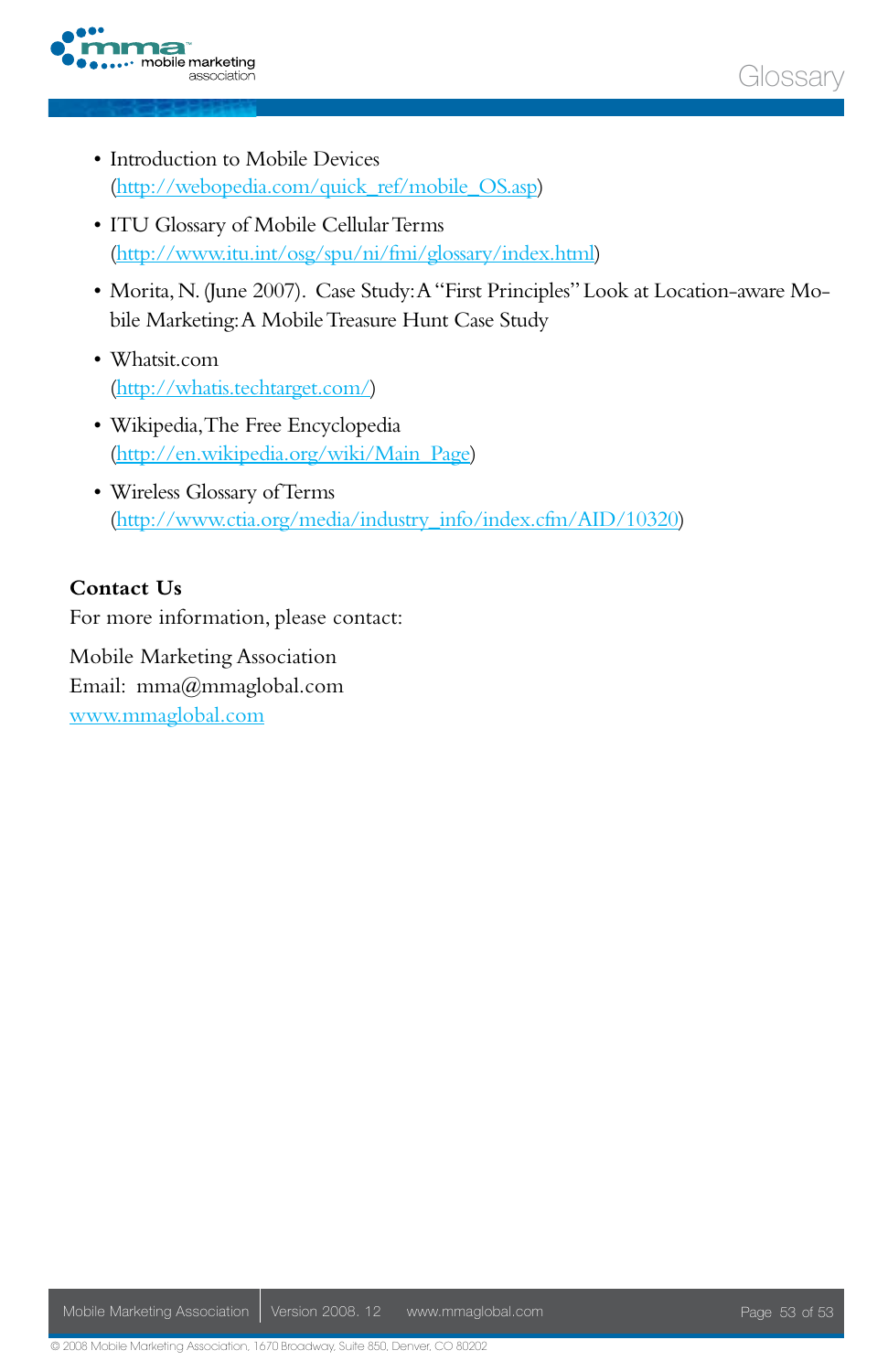- Introduction to Mobile Devices (http://webopedia.com/quick_ref/mobile_OS.asp)
- ITU Glossary of Mobile Cellular Terms (http://www.itu.int/osg/spu/ni/fmi/glossary/index.html)
- Morita, N. (June 2007). Case Study: A "First Principles" Look at Location-aware Mobile Marketing: A Mobile Treasure Hunt Case Study
- Whatsit.com (http://whatis.techtarget.com/)
- Wikipedia, The Free Encyclopedia (http://en.wikipedia.org/wiki/Main_Page)
- Wireless Glossary of Terms (http://www.ctia.org/media/industry_info/index.cfm/AID/10320)

**Contact Us**

For more information, please contact:

Mobile Marketing Association
Email: mma@mmaglobal.com
www.mmaglobal.com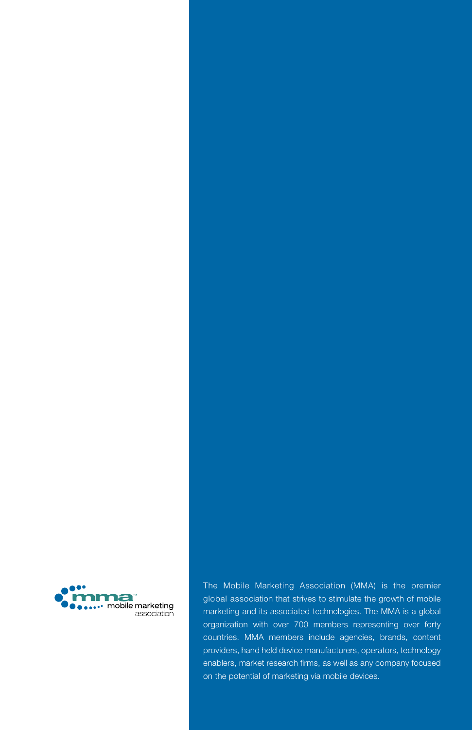mma™ mobile marketing association

The Mobile Marketing Association (MMA) is the premier global association that strives to stimulate the growth of mobile marketing and its associated technologies. The MMA is a global organization with over 700 members representing over forty countries. MMA members include agencies, brands, content providers, hand held device manufacturers, operators, technology enablers, market research firms, as well as any company focused on the potential of marketing via mobile devices.